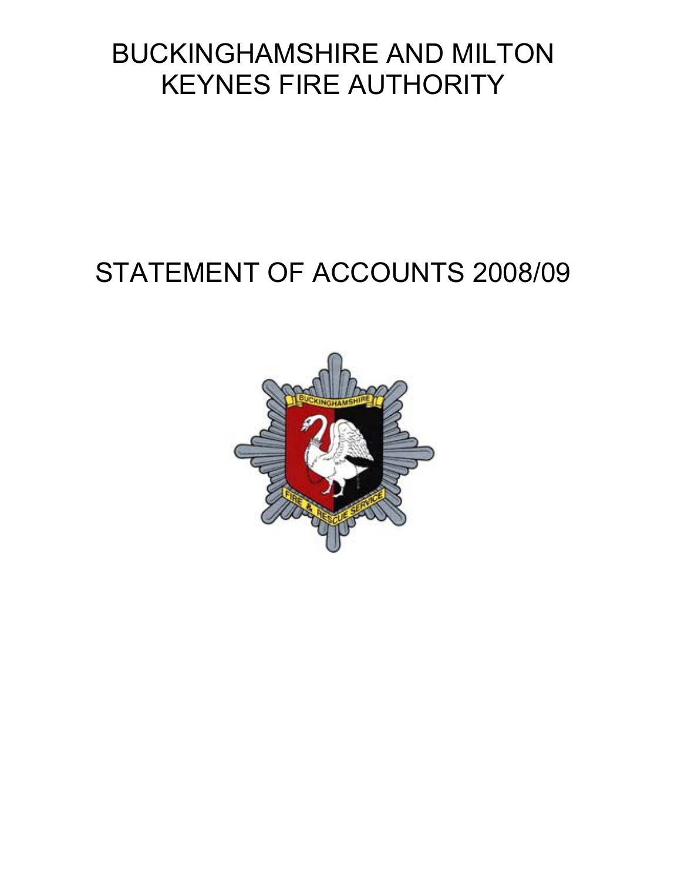# BUCKINGHAMSHIRE AND MILTON KEYNES FIRE AUTHORITY

# STATEMENT OF ACCOUNTS 2008/09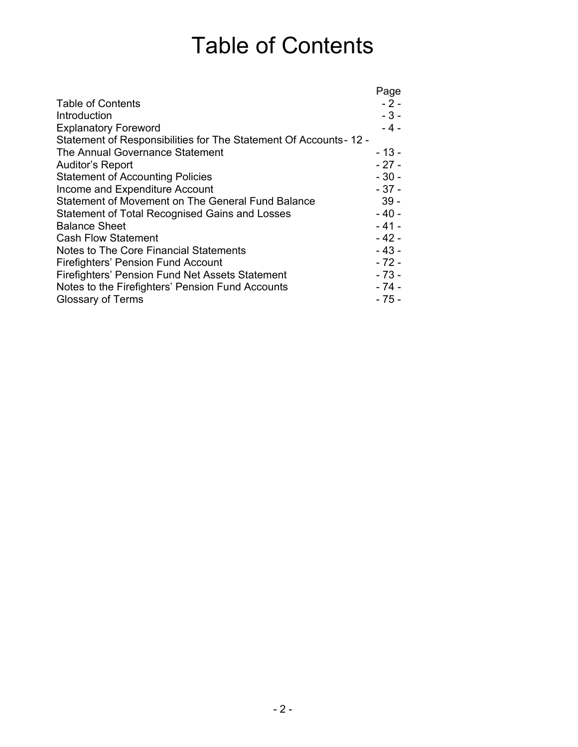# Table of Contents

| | Page |
|---|---|
| Table of Contents | - 2 - |
| Introduction | - 3 - |
| Explanatory Foreword | - 4 - |
| Statement of Responsibilities for The Statement Of Accounts | - 12 - |
| The Annual Governance Statement | - 13 - |
| Auditor's Report | - 27 - |
| Statement of Accounting Policies | - 30 - |
| Income and Expenditure Account | - 37 - |
| Statement of Movement on The General Fund Balance | 39 - |
| Statement of Total Recognised Gains and Losses | - 40 - |
| Balance Sheet | - 41 - |
| Cash Flow Statement | - 42 - |
| Notes to The Core Financial Statements | - 43 - |
| Firefighters' Pension Fund Account | - 72 - |
| Firefighters' Pension Fund Net Assets Statement | - 73 - |
| Notes to the Firefighters' Pension Fund Accounts | - 74 - |
| Glossary of Terms | - 75 - |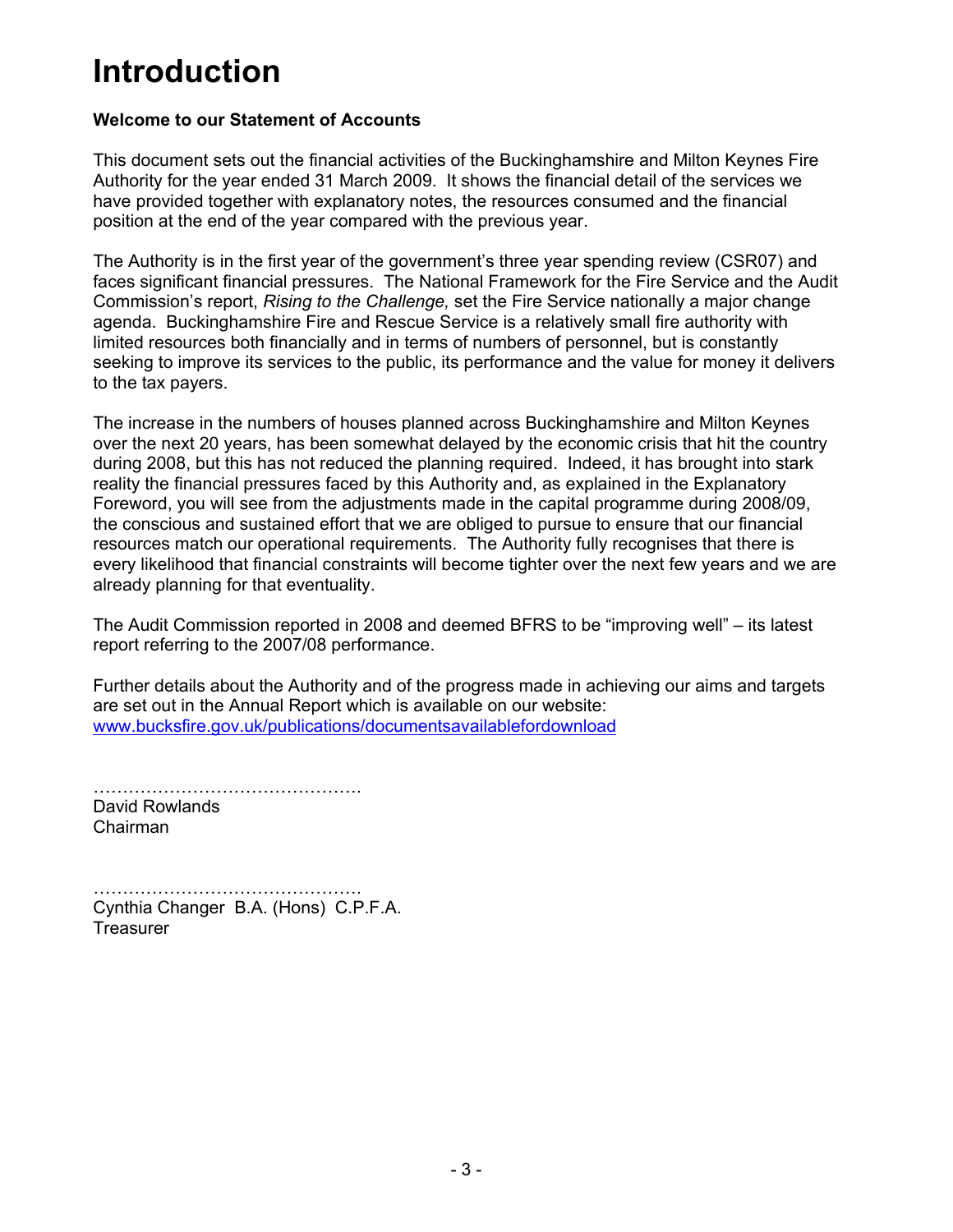# Introduction

**Welcome to our Statement of Accounts**

This document sets out the financial activities of the Buckinghamshire and Milton Keynes Fire Authority for the year ended 31 March 2009. It shows the financial detail of the services we have provided together with explanatory notes, the resources consumed and the financial position at the end of the year compared with the previous year.

The Authority is in the first year of the government's three year spending review (CSR07) and faces significant financial pressures. The National Framework for the Fire Service and the Audit Commission's report, *Rising to the Challenge,* set the Fire Service nationally a major change agenda. Buckinghamshire Fire and Rescue Service is a relatively small fire authority with limited resources both financially and in terms of numbers of personnel, but is constantly seeking to improve its services to the public, its performance and the value for money it delivers to the tax payers.

The increase in the numbers of houses planned across Buckinghamshire and Milton Keynes over the next 20 years, has been somewhat delayed by the economic crisis that hit the country during 2008, but this has not reduced the planning required. Indeed, it has brought into stark reality the financial pressures faced by this Authority and, as explained in the Explanatory Foreword, you will see from the adjustments made in the capital programme during 2008/09, the conscious and sustained effort that we are obliged to pursue to ensure that our financial resources match our operational requirements. The Authority fully recognises that there is every likelihood that financial constraints will become tighter over the next few years and we are already planning for that eventuality.

The Audit Commission reported in 2008 and deemed BFRS to be "improving well" – its latest report referring to the 2007/08 performance.

Further details about the Authority and of the progress made in achieving our aims and targets are set out in the Annual Report which is available on our website:
[www.bucksfire.gov.uk/publications/documentsavailablefordownload](www.bucksfire.gov.uk/publications/documentsavailablefordownload)

……………………………………….
David Rowlands
Chairman

……………………………………….
Cynthia Changer B.A. (Hons) C.P.F.A.
Treasurer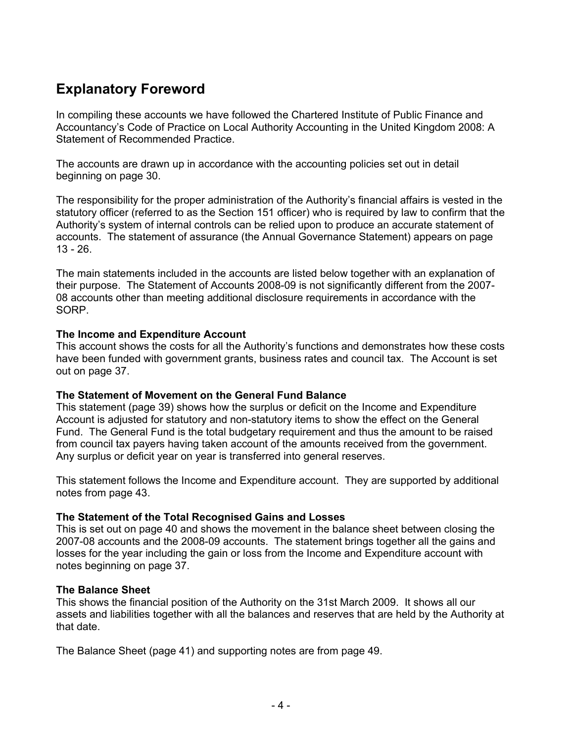# Explanatory Foreword

In compiling these accounts we have followed the Chartered Institute of Public Finance and Accountancy's Code of Practice on Local Authority Accounting in the United Kingdom 2008: A Statement of Recommended Practice.

The accounts are drawn up in accordance with the accounting policies set out in detail beginning on page 30.

The responsibility for the proper administration of the Authority's financial affairs is vested in the statutory officer (referred to as the Section 151 officer) who is required by law to confirm that the Authority's system of internal controls can be relied upon to produce an accurate statement of accounts. The statement of assurance (the Annual Governance Statement) appears on page 13 - 26.

The main statements included in the accounts are listed below together with an explanation of their purpose. The Statement of Accounts 2008-09 is not significantly different from the 2007-08 accounts other than meeting additional disclosure requirements in accordance with the SORP.

**The Income and Expenditure Account**
This account shows the costs for all the Authority's functions and demonstrates how these costs have been funded with government grants, business rates and council tax. The Account is set out on page 37.

**The Statement of Movement on the General Fund Balance**
This statement (page 39) shows how the surplus or deficit on the Income and Expenditure Account is adjusted for statutory and non-statutory items to show the effect on the General Fund. The General Fund is the total budgetary requirement and thus the amount to be raised from council tax payers having taken account of the amounts received from the government. Any surplus or deficit year on year is transferred into general reserves.

This statement follows the Income and Expenditure account. They are supported by additional notes from page 43.

**The Statement of the Total Recognised Gains and Losses**
This is set out on page 40 and shows the movement in the balance sheet between closing the 2007-08 accounts and the 2008-09 accounts. The statement brings together all the gains and losses for the year including the gain or loss from the Income and Expenditure account with notes beginning on page 37.

**The Balance Sheet**
This shows the financial position of the Authority on the 31st March 2009. It shows all our assets and liabilities together with all the balances and reserves that are held by the Authority at that date.

The Balance Sheet (page 41) and supporting notes are from page 49.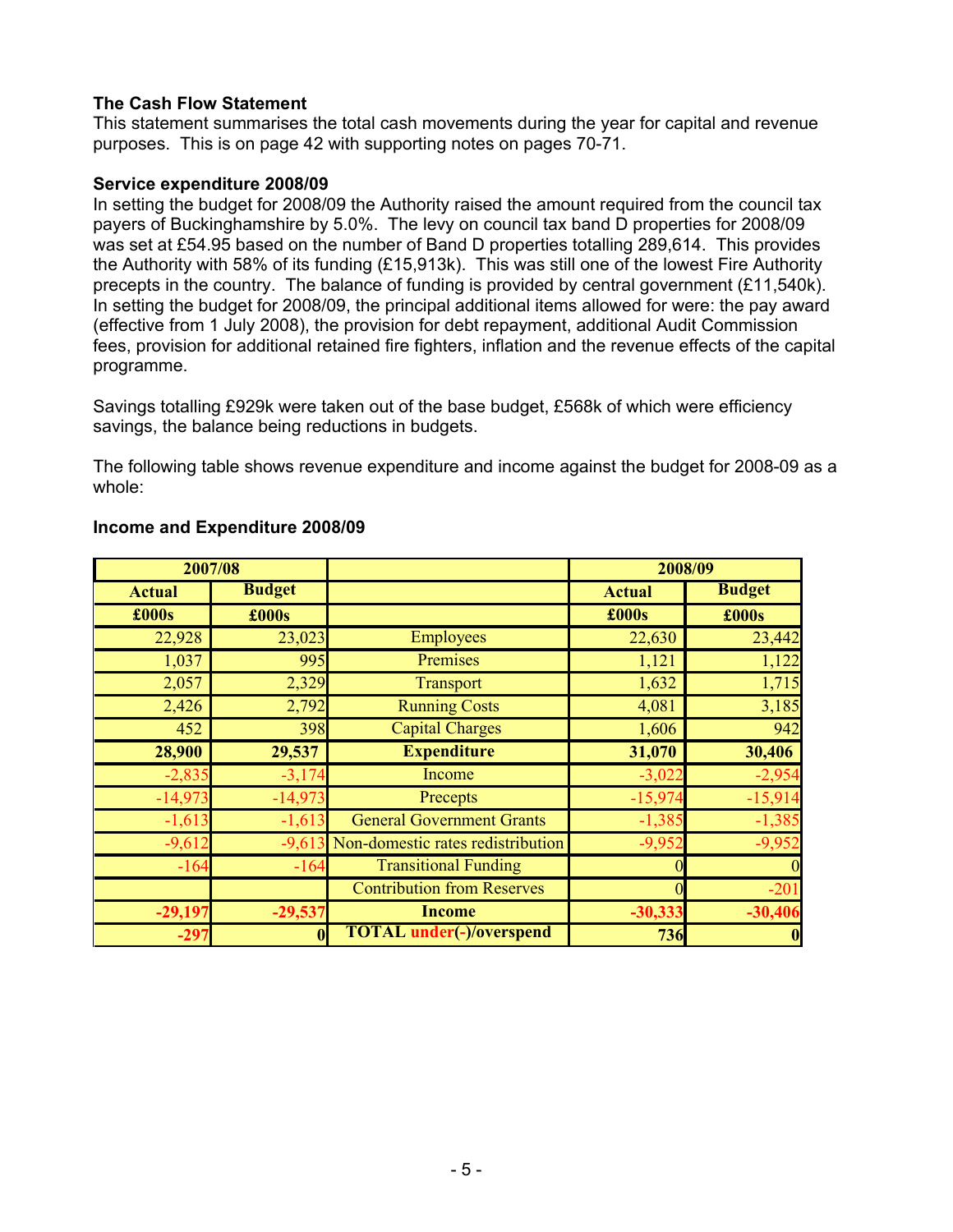**The Cash Flow Statement**

This statement summarises the total cash movements during the year for capital and revenue purposes. This is on page 42 with supporting notes on pages 70-71.

**Service expenditure 2008/09**

In setting the budget for 2008/09 the Authority raised the amount required from the council tax payers of Buckinghamshire by 5.0%. The levy on council tax band D properties for 2008/09 was set at £54.95 based on the number of Band D properties totalling 289,614. This provides the Authority with 58% of its funding (£15,913k). This was still one of the lowest Fire Authority precepts in the country. The balance of funding is provided by central government (£11,540k). In setting the budget for 2008/09, the principal additional items allowed for were: the pay award (effective from 1 July 2008), the provision for debt repayment, additional Audit Commission fees, provision for additional retained fire fighters, inflation and the revenue effects of the capital programme.

Savings totalling £929k were taken out of the base budget, £568k of which were efficiency savings, the balance being reductions in budgets.

The following table shows revenue expenditure and income against the budget for 2008-09 as a whole:

**Income and Expenditure 2008/09**

| 2007/08 | | | 2008/09 | |
|---|---|---|---|---|
| **Actual** | **Budget** | | **Actual** | **Budget** |
| **£000s** | **£000s** | | **£000s** | **£000s** |
| 22,928 | 23,023 | Employees | 22,630 | 23,442 |
| 1,037 | 995 | Premises | 1,121 | 1,122 |
| 2,057 | 2,329 | Transport | 1,632 | 1,715 |
| 2,426 | 2,792 | Running Costs | 4,081 | 3,185 |
| 452 | 398 | Capital Charges | 1,606 | 942 |
| **28,900** | **29,537** | **Expenditure** | **31,070** | **30,406** |
| -2,835 | -3,174 | Income | -3,022 | -2,954 |
| -14,973 | -14,973 | Precepts | -15,974 | -15,914 |
| -1,613 | -1,613 | General Government Grants | -1,385 | -1,385 |
| -9,612 | -9,613 | Non-domestic rates redistribution | -9,952 | -9,952 |
| -164 | -164 | Transitional Funding | 0 | 0 |
| | | Contribution from Reserves | 0 | -201 |
| **-29,197** | **-29,537** | **Income** | **-30,333** | **-30,406** |
| **-297** | **0** | **TOTAL under(-)/overspend** | **736** | **0** |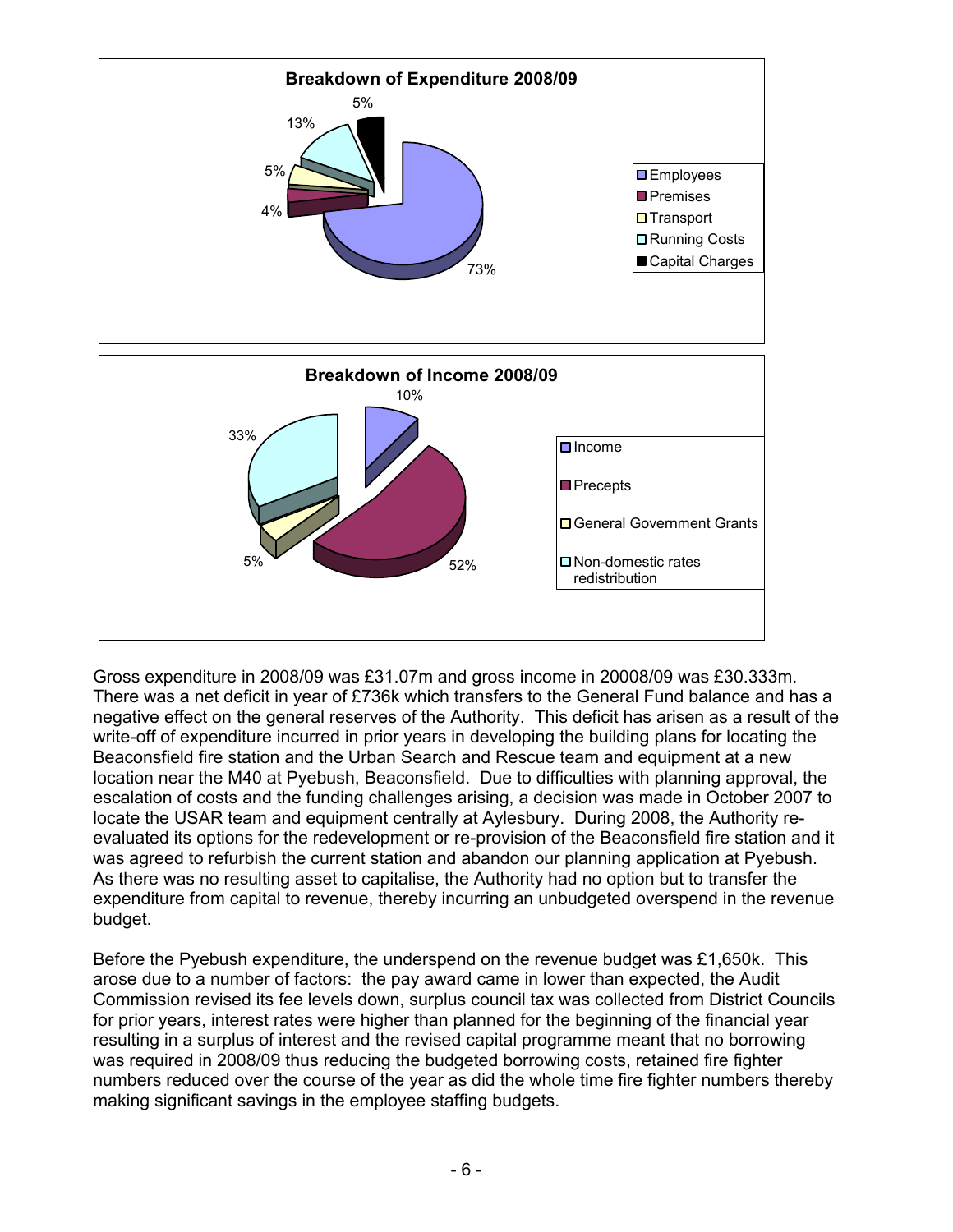**Breakdown of Expenditure 2008/09**

| Category | % |
| --- | --- |
| Employees | 73% |
| Premises | 4% |
| Transport | 5% |
| Running Costs | 13% |
| Capital Charges | 5% |

**Breakdown of Income 2008/09**

| Category | % |
| --- | --- |
| Income | 10% |
| Precepts | 52% |
| General Government Grants | 5% |
| Non-domestic rates redistribution | 33% |

Gross expenditure in 2008/09 was £31.07m and gross income in 20008/09 was £30.333m. There was a net deficit in year of £736k which transfers to the General Fund balance and has a negative effect on the general reserves of the Authority. This deficit has arisen as a result of the write-off of expenditure incurred in prior years in developing the building plans for locating the Beaconsfield fire station and the Urban Search and Rescue team and equipment at a new location near the M40 at Pyebush, Beaconsfield. Due to difficulties with planning approval, the escalation of costs and the funding challenges arising, a decision was made in October 2007 to locate the USAR team and equipment centrally at Aylesbury. During 2008, the Authority re-evaluated its options for the redevelopment or re-provision of the Beaconsfield fire station and it was agreed to refurbish the current station and abandon our planning application at Pyebush. As there was no resulting asset to capitalise, the Authority had no option but to transfer the expenditure from capital to revenue, thereby incurring an unbudgeted overspend in the revenue budget.

Before the Pyebush expenditure, the underspend on the revenue budget was £1,650k. This arose due to a number of factors: the pay award came in lower than expected, the Audit Commission revised its fee levels down, surplus council tax was collected from District Councils for prior years, interest rates were higher than planned for the beginning of the financial year resulting in a surplus of interest and the revised capital programme meant that no borrowing was required in 2008/09 thus reducing the budgeted borrowing costs, retained fire fighter numbers reduced over the course of the year as did the whole time fire fighter numbers thereby making significant savings in the employee staffing budgets.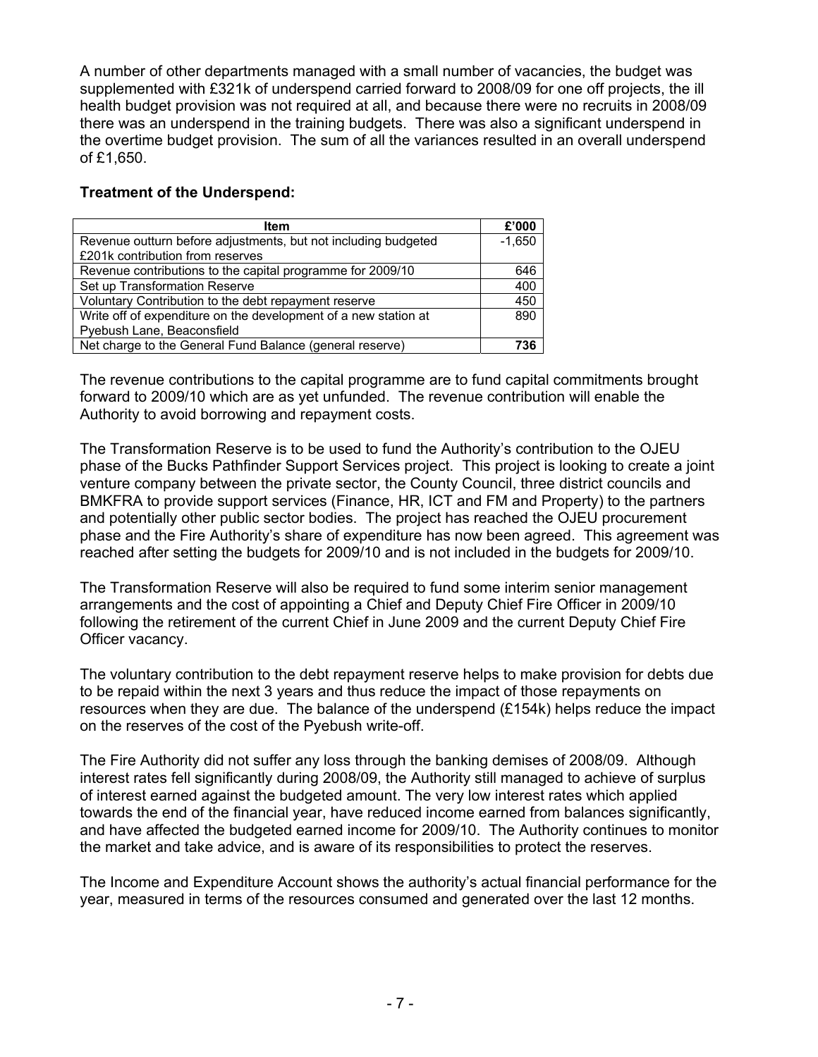A number of other departments managed with a small number of vacancies, the budget was supplemented with £321k of underspend carried forward to 2008/09 for one off projects, the ill health budget provision was not required at all, and because there were no recruits in 2008/09 there was an underspend in the training budgets. There was also a significant underspend in the overtime budget provision. The sum of all the variances resulted in an overall underspend of £1,650.

**Treatment of the Underspend:**

| Item | £'000 |
|---|---|
| Revenue outturn before adjustments, but not including budgeted £201k contribution from reserves | -1,650 |
| Revenue contributions to the capital programme for 2009/10 | 646 |
| Set up Transformation Reserve | 400 |
| Voluntary Contribution to the debt repayment reserve | 450 |
| Write off of expenditure on the development of a new station at Pyebush Lane, Beaconsfield | 890 |
| Net charge to the General Fund Balance (general reserve) | **736** |

The revenue contributions to the capital programme are to fund capital commitments brought forward to 2009/10 which are as yet unfunded. The revenue contribution will enable the Authority to avoid borrowing and repayment costs.

The Transformation Reserve is to be used to fund the Authority's contribution to the OJEU phase of the Bucks Pathfinder Support Services project. This project is looking to create a joint venture company between the private sector, the County Council, three district councils and BMKFRA to provide support services (Finance, HR, ICT and FM and Property) to the partners and potentially other public sector bodies. The project has reached the OJEU procurement phase and the Fire Authority's share of expenditure has now been agreed. This agreement was reached after setting the budgets for 2009/10 and is not included in the budgets for 2009/10.

The Transformation Reserve will also be required to fund some interim senior management arrangements and the cost of appointing a Chief and Deputy Chief Fire Officer in 2009/10 following the retirement of the current Chief in June 2009 and the current Deputy Chief Fire Officer vacancy.

The voluntary contribution to the debt repayment reserve helps to make provision for debts due to be repaid within the next 3 years and thus reduce the impact of those repayments on resources when they are due. The balance of the underspend (£154k) helps reduce the impact on the reserves of the cost of the Pyebush write-off.

The Fire Authority did not suffer any loss through the banking demises of 2008/09. Although interest rates fell significantly during 2008/09, the Authority still managed to achieve of surplus of interest earned against the budgeted amount. The very low interest rates which applied towards the end of the financial year, have reduced income earned from balances significantly, and have affected the budgeted earned income for 2009/10. The Authority continues to monitor the market and take advice, and is aware of its responsibilities to protect the reserves.

The Income and Expenditure Account shows the authority's actual financial performance for the year, measured in terms of the resources consumed and generated over the last 12 months.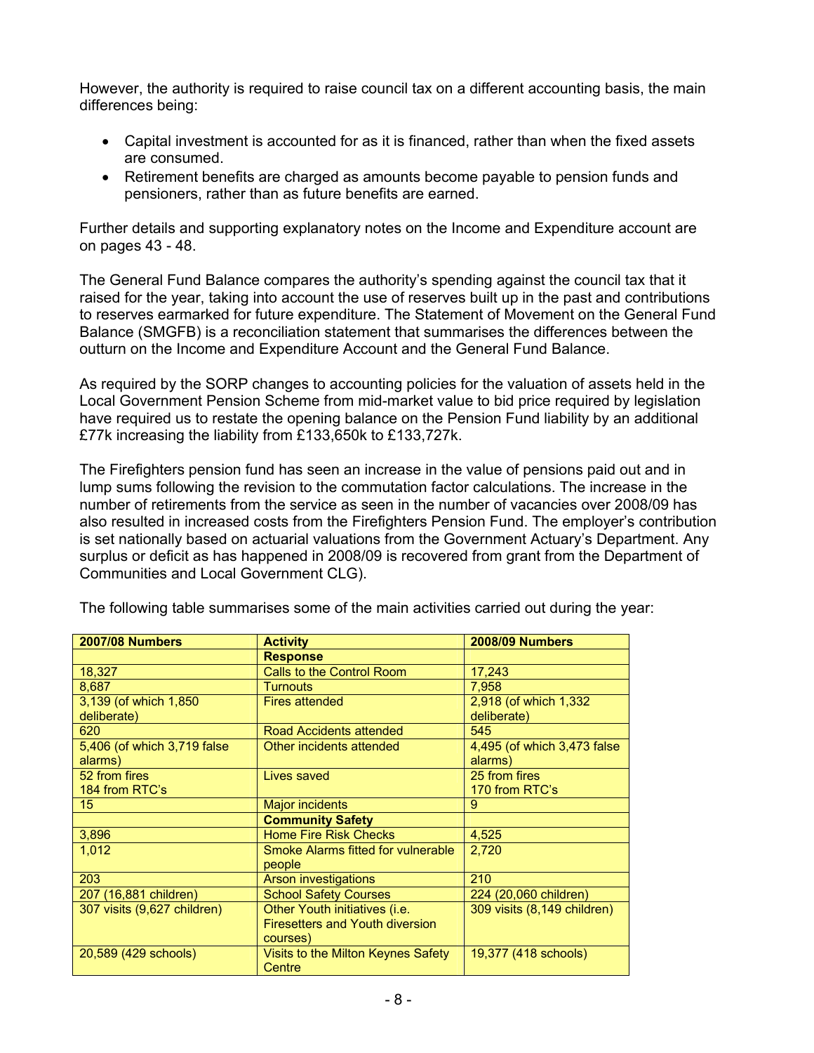However, the authority is required to raise council tax on a different accounting basis, the main differences being:

- Capital investment is accounted for as it is financed, rather than when the fixed assets are consumed.
- Retirement benefits are charged as amounts become payable to pension funds and pensioners, rather than as future benefits are earned.

Further details and supporting explanatory notes on the Income and Expenditure account are on pages 43 - 48.

The General Fund Balance compares the authority's spending against the council tax that it raised for the year, taking into account the use of reserves built up in the past and contributions to reserves earmarked for future expenditure. The Statement of Movement on the General Fund Balance (SMGFB) is a reconciliation statement that summarises the differences between the outturn on the Income and Expenditure Account and the General Fund Balance.

As required by the SORP changes to accounting policies for the valuation of assets held in the Local Government Pension Scheme from mid-market value to bid price required by legislation have required us to restate the opening balance on the Pension Fund liability by an additional £77k increasing the liability from £133,650k to £133,727k.

The Firefighters pension fund has seen an increase in the value of pensions paid out and in lump sums following the revision to the commutation factor calculations. The increase in the number of retirements from the service as seen in the number of vacancies over 2008/09 has also resulted in increased costs from the Firefighters Pension Fund. The employer's contribution is set nationally based on actuarial valuations from the Government Actuary's Department. Any surplus or deficit as has happened in 2008/09 is recovered from grant from the Department of Communities and Local Government CLG).

The following table summarises some of the main activities carried out during the year:

| 2007/08 Numbers | Activity | 2008/09 Numbers |
|---|---|---|
| | **Response** | |
| 18,327 | Calls to the Control Room | 17,243 |
| 8,687 | Turnouts | 7,958 |
| 3,139 (of which 1,850 deliberate) | Fires attended | 2,918 (of which 1,332 deliberate) |
| 620 | Road Accidents attended | 545 |
| 5,406 (of which 3,719 false alarms) | Other incidents attended | 4,495 (of which 3,473 false alarms) |
| 52 from fires<br>184 from RTC's | Lives saved | 25 from fires<br>170 from RTC's |
| 15 | Major incidents | 9 |
| | **Community Safety** | |
| 3,896 | Home Fire Risk Checks | 4,525 |
| 1,012 | Smoke Alarms fitted for vulnerable people | 2,720 |
| 203 | Arson investigations | 210 |
| 207 (16,881 children) | School Safety Courses | 224 (20,060 children) |
| 307 visits (9,627 children) | Other Youth initiatives (i.e. Firesetters and Youth diversion courses) | 309 visits (8,149 children) |
| 20,589 (429 schools) | Visits to the Milton Keynes Safety Centre | 19,377 (418 schools) |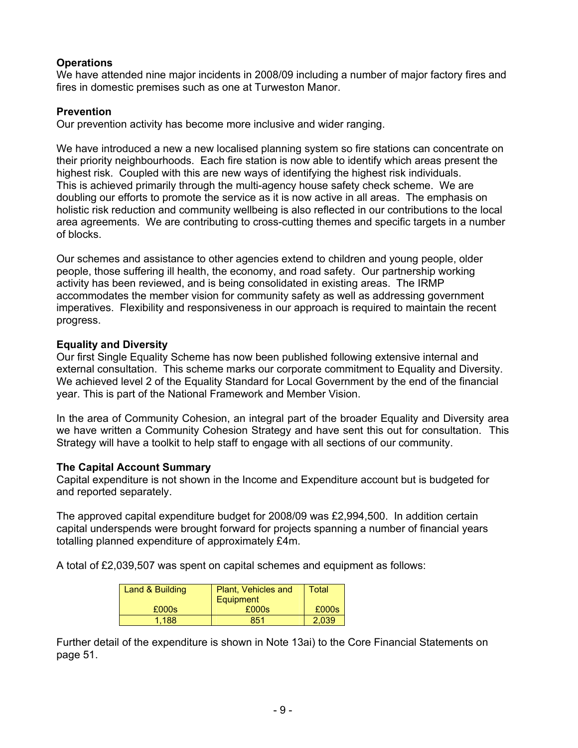**Operations**

We have attended nine major incidents in 2008/09 including a number of major factory fires and fires in domestic premises such as one at Turweston Manor.

**Prevention**

Our prevention activity has become more inclusive and wider ranging.

We have introduced a new a new localised planning system so fire stations can concentrate on their priority neighbourhoods. Each fire station is now able to identify which areas present the highest risk. Coupled with this are new ways of identifying the highest risk individuals. This is achieved primarily through the multi-agency house safety check scheme. We are doubling our efforts to promote the service as it is now active in all areas. The emphasis on holistic risk reduction and community wellbeing is also reflected in our contributions to the local area agreements. We are contributing to cross-cutting themes and specific targets in a number of blocks.

Our schemes and assistance to other agencies extend to children and young people, older people, those suffering ill health, the economy, and road safety. Our partnership working activity has been reviewed, and is being consolidated in existing areas. The IRMP accommodates the member vision for community safety as well as addressing government imperatives. Flexibility and responsiveness in our approach is required to maintain the recent progress.

**Equality and Diversity**

Our first Single Equality Scheme has now been published following extensive internal and external consultation. This scheme marks our corporate commitment to Equality and Diversity. We achieved level 2 of the Equality Standard for Local Government by the end of the financial year. This is part of the National Framework and Member Vision.

In the area of Community Cohesion, an integral part of the broader Equality and Diversity area we have written a Community Cohesion Strategy and have sent this out for consultation. This Strategy will have a toolkit to help staff to engage with all sections of our community.

**The Capital Account Summary**

Capital expenditure is not shown in the Income and Expenditure account but is budgeted for and reported separately.

The approved capital expenditure budget for 2008/09 was £2,994,500. In addition certain capital underspends were brought forward for projects spanning a number of financial years totalling planned expenditure of approximately £4m.

A total of £2,039,507 was spent on capital schemes and equipment as follows:

| Land & Building £000s | Plant, Vehicles and Equipment £000s | Total £000s |
|---|---|---|
| 1,188 | 851 | 2,039 |

Further detail of the expenditure is shown in Note 13ai) to the Core Financial Statements on page 51.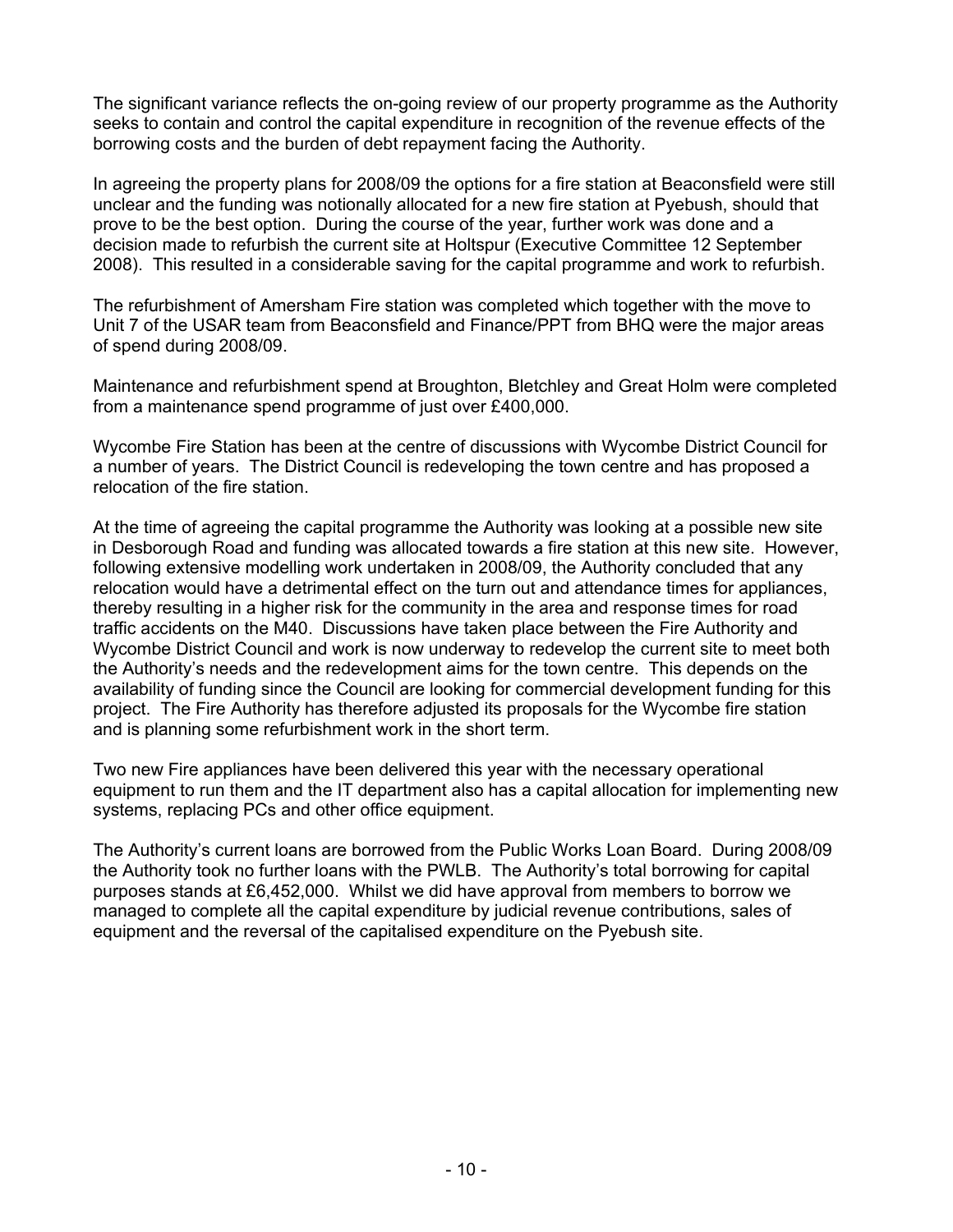The significant variance reflects the on-going review of our property programme as the Authority seeks to contain and control the capital expenditure in recognition of the revenue effects of the borrowing costs and the burden of debt repayment facing the Authority.

In agreeing the property plans for 2008/09 the options for a fire station at Beaconsfield were still unclear and the funding was notionally allocated for a new fire station at Pyebush, should that prove to be the best option. During the course of the year, further work was done and a decision made to refurbish the current site at Holtspur (Executive Committee 12 September 2008). This resulted in a considerable saving for the capital programme and work to refurbish.

The refurbishment of Amersham Fire station was completed which together with the move to Unit 7 of the USAR team from Beaconsfield and Finance/PPT from BHQ were the major areas of spend during 2008/09.

Maintenance and refurbishment spend at Broughton, Bletchley and Great Holm were completed from a maintenance spend programme of just over £400,000.

Wycombe Fire Station has been at the centre of discussions with Wycombe District Council for a number of years. The District Council is redeveloping the town centre and has proposed a relocation of the fire station.

At the time of agreeing the capital programme the Authority was looking at a possible new site in Desborough Road and funding was allocated towards a fire station at this new site. However, following extensive modelling work undertaken in 2008/09, the Authority concluded that any relocation would have a detrimental effect on the turn out and attendance times for appliances, thereby resulting in a higher risk for the community in the area and response times for road traffic accidents on the M40. Discussions have taken place between the Fire Authority and Wycombe District Council and work is now underway to redevelop the current site to meet both the Authority's needs and the redevelopment aims for the town centre. This depends on the availability of funding since the Council are looking for commercial development funding for this project. The Fire Authority has therefore adjusted its proposals for the Wycombe fire station and is planning some refurbishment work in the short term.

Two new Fire appliances have been delivered this year with the necessary operational equipment to run them and the IT department also has a capital allocation for implementing new systems, replacing PCs and other office equipment.

The Authority's current loans are borrowed from the Public Works Loan Board. During 2008/09 the Authority took no further loans with the PWLB. The Authority's total borrowing for capital purposes stands at £6,452,000. Whilst we did have approval from members to borrow we managed to complete all the capital expenditure by judicial revenue contributions, sales of equipment and the reversal of the capitalised expenditure on the Pyebush site.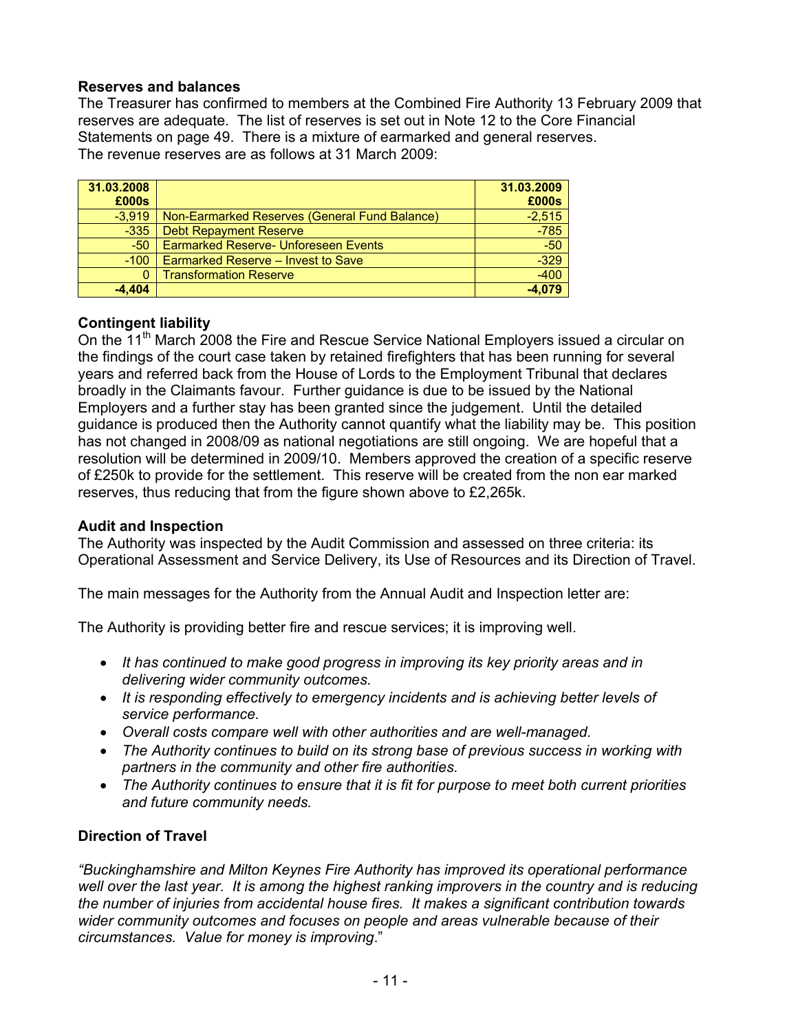**Reserves and balances**

The Treasurer has confirmed to members at the Combined Fire Authority 13 February 2009 that reserves are adequate. The list of reserves is set out in Note 12 to the Core Financial Statements on page 49. There is a mixture of earmarked and general reserves.

The revenue reserves are as follows at 31 March 2009:

| 31.03.2008 £000s | | 31.03.2009 £000s |
|---|---|---|
| -3,919 | Non-Earmarked Reserves (General Fund Balance) | -2,515 |
| -335 | Debt Repayment Reserve | -785 |
| -50 | Earmarked Reserve- Unforeseen Events | -50 |
| -100 | Earmarked Reserve – Invest to Save | -329 |
| 0 | Transformation Reserve | -400 |
| **-4,404** | | **-4,079** |

**Contingent liability**

On the 11th March 2008 the Fire and Rescue Service National Employers issued a circular on the findings of the court case taken by retained firefighters that has been running for several years and referred back from the House of Lords to the Employment Tribunal that declares broadly in the Claimants favour. Further guidance is due to be issued by the National Employers and a further stay has been granted since the judgement. Until the detailed guidance is produced then the Authority cannot quantify what the liability may be. This position has not changed in 2008/09 as national negotiations are still ongoing. We are hopeful that a resolution will be determined in 2009/10. Members approved the creation of a specific reserve of £250k to provide for the settlement. This reserve will be created from the non ear marked reserves, thus reducing that from the figure shown above to £2,265k.

**Audit and Inspection**

The Authority was inspected by the Audit Commission and assessed on three criteria: its Operational Assessment and Service Delivery, its Use of Resources and its Direction of Travel.

The main messages for the Authority from the Annual Audit and Inspection letter are:

The Authority is providing better fire and rescue services; it is improving well.

- *It has continued to make good progress in improving its key priority areas and in delivering wider community outcomes.*
- *It is responding effectively to emergency incidents and is achieving better levels of service performance.*
- *Overall costs compare well with other authorities and are well-managed.*
- *The Authority continues to build on its strong base of previous success in working with partners in the community and other fire authorities.*
- *The Authority continues to ensure that it is fit for purpose to meet both current priorities and future community needs.*

**Direction of Travel**

*"Buckinghamshire and Milton Keynes Fire Authority has improved its operational performance well over the last year. It is among the highest ranking improvers in the country and is reducing the number of injuries from accidental house fires. It makes a significant contribution towards wider community outcomes and focuses on people and areas vulnerable because of their circumstances. Value for money is improving.*"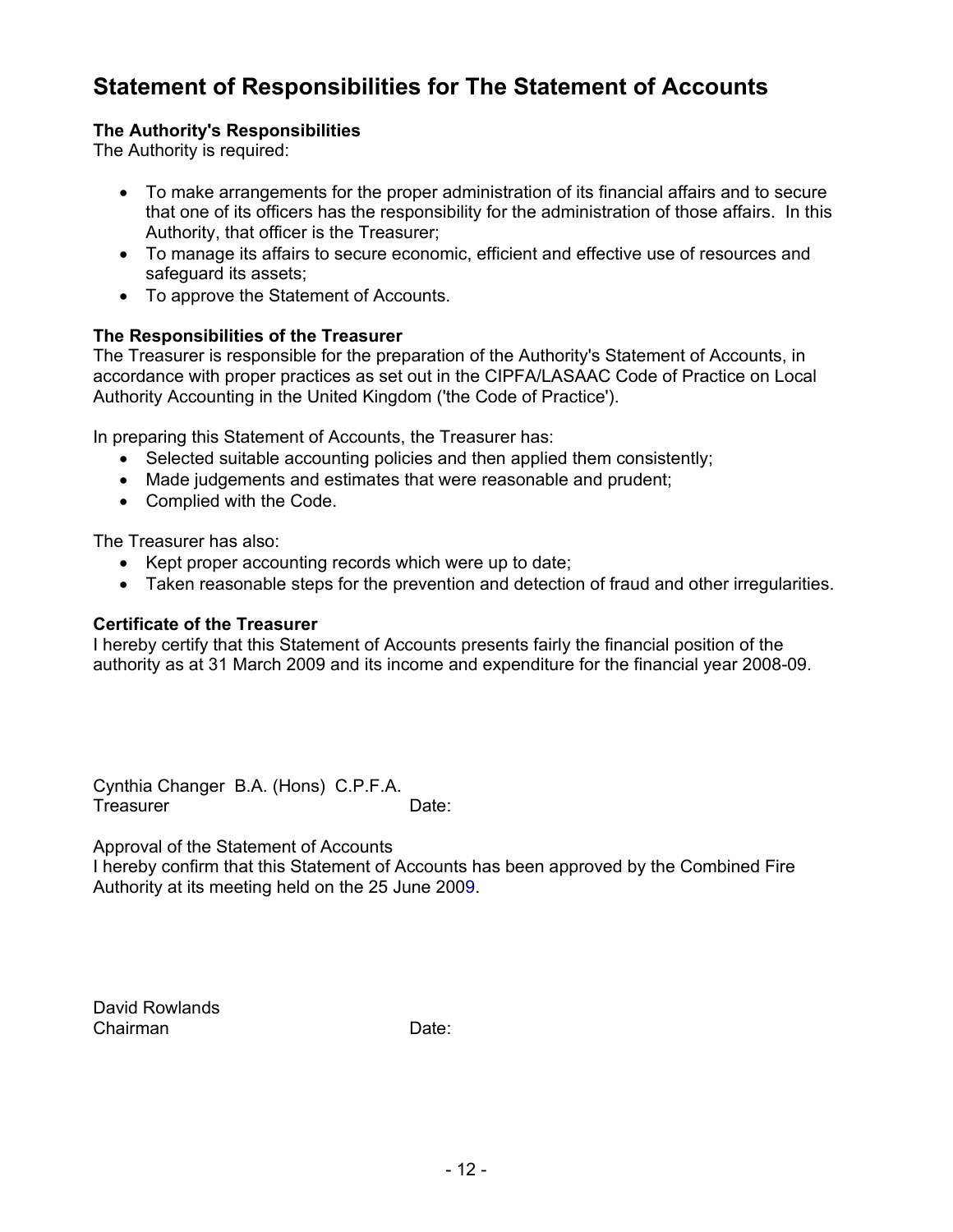# Statement of Responsibilities for The Statement of Accounts

**The Authority's Responsibilities**
The Authority is required:

- To make arrangements for the proper administration of its financial affairs and to secure that one of its officers has the responsibility for the administration of those affairs. In this Authority, that officer is the Treasurer;
- To manage its affairs to secure economic, efficient and effective use of resources and safeguard its assets;
- To approve the Statement of Accounts.

**The Responsibilities of the Treasurer**
The Treasurer is responsible for the preparation of the Authority's Statement of Accounts, in accordance with proper practices as set out in the CIPFA/LASAAC Code of Practice on Local Authority Accounting in the United Kingdom ('the Code of Practice').

In preparing this Statement of Accounts, the Treasurer has:

- Selected suitable accounting policies and then applied them consistently;
- Made judgements and estimates that were reasonable and prudent;
- Complied with the Code.

The Treasurer has also:

- Kept proper accounting records which were up to date;
- Taken reasonable steps for the prevention and detection of fraud and other irregularities.

**Certificate of the Treasurer**
I hereby certify that this Statement of Accounts presents fairly the financial position of the authority as at 31 March 2009 and its income and expenditure for the financial year 2008-09.

Cynthia Changer B.A. (Hons) C.P.F.A.
Treasurer Date:

Approval of the Statement of Accounts
I hereby confirm that this Statement of Accounts has been approved by the Combined Fire Authority at its meeting held on the 25 June 2009.

David Rowlands
Chairman Date: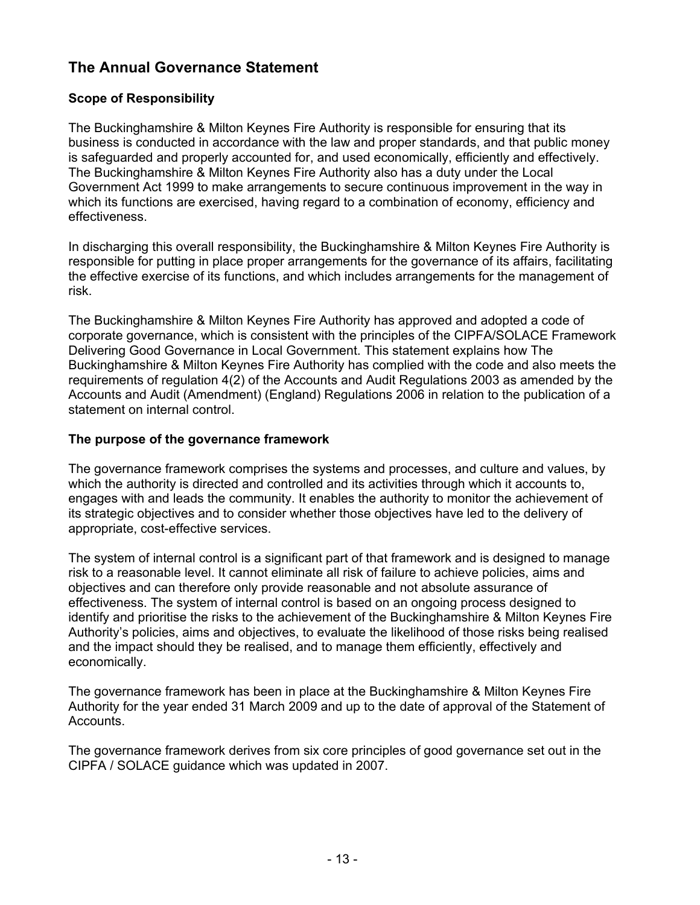# The Annual Governance Statement

### Scope of Responsibility

The Buckinghamshire & Milton Keynes Fire Authority is responsible for ensuring that its business is conducted in accordance with the law and proper standards, and that public money is safeguarded and properly accounted for, and used economically, efficiently and effectively. The Buckinghamshire & Milton Keynes Fire Authority also has a duty under the Local Government Act 1999 to make arrangements to secure continuous improvement in the way in which its functions are exercised, having regard to a combination of economy, efficiency and effectiveness.

In discharging this overall responsibility, the Buckinghamshire & Milton Keynes Fire Authority is responsible for putting in place proper arrangements for the governance of its affairs, facilitating the effective exercise of its functions, and which includes arrangements for the management of risk.

The Buckinghamshire & Milton Keynes Fire Authority has approved and adopted a code of corporate governance, which is consistent with the principles of the CIPFA/SOLACE Framework Delivering Good Governance in Local Government. This statement explains how The Buckinghamshire & Milton Keynes Fire Authority has complied with the code and also meets the requirements of regulation 4(2) of the Accounts and Audit Regulations 2003 as amended by the Accounts and Audit (Amendment) (England) Regulations 2006 in relation to the publication of a statement on internal control.

### The purpose of the governance framework

The governance framework comprises the systems and processes, and culture and values, by which the authority is directed and controlled and its activities through which it accounts to, engages with and leads the community. It enables the authority to monitor the achievement of its strategic objectives and to consider whether those objectives have led to the delivery of appropriate, cost-effective services.

The system of internal control is a significant part of that framework and is designed to manage risk to a reasonable level. It cannot eliminate all risk of failure to achieve policies, aims and objectives and can therefore only provide reasonable and not absolute assurance of effectiveness. The system of internal control is based on an ongoing process designed to identify and prioritise the risks to the achievement of the Buckinghamshire & Milton Keynes Fire Authority's policies, aims and objectives, to evaluate the likelihood of those risks being realised and the impact should they be realised, and to manage them efficiently, effectively and economically.

The governance framework has been in place at the Buckinghamshire & Milton Keynes Fire Authority for the year ended 31 March 2009 and up to the date of approval of the Statement of Accounts.

The governance framework derives from six core principles of good governance set out in the CIPFA / SOLACE guidance which was updated in 2007.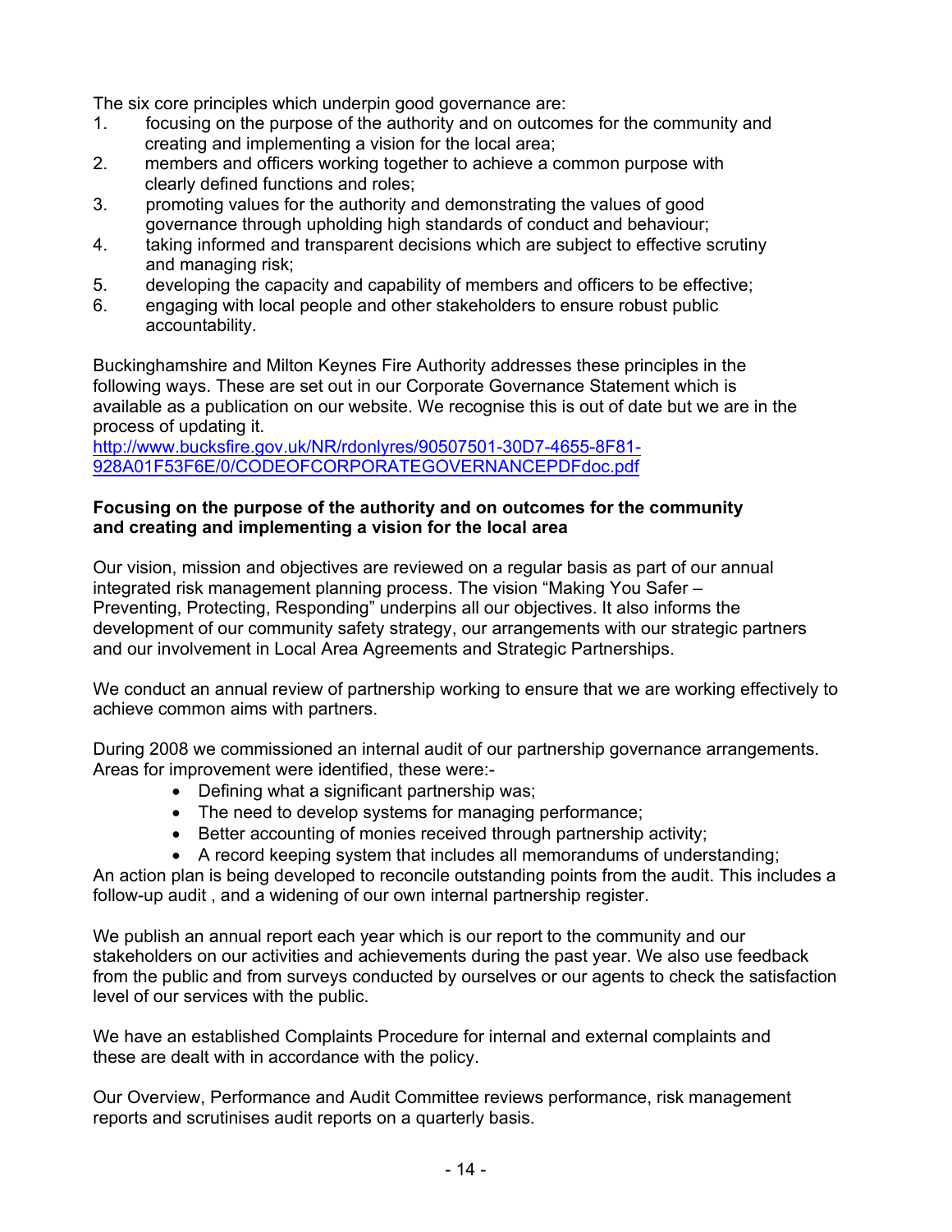The six core principles which underpin good governance are:

1. focusing on the purpose of the authority and on outcomes for the community and creating and implementing a vision for the local area;
2. members and officers working together to achieve a common purpose with clearly defined functions and roles;
3. promoting values for the authority and demonstrating the values of good governance through upholding high standards of conduct and behaviour;
4. taking informed and transparent decisions which are subject to effective scrutiny and managing risk;
5. developing the capacity and capability of members and officers to be effective;
6. engaging with local people and other stakeholders to ensure robust public accountability.

Buckinghamshire and Milton Keynes Fire Authority addresses these principles in the following ways. These are set out in our Corporate Governance Statement which is available as a publication on our website. We recognise this is out of date but we are in the process of updating it.
[http://www.bucksfire.gov.uk/NR/rdonlyres/90507501-30D7-4655-8F81-928A01F53F6E/0/CODEOFCORPORATEGOVERNANCEPDFdoc.pdf](http://www.bucksfire.gov.uk/NR/rdonlyres/90507501-30D7-4655-8F81-928A01F53F6E/0/CODEOFCORPORATEGOVERNANCEPDFdoc.pdf)

**Focusing on the purpose of the authority and on outcomes for the community and creating and implementing a vision for the local area**

Our vision, mission and objectives are reviewed on a regular basis as part of our annual integrated risk management planning process. The vision "Making You Safer – Preventing, Protecting, Responding" underpins all our objectives. It also informs the development of our community safety strategy, our arrangements with our strategic partners and our involvement in Local Area Agreements and Strategic Partnerships.

We conduct an annual review of partnership working to ensure that we are working effectively to achieve common aims with partners.

During 2008 we commissioned an internal audit of our partnership governance arrangements. Areas for improvement were identified, these were:-

- Defining what a significant partnership was;
- The need to develop systems for managing performance;
- Better accounting of monies received through partnership activity;
- A record keeping system that includes all memorandums of understanding;

An action plan is being developed to reconcile outstanding points from the audit. This includes a follow-up audit , and a widening of our own internal partnership register.

We publish an annual report each year which is our report to the community and our stakeholders on our activities and achievements during the past year. We also use feedback from the public and from surveys conducted by ourselves or our agents to check the satisfaction level of our services with the public.

We have an established Complaints Procedure for internal and external complaints and these are dealt with in accordance with the policy.

Our Overview, Performance and Audit Committee reviews performance, risk management reports and scrutinises audit reports on a quarterly basis.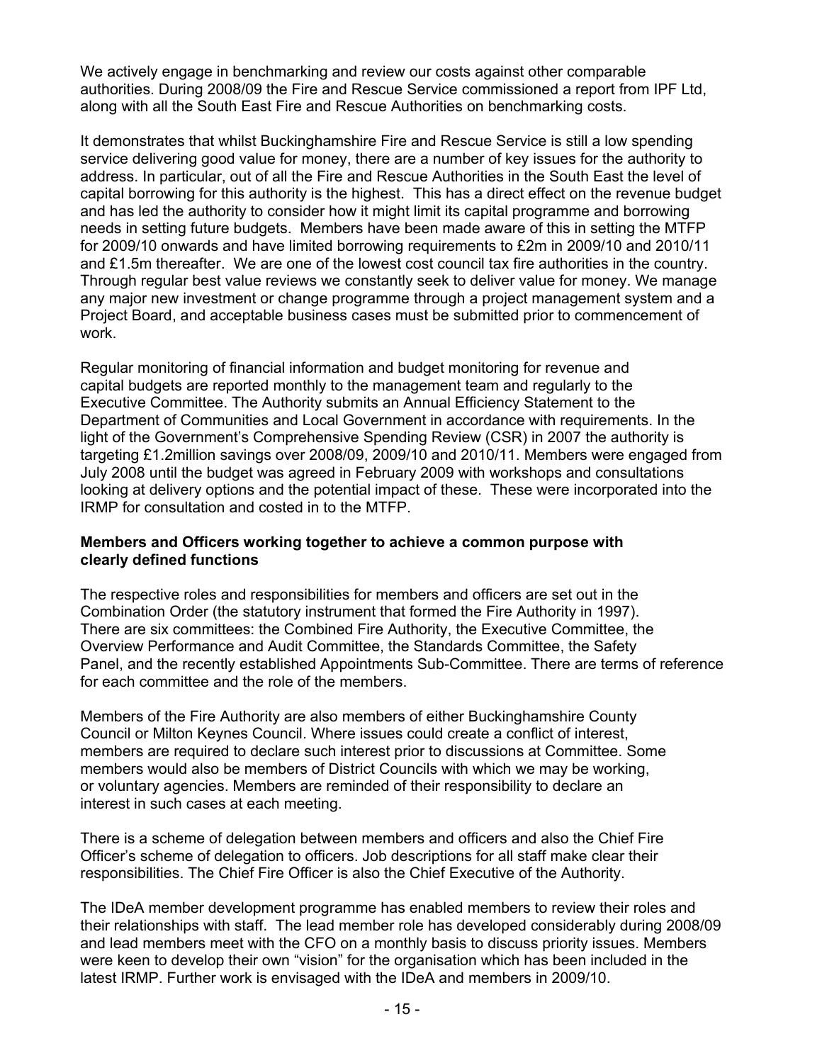We actively engage in benchmarking and review our costs against other comparable authorities. During 2008/09 the Fire and Rescue Service commissioned a report from IPF Ltd, along with all the South East Fire and Rescue Authorities on benchmarking costs.

It demonstrates that whilst Buckinghamshire Fire and Rescue Service is still a low spending service delivering good value for money, there are a number of key issues for the authority to address. In particular, out of all the Fire and Rescue Authorities in the South East the level of capital borrowing for this authority is the highest. This has a direct effect on the revenue budget and has led the authority to consider how it might limit its capital programme and borrowing needs in setting future budgets. Members have been made aware of this in setting the MTFP for 2009/10 onwards and have limited borrowing requirements to £2m in 2009/10 and 2010/11 and £1.5m thereafter. We are one of the lowest cost council tax fire authorities in the country. Through regular best value reviews we constantly seek to deliver value for money. We manage any major new investment or change programme through a project management system and a Project Board, and acceptable business cases must be submitted prior to commencement of work.

Regular monitoring of financial information and budget monitoring for revenue and capital budgets are reported monthly to the management team and regularly to the Executive Committee. The Authority submits an Annual Efficiency Statement to the Department of Communities and Local Government in accordance with requirements. In the light of the Government's Comprehensive Spending Review (CSR) in 2007 the authority is targeting £1.2million savings over 2008/09, 2009/10 and 2010/11. Members were engaged from July 2008 until the budget was agreed in February 2009 with workshops and consultations looking at delivery options and the potential impact of these. These were incorporated into the IRMP for consultation and costed in to the MTFP.

**Members and Officers working together to achieve a common purpose with clearly defined functions**

The respective roles and responsibilities for members and officers are set out in the Combination Order (the statutory instrument that formed the Fire Authority in 1997). There are six committees: the Combined Fire Authority, the Executive Committee, the Overview Performance and Audit Committee, the Standards Committee, the Safety Panel, and the recently established Appointments Sub-Committee. There are terms of reference for each committee and the role of the members.

Members of the Fire Authority are also members of either Buckinghamshire County Council or Milton Keynes Council. Where issues could create a conflict of interest, members are required to declare such interest prior to discussions at Committee. Some members would also be members of District Councils with which we may be working, or voluntary agencies. Members are reminded of their responsibility to declare an interest in such cases at each meeting.

There is a scheme of delegation between members and officers and also the Chief Fire Officer's scheme of delegation to officers. Job descriptions for all staff make clear their responsibilities. The Chief Fire Officer is also the Chief Executive of the Authority.

The IDeA member development programme has enabled members to review their roles and their relationships with staff. The lead member role has developed considerably during 2008/09 and lead members meet with the CFO on a monthly basis to discuss priority issues. Members were keen to develop their own "vision" for the organisation which has been included in the latest IRMP. Further work is envisaged with the IDeA and members in 2009/10.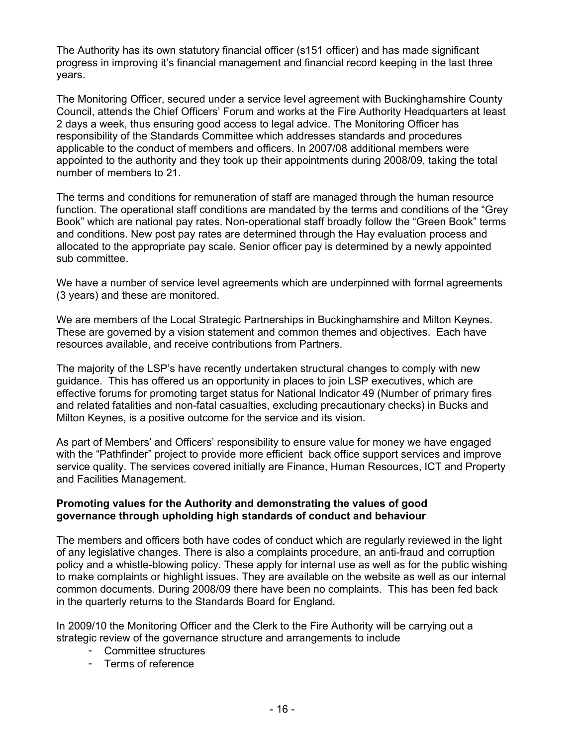The Authority has its own statutory financial officer (s151 officer) and has made significant progress in improving it's financial management and financial record keeping in the last three years.

The Monitoring Officer, secured under a service level agreement with Buckinghamshire County Council, attends the Chief Officers' Forum and works at the Fire Authority Headquarters at least 2 days a week, thus ensuring good access to legal advice. The Monitoring Officer has responsibility of the Standards Committee which addresses standards and procedures applicable to the conduct of members and officers. In 2007/08 additional members were appointed to the authority and they took up their appointments during 2008/09, taking the total number of members to 21.

The terms and conditions for remuneration of staff are managed through the human resource function. The operational staff conditions are mandated by the terms and conditions of the "Grey Book" which are national pay rates. Non-operational staff broadly follow the "Green Book" terms and conditions. New post pay rates are determined through the Hay evaluation process and allocated to the appropriate pay scale. Senior officer pay is determined by a newly appointed sub committee.

We have a number of service level agreements which are underpinned with formal agreements (3 years) and these are monitored.

We are members of the Local Strategic Partnerships in Buckinghamshire and Milton Keynes. These are governed by a vision statement and common themes and objectives. Each have resources available, and receive contributions from Partners.

The majority of the LSP's have recently undertaken structural changes to comply with new guidance. This has offered us an opportunity in places to join LSP executives, which are effective forums for promoting target status for National Indicator 49 (Number of primary fires and related fatalities and non-fatal casualties, excluding precautionary checks) in Bucks and Milton Keynes, is a positive outcome for the service and its vision.

As part of Members' and Officers' responsibility to ensure value for money we have engaged with the "Pathfinder" project to provide more efficient back office support services and improve service quality. The services covered initially are Finance, Human Resources, ICT and Property and Facilities Management.

**Promoting values for the Authority and demonstrating the values of good governance through upholding high standards of conduct and behaviour**

The members and officers both have codes of conduct which are regularly reviewed in the light of any legislative changes. There is also a complaints procedure, an anti-fraud and corruption policy and a whistle-blowing policy. These apply for internal use as well as for the public wishing to make complaints or highlight issues. They are available on the website as well as our internal common documents. During 2008/09 there have been no complaints. This has been fed back in the quarterly returns to the Standards Board for England.

In 2009/10 the Monitoring Officer and the Clerk to the Fire Authority will be carrying out a strategic review of the governance structure and arrangements to include

- Committee structures
- Terms of reference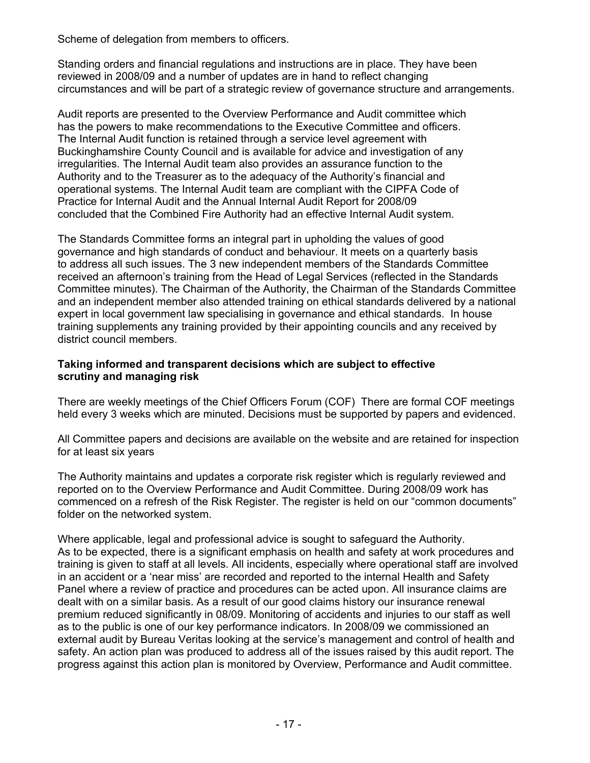Scheme of delegation from members to officers.

Standing orders and financial regulations and instructions are in place. They have been reviewed in 2008/09 and a number of updates are in hand to reflect changing circumstances and will be part of a strategic review of governance structure and arrangements.

Audit reports are presented to the Overview Performance and Audit committee which has the powers to make recommendations to the Executive Committee and officers. The Internal Audit function is retained through a service level agreement with Buckinghamshire County Council and is available for advice and investigation of any irregularities. The Internal Audit team also provides an assurance function to the Authority and to the Treasurer as to the adequacy of the Authority's financial and operational systems. The Internal Audit team are compliant with the CIPFA Code of Practice for Internal Audit and the Annual Internal Audit Report for 2008/09 concluded that the Combined Fire Authority had an effective Internal Audit system.

The Standards Committee forms an integral part in upholding the values of good governance and high standards of conduct and behaviour. It meets on a quarterly basis to address all such issues. The 3 new independent members of the Standards Committee received an afternoon's training from the Head of Legal Services (reflected in the Standards Committee minutes). The Chairman of the Authority, the Chairman of the Standards Committee and an independent member also attended training on ethical standards delivered by a national expert in local government law specialising in governance and ethical standards. In house training supplements any training provided by their appointing councils and any received by district council members.

**Taking informed and transparent decisions which are subject to effective scrutiny and managing risk**

There are weekly meetings of the Chief Officers Forum (COF) There are formal COF meetings held every 3 weeks which are minuted. Decisions must be supported by papers and evidenced.

All Committee papers and decisions are available on the website and are retained for inspection for at least six years

The Authority maintains and updates a corporate risk register which is regularly reviewed and reported on to the Overview Performance and Audit Committee. During 2008/09 work has commenced on a refresh of the Risk Register. The register is held on our "common documents" folder on the networked system.

Where applicable, legal and professional advice is sought to safeguard the Authority. As to be expected, there is a significant emphasis on health and safety at work procedures and training is given to staff at all levels. All incidents, especially where operational staff are involved in an accident or a 'near miss' are recorded and reported to the internal Health and Safety Panel where a review of practice and procedures can be acted upon. All insurance claims are dealt with on a similar basis. As a result of our good claims history our insurance renewal premium reduced significantly in 08/09. Monitoring of accidents and injuries to our staff as well as to the public is one of our key performance indicators. In 2008/09 we commissioned an external audit by Bureau Veritas looking at the service's management and control of health and safety. An action plan was produced to address all of the issues raised by this audit report. The progress against this action plan is monitored by Overview, Performance and Audit committee.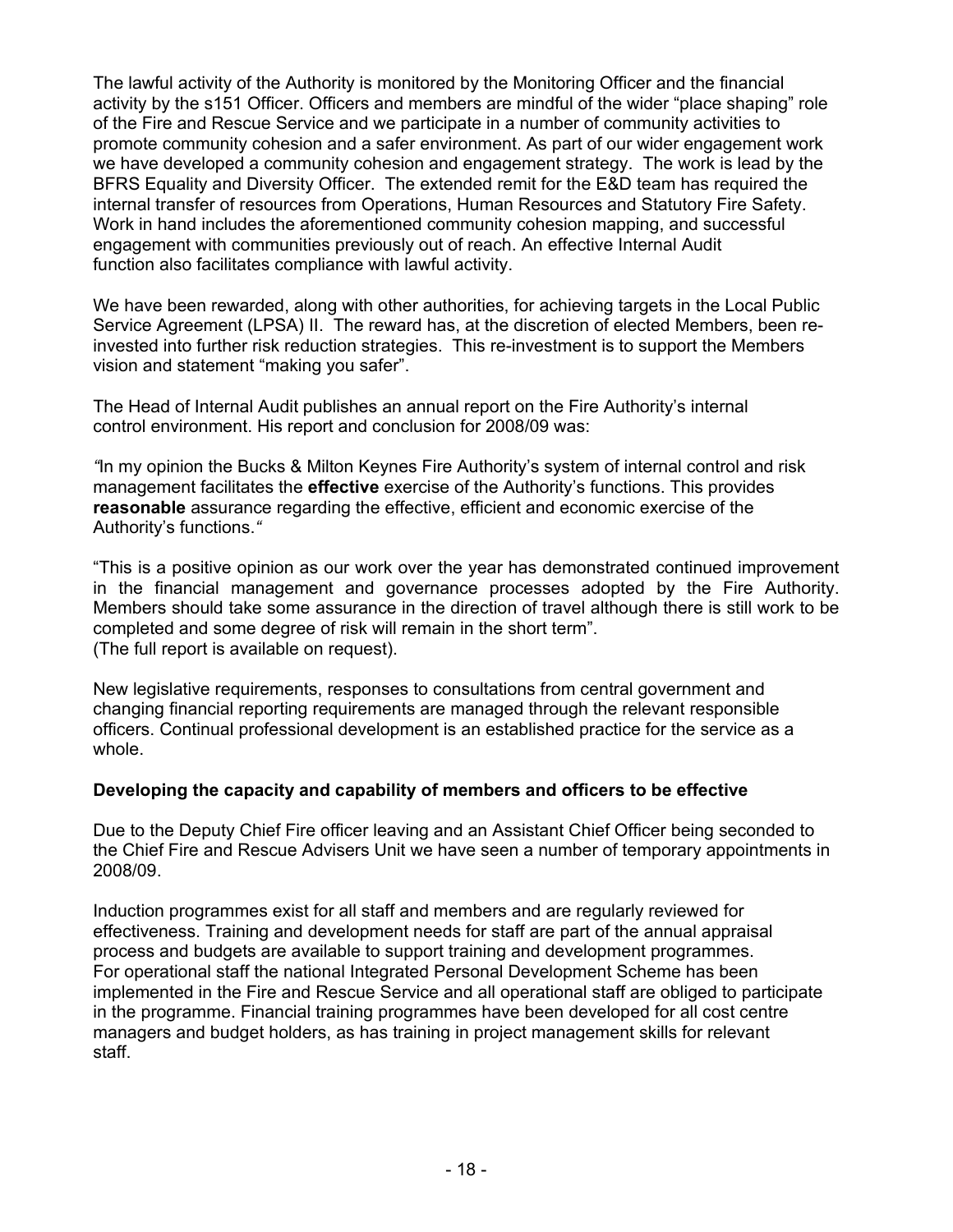The lawful activity of the Authority is monitored by the Monitoring Officer and the financial activity by the s151 Officer. Officers and members are mindful of the wider "place shaping" role of the Fire and Rescue Service and we participate in a number of community activities to promote community cohesion and a safer environment. As part of our wider engagement work we have developed a community cohesion and engagement strategy. The work is lead by the BFRS Equality and Diversity Officer. The extended remit for the E&D team has required the internal transfer of resources from Operations, Human Resources and Statutory Fire Safety. Work in hand includes the aforementioned community cohesion mapping, and successful engagement with communities previously out of reach. An effective Internal Audit function also facilitates compliance with lawful activity.

We have been rewarded, along with other authorities, for achieving targets in the Local Public Service Agreement (LPSA) II. The reward has, at the discretion of elected Members, been re-invested into further risk reduction strategies. This re-investment is to support the Members vision and statement "making you safer".

The Head of Internal Audit publishes an annual report on the Fire Authority's internal control environment. His report and conclusion for 2008/09 was:

*"In my opinion the Bucks & Milton Keynes Fire Authority's system of internal control and risk management facilitates the* ***effective*** *exercise of the Authority's functions. This provides* ***reasonable*** *assurance regarding the effective, efficient and economic exercise of the Authority's functions."*

"This is a positive opinion as our work over the year has demonstrated continued improvement in the financial management and governance processes adopted by the Fire Authority. Members should take some assurance in the direction of travel although there is still work to be completed and some degree of risk will remain in the short term".
(The full report is available on request).

New legislative requirements, responses to consultations from central government and changing financial reporting requirements are managed through the relevant responsible officers. Continual professional development is an established practice for the service as a whole.

**Developing the capacity and capability of members and officers to be effective**

Due to the Deputy Chief Fire officer leaving and an Assistant Chief Officer being seconded to the Chief Fire and Rescue Advisers Unit we have seen a number of temporary appointments in 2008/09.

Induction programmes exist for all staff and members and are regularly reviewed for effectiveness. Training and development needs for staff are part of the annual appraisal process and budgets are available to support training and development programmes. For operational staff the national Integrated Personal Development Scheme has been implemented in the Fire and Rescue Service and all operational staff are obliged to participate in the programme. Financial training programmes have been developed for all cost centre managers and budget holders, as has training in project management skills for relevant staff.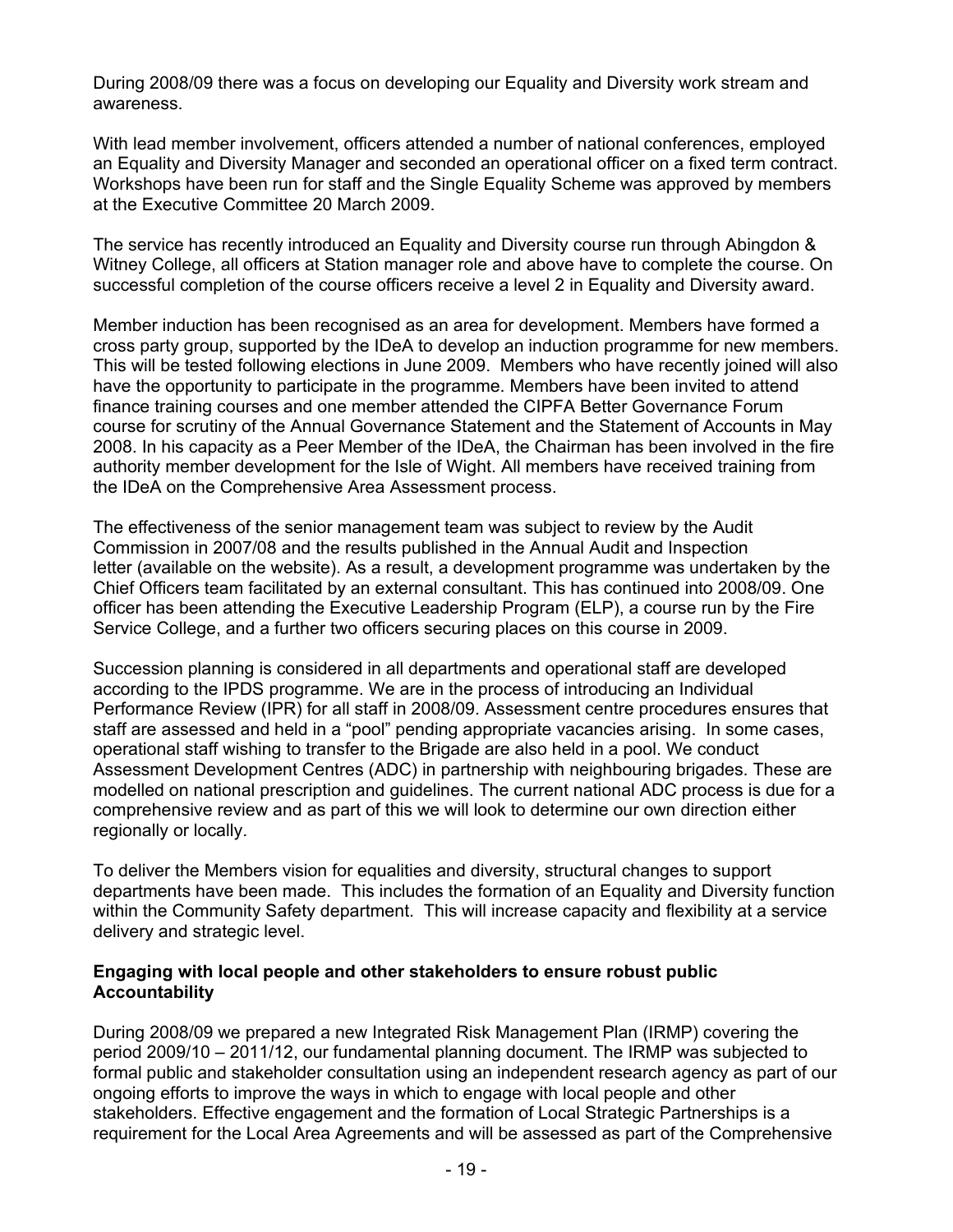During 2008/09 there was a focus on developing our Equality and Diversity work stream and awareness.

With lead member involvement, officers attended a number of national conferences, employed an Equality and Diversity Manager and seconded an operational officer on a fixed term contract. Workshops have been run for staff and the Single Equality Scheme was approved by members at the Executive Committee 20 March 2009.

The service has recently introduced an Equality and Diversity course run through Abingdon & Witney College, all officers at Station manager role and above have to complete the course. On successful completion of the course officers receive a level 2 in Equality and Diversity award.

Member induction has been recognised as an area for development. Members have formed a cross party group, supported by the IDeA to develop an induction programme for new members. This will be tested following elections in June 2009. Members who have recently joined will also have the opportunity to participate in the programme. Members have been invited to attend finance training courses and one member attended the CIPFA Better Governance Forum course for scrutiny of the Annual Governance Statement and the Statement of Accounts in May 2008. In his capacity as a Peer Member of the IDeA, the Chairman has been involved in the fire authority member development for the Isle of Wight. All members have received training from the IDeA on the Comprehensive Area Assessment process.

The effectiveness of the senior management team was subject to review by the Audit Commission in 2007/08 and the results published in the Annual Audit and Inspection letter (available on the website). As a result, a development programme was undertaken by the Chief Officers team facilitated by an external consultant. This has continued into 2008/09. One officer has been attending the Executive Leadership Program (ELP), a course run by the Fire Service College, and a further two officers securing places on this course in 2009.

Succession planning is considered in all departments and operational staff are developed according to the IPDS programme. We are in the process of introducing an Individual Performance Review (IPR) for all staff in 2008/09. Assessment centre procedures ensures that staff are assessed and held in a "pool" pending appropriate vacancies arising. In some cases, operational staff wishing to transfer to the Brigade are also held in a pool. We conduct Assessment Development Centres (ADC) in partnership with neighbouring brigades. These are modelled on national prescription and guidelines. The current national ADC process is due for a comprehensive review and as part of this we will look to determine our own direction either regionally or locally.

To deliver the Members vision for equalities and diversity, structural changes to support departments have been made. This includes the formation of an Equality and Diversity function within the Community Safety department. This will increase capacity and flexibility at a service delivery and strategic level.

**Engaging with local people and other stakeholders to ensure robust public Accountability**

During 2008/09 we prepared a new Integrated Risk Management Plan (IRMP) covering the period 2009/10 – 2011/12, our fundamental planning document. The IRMP was subjected to formal public and stakeholder consultation using an independent research agency as part of our ongoing efforts to improve the ways in which to engage with local people and other stakeholders. Effective engagement and the formation of Local Strategic Partnerships is a requirement for the Local Area Agreements and will be assessed as part of the Comprehensive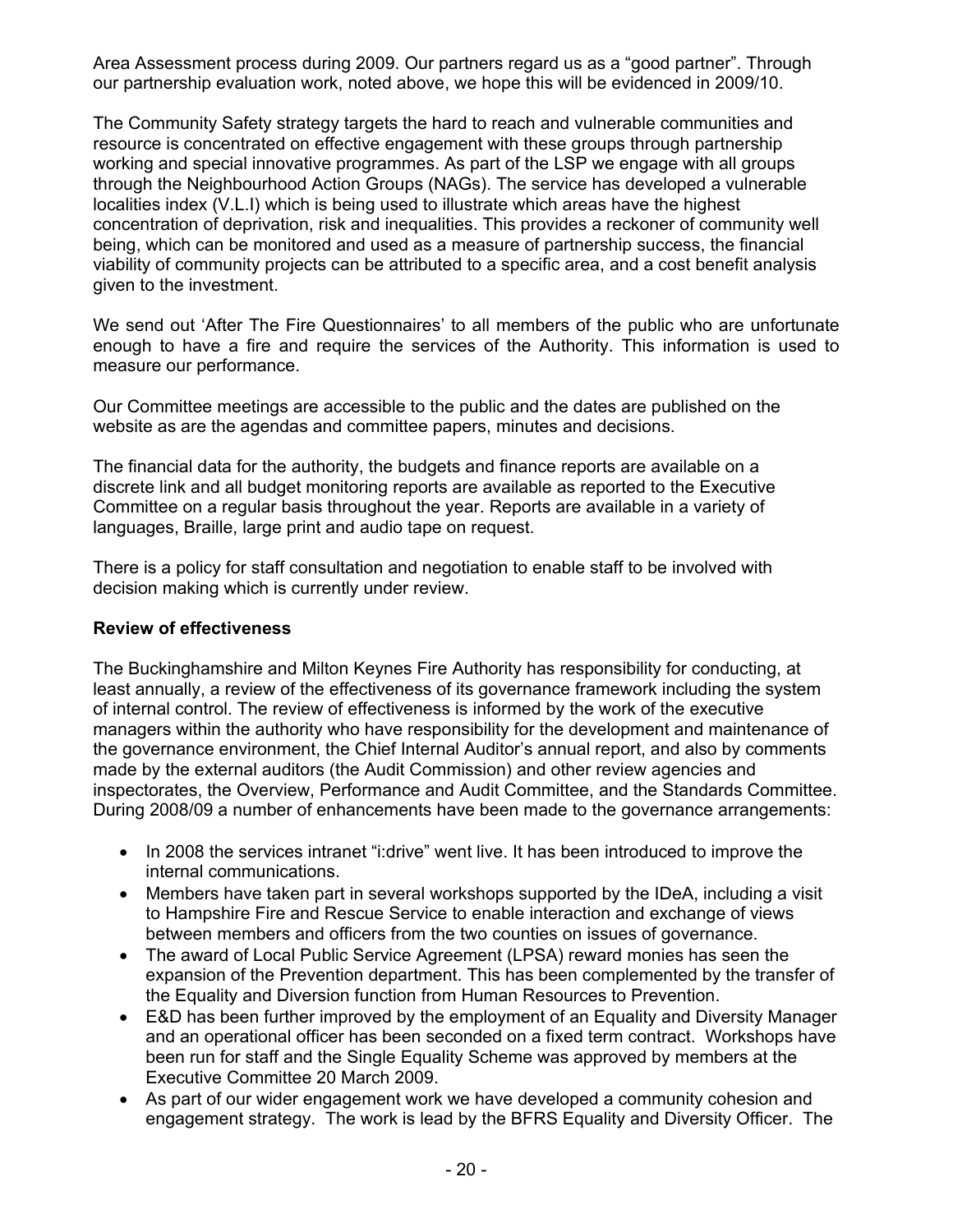Area Assessment process during 2009. Our partners regard us as a "good partner". Through our partnership evaluation work, noted above, we hope this will be evidenced in 2009/10.

The Community Safety strategy targets the hard to reach and vulnerable communities and resource is concentrated on effective engagement with these groups through partnership working and special innovative programmes. As part of the LSP we engage with all groups through the Neighbourhood Action Groups (NAGs). The service has developed a vulnerable localities index (V.L.I) which is being used to illustrate which areas have the highest concentration of deprivation, risk and inequalities. This provides a reckoner of community well being, which can be monitored and used as a measure of partnership success, the financial viability of community projects can be attributed to a specific area, and a cost benefit analysis given to the investment.

We send out 'After The Fire Questionnaires' to all members of the public who are unfortunate enough to have a fire and require the services of the Authority. This information is used to measure our performance.

Our Committee meetings are accessible to the public and the dates are published on the website as are the agendas and committee papers, minutes and decisions.

The financial data for the authority, the budgets and finance reports are available on a discrete link and all budget monitoring reports are available as reported to the Executive Committee on a regular basis throughout the year. Reports are available in a variety of languages, Braille, large print and audio tape on request.

There is a policy for staff consultation and negotiation to enable staff to be involved with decision making which is currently under review.

**Review of effectiveness**

The Buckinghamshire and Milton Keynes Fire Authority has responsibility for conducting, at least annually, a review of the effectiveness of its governance framework including the system of internal control. The review of effectiveness is informed by the work of the executive managers within the authority who have responsibility for the development and maintenance of the governance environment, the Chief Internal Auditor's annual report, and also by comments made by the external auditors (the Audit Commission) and other review agencies and inspectorates, the Overview, Performance and Audit Committee, and the Standards Committee. During 2008/09 a number of enhancements have been made to the governance arrangements:

- In 2008 the services intranet "i:drive" went live. It has been introduced to improve the internal communications.
- Members have taken part in several workshops supported by the IDeA, including a visit to Hampshire Fire and Rescue Service to enable interaction and exchange of views between members and officers from the two counties on issues of governance.
- The award of Local Public Service Agreement (LPSA) reward monies has seen the expansion of the Prevention department. This has been complemented by the transfer of the Equality and Diversion function from Human Resources to Prevention.
- E&D has been further improved by the employment of an Equality and Diversity Manager and an operational officer has been seconded on a fixed term contract. Workshops have been run for staff and the Single Equality Scheme was approved by members at the Executive Committee 20 March 2009.
- As part of our wider engagement work we have developed a community cohesion and engagement strategy. The work is lead by the BFRS Equality and Diversity Officer. The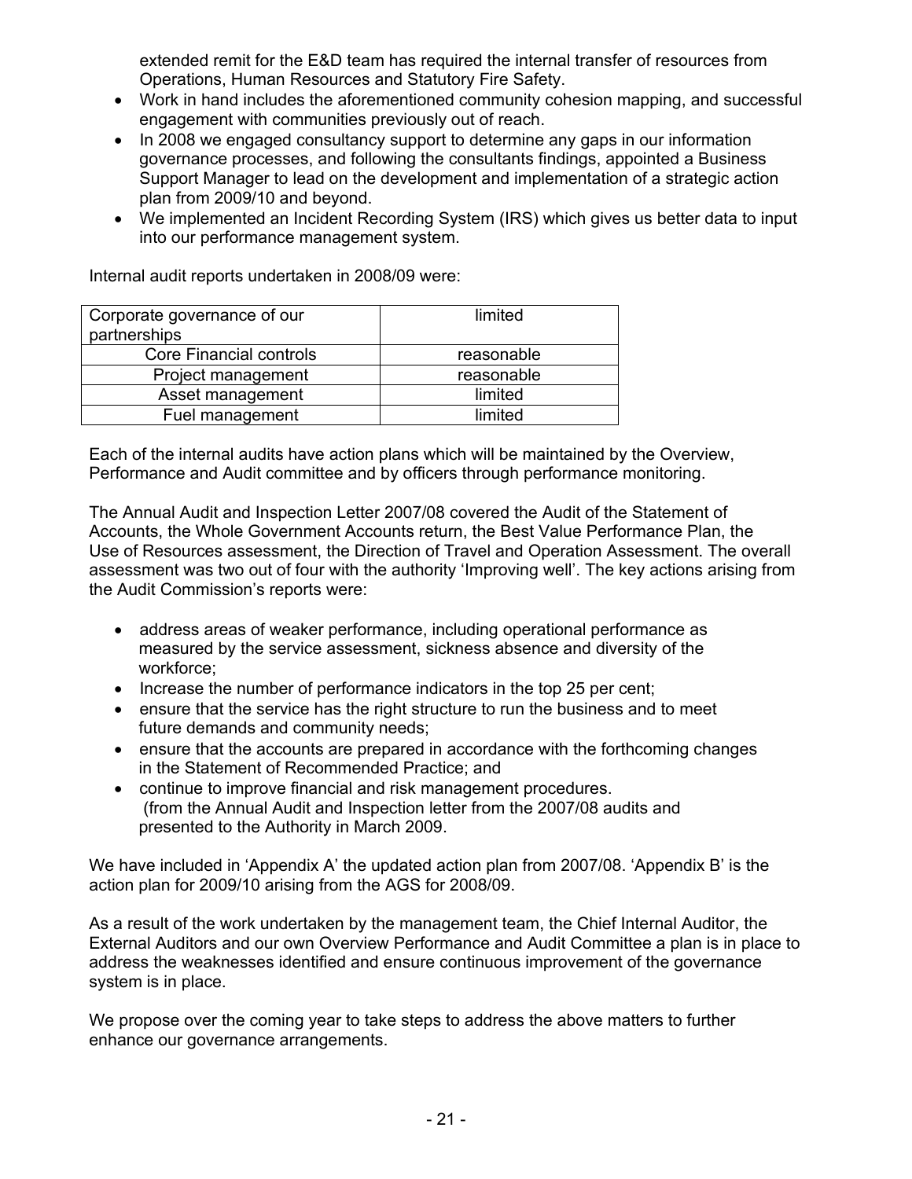extended remit for the E&D team has required the internal transfer of resources from Operations, Human Resources and Statutory Fire Safety.

- Work in hand includes the aforementioned community cohesion mapping, and successful engagement with communities previously out of reach.
- In 2008 we engaged consultancy support to determine any gaps in our information governance processes, and following the consultants findings, appointed a Business Support Manager to lead on the development and implementation of a strategic action plan from 2009/10 and beyond.
- We implemented an Incident Recording System (IRS) which gives us better data to input into our performance management system.

Internal audit reports undertaken in 2008/09 were:

| Corporate governance of our partnerships | limited |
|---|---|
| Core Financial controls | reasonable |
| Project management | reasonable |
| Asset management | limited |
| Fuel management | limited |

Each of the internal audits have action plans which will be maintained by the Overview, Performance and Audit committee and by officers through performance monitoring.

The Annual Audit and Inspection Letter 2007/08 covered the Audit of the Statement of Accounts, the Whole Government Accounts return, the Best Value Performance Plan, the Use of Resources assessment, the Direction of Travel and Operation Assessment. The overall assessment was two out of four with the authority 'Improving well'. The key actions arising from the Audit Commission's reports were:

- address areas of weaker performance, including operational performance as measured by the service assessment, sickness absence and diversity of the workforce;
- Increase the number of performance indicators in the top 25 per cent;
- ensure that the service has the right structure to run the business and to meet future demands and community needs;
- ensure that the accounts are prepared in accordance with the forthcoming changes in the Statement of Recommended Practice; and
- continue to improve financial and risk management procedures.
 (from the Annual Audit and Inspection letter from the 2007/08 audits and presented to the Authority in March 2009.

We have included in 'Appendix A' the updated action plan from 2007/08. 'Appendix B' is the action plan for 2009/10 arising from the AGS for 2008/09.

As a result of the work undertaken by the management team, the Chief Internal Auditor, the External Auditors and our own Overview Performance and Audit Committee a plan is in place to address the weaknesses identified and ensure continuous improvement of the governance system is in place.

We propose over the coming year to take steps to address the above matters to further enhance our governance arrangements.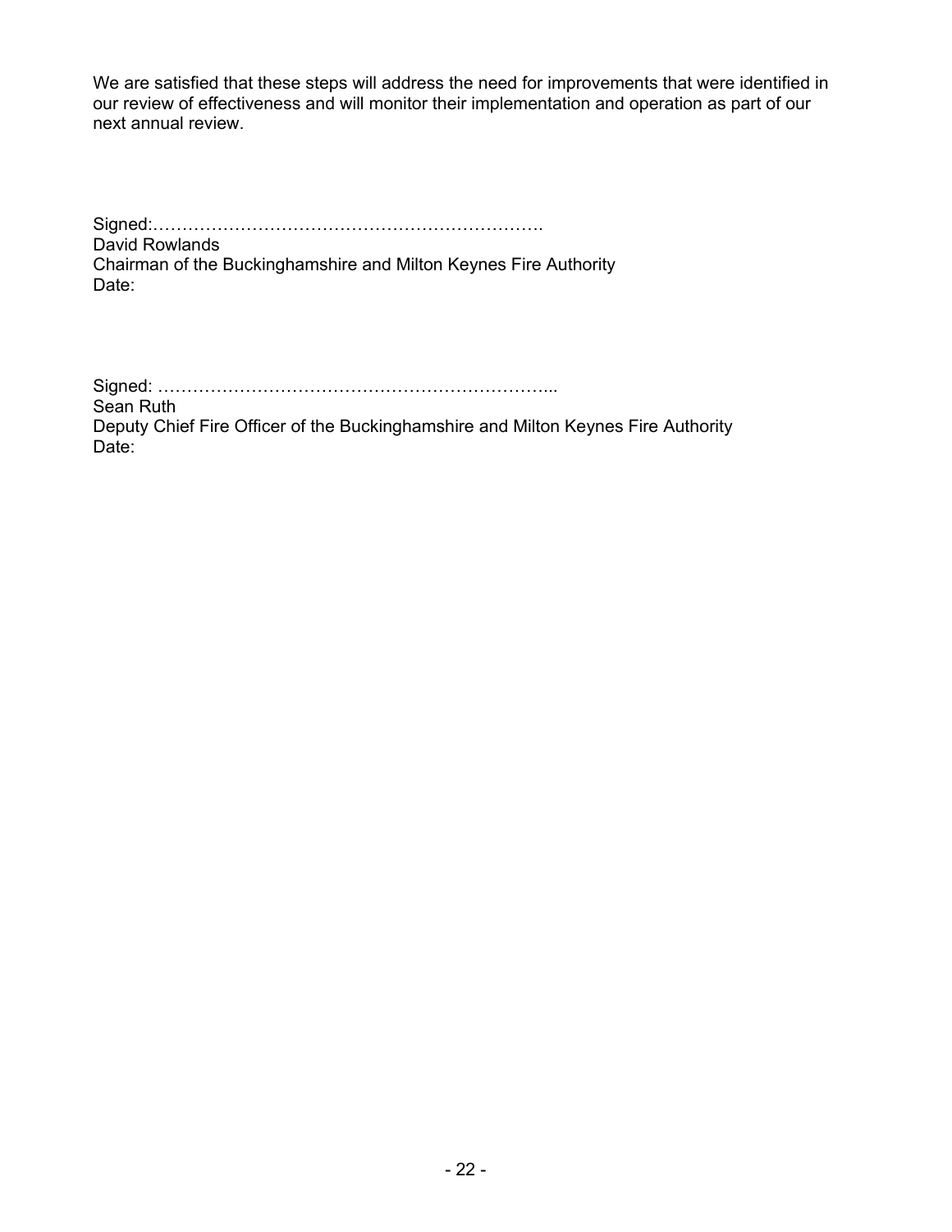We are satisfied that these steps will address the need for improvements that were identified in our review of effectiveness and will monitor their implementation and operation as part of our next annual review.

Signed:………………………………………………………….
David Rowlands
Chairman of the Buckinghamshire and Milton Keynes Fire Authority
Date:

Signed: …………………………………………………………...
Sean Ruth
Deputy Chief Fire Officer of the Buckinghamshire and Milton Keynes Fire Authority
Date: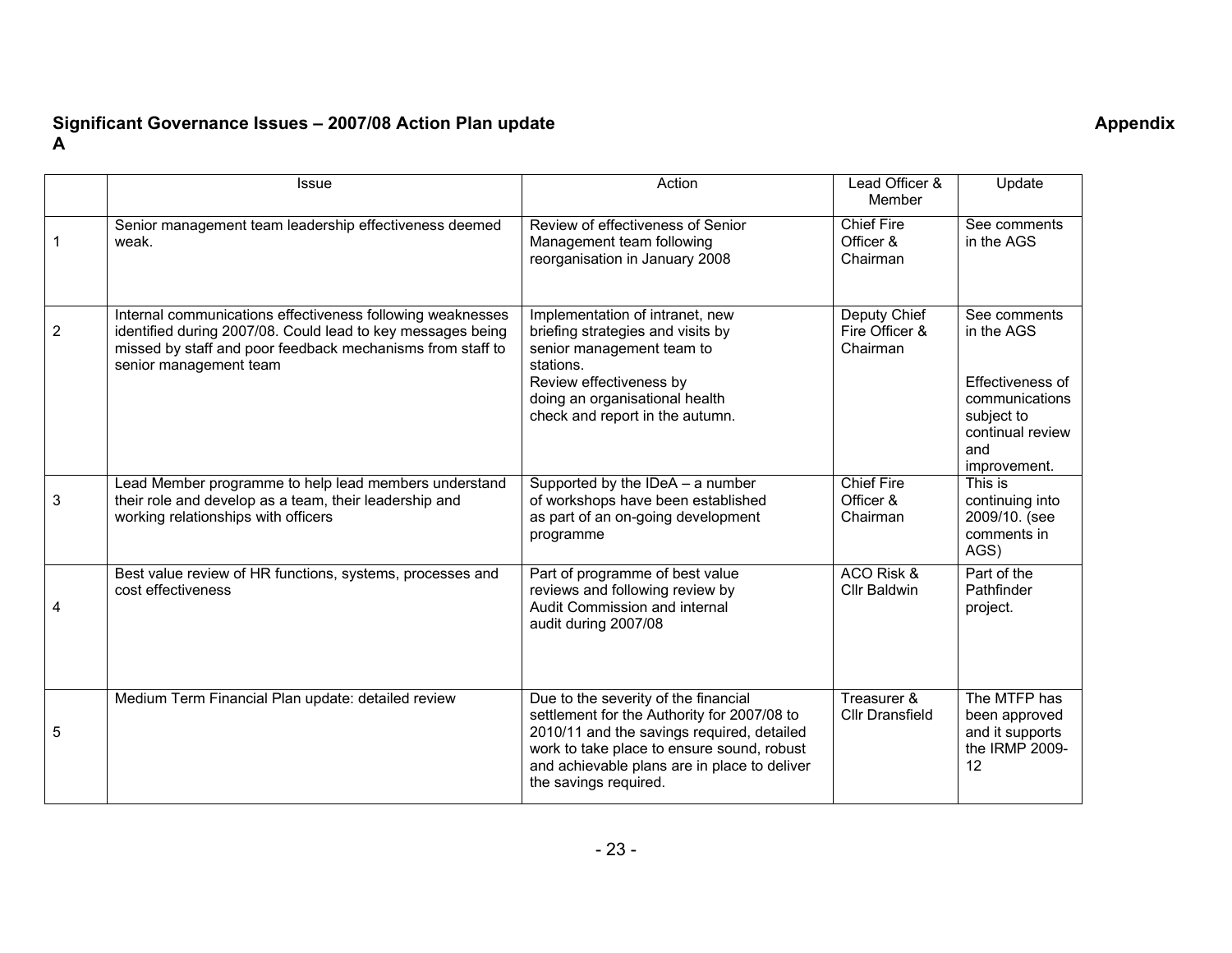**Significant Governance Issues – 2007/08 Action Plan update** **Appendix A**

| | Issue | Action | Lead Officer & Member | Update |
|---|---|---|---|---|
| 1 | Senior management team leadership effectiveness deemed weak. | Review of effectiveness of Senior Management team following reorganisation in January 2008 | Chief Fire Officer & Chairman | See comments in the AGS |
| 2 | Internal communications effectiveness following weaknesses identified during 2007/08. Could lead to key messages being missed by staff and poor feedback mechanisms from staff to senior management team | Implementation of intranet, new briefing strategies and visits by senior management team to stations.<br>Review effectiveness by doing an organisational health check and report in the autumn. | Deputy Chief Fire Officer & Chairman | See comments in the AGS<br><br>Effectiveness of communications subject to continual review and improvement. |
| 3 | Lead Member programme to help lead members understand their role and develop as a team, their leadership and working relationships with officers | Supported by the IDeA – a number of workshops have been established as part of an on-going development programme | Chief Fire Officer & Chairman | This is continuing into 2009/10. (see comments in AGS) |
| 4 | Best value review of HR functions, systems, processes and cost effectiveness | Part of programme of best value reviews and following review by Audit Commission and internal audit during 2007/08 | ACO Risk & Cllr Baldwin | Part of the Pathfinder project. |
| 5 | Medium Term Financial Plan update: detailed review | Due to the severity of the financial settlement for the Authority for 2007/08 to 2010/11 and the savings required, detailed work to take place to ensure sound, robust and achievable plans are in place to deliver the savings required. | Treasurer & Cllr Dransfield | The MTFP has been approved and it supports the IRMP 2009-12 |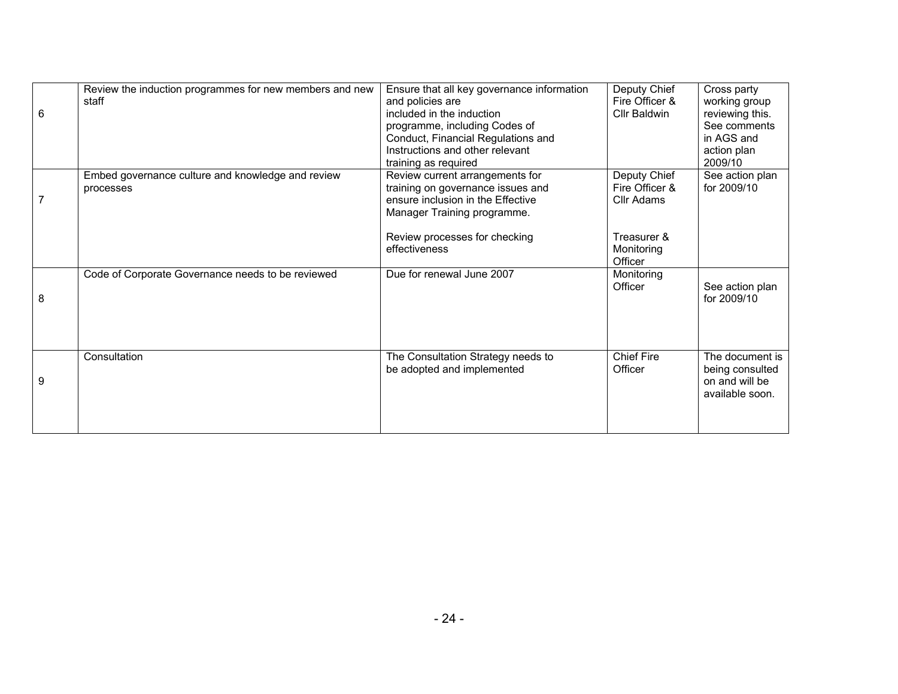| | | | | |
|---|---|---|---|---|
| 6 | Review the induction programmes for new members and new staff | Ensure that all key governance information and policies are included in the induction programme, including Codes of Conduct, Financial Regulations and Instructions and other relevant training as required | Deputy Chief Fire Officer & Cllr Baldwin | Cross party working group reviewing this. See comments in AGS and action plan 2009/10 |
| 7 | Embed governance culture and knowledge and review processes | Review current arrangements for training on governance issues and ensure inclusion in the Effective Manager Training programme.<br><br>Review processes for checking effectiveness | Deputy Chief Fire Officer & Cllr Adams<br><br>Treasurer & Monitoring Officer | See action plan for 2009/10 |
| 8 | Code of Corporate Governance needs to be reviewed | Due for renewal June 2007 | Monitoring Officer | See action plan for 2009/10 |
| 9 | Consultation | The Consultation Strategy needs to be adopted and implemented | Chief Fire Officer | The document is being consulted on and will be available soon. |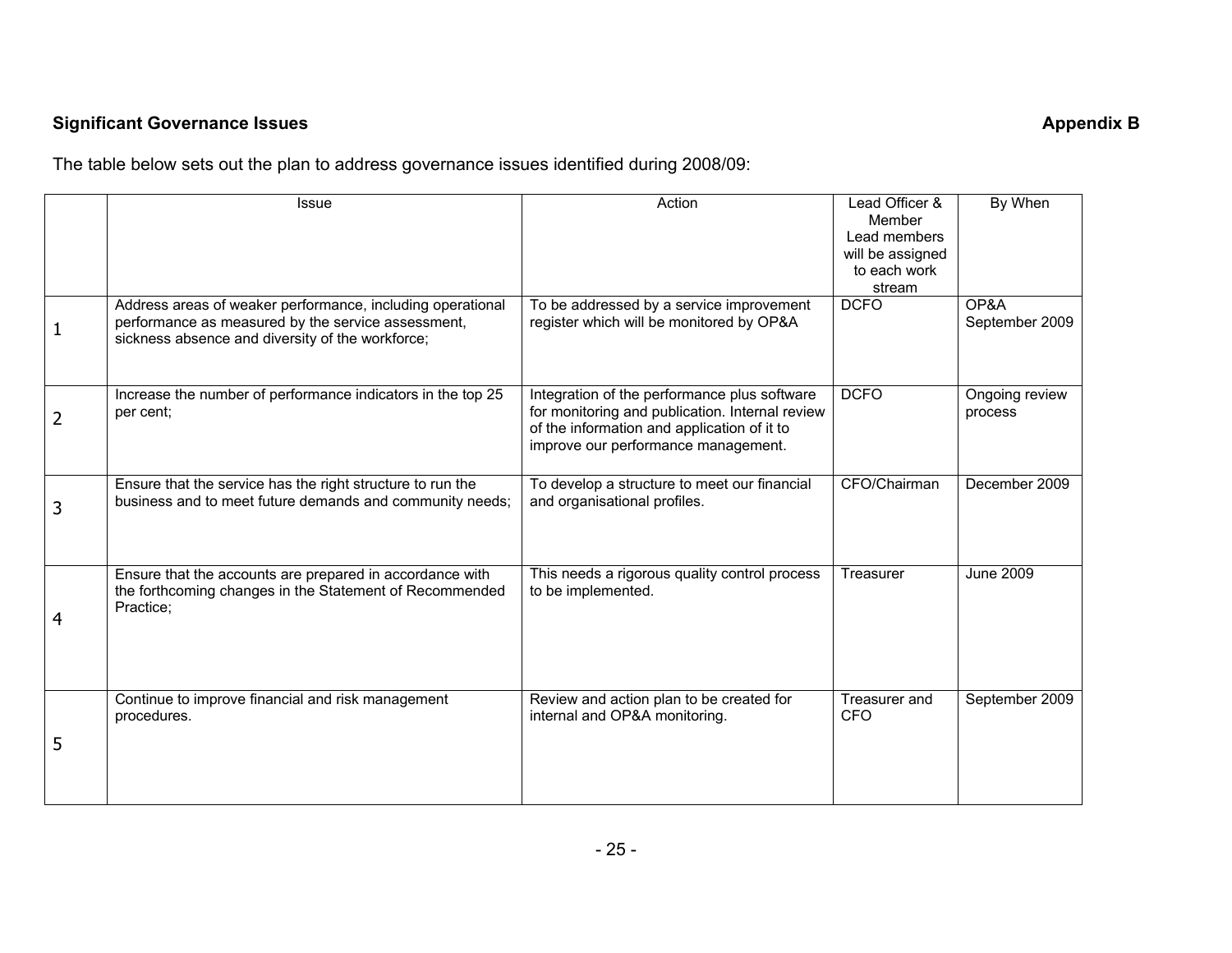**Significant Governance Issues** **Appendix B**

The table below sets out the plan to address governance issues identified during 2008/09:

| | Issue | Action | Lead Officer & Member Lead members will be assigned to each work stream | By When |
|---|---|---|---|---|
| 1 | Address areas of weaker performance, including operational performance as measured by the service assessment, sickness absence and diversity of the workforce; | To be addressed by a service improvement register which will be monitored by OP&A | DCFO | OP&A September 2009 |
| 2 | Increase the number of performance indicators in the top 25 per cent; | Integration of the performance plus software for monitoring and publication. Internal review of the information and application of it to improve our performance management. | DCFO | Ongoing review process |
| 3 | Ensure that the service has the right structure to run the business and to meet future demands and community needs; | To develop a structure to meet our financial and organisational profiles. | CFO/Chairman | December 2009 |
| 4 | Ensure that the accounts are prepared in accordance with the forthcoming changes in the Statement of Recommended Practice; | This needs a rigorous quality control process to be implemented. | Treasurer | June 2009 |
| 5 | Continue to improve financial and risk management procedures. | Review and action plan to be created for internal and OP&A monitoring. | Treasurer and CFO | September 2009 |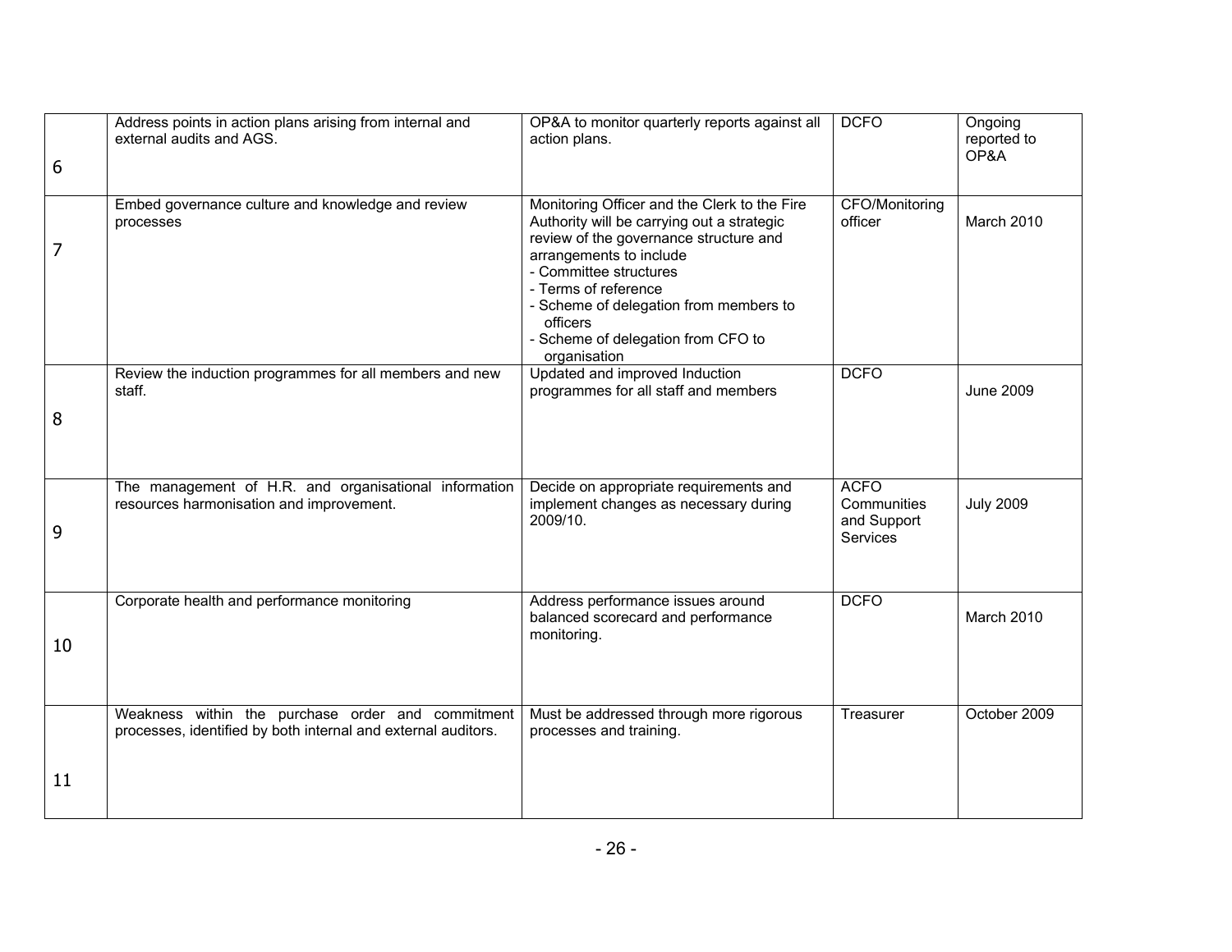| | | | | |
|---|---|---|---|---|
| 6 | Address points in action plans arising from internal and external audits and AGS. | OP&A to monitor quarterly reports against all action plans. | DCFO | Ongoing reported to OP&A |
| 7 | Embed governance culture and knowledge and review processes | Monitoring Officer and the Clerk to the Fire Authority will be carrying out a strategic review of the governance structure and arrangements to include<br>- Committee structures<br>- Terms of reference<br>- Scheme of delegation from members to officers<br>- Scheme of delegation from CFO to organisation | CFO/Monitoring officer | March 2010 |
| 8 | Review the induction programmes for all members and new staff. | Updated and improved Induction programmes for all staff and members | DCFO | June 2009 |
| 9 | The management of H.R. and organisational information resources harmonisation and improvement. | Decide on appropriate requirements and implement changes as necessary during 2009/10. | ACFO Communities and Support Services | July 2009 |
| 10 | Corporate health and performance monitoring | Address performance issues around balanced scorecard and performance monitoring. | DCFO | March 2010 |
| 11 | Weakness within the purchase order and commitment processes, identified by both internal and external auditors. | Must be addressed through more rigorous processes and training. | Treasurer | October 2009 |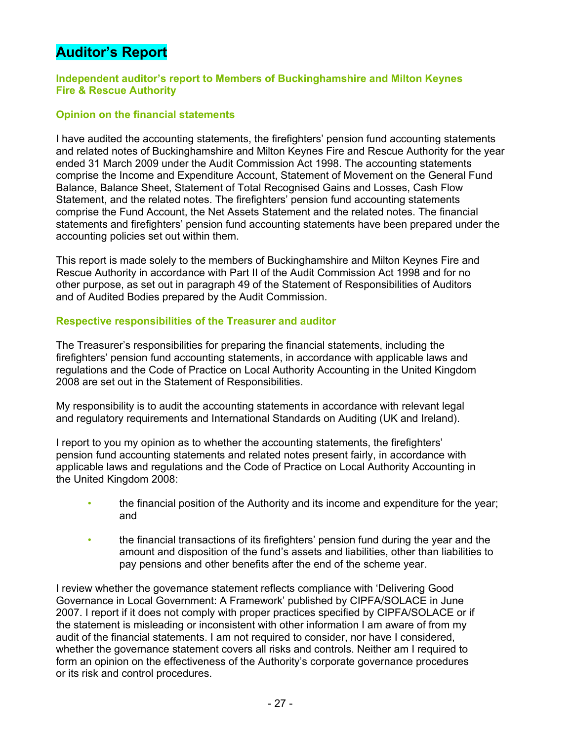# Auditor's Report

### Independent auditor's report to Members of Buckinghamshire and Milton Keynes Fire & Rescue Authority

### Opinion on the financial statements

I have audited the accounting statements, the firefighters' pension fund accounting statements and related notes of Buckinghamshire and Milton Keynes Fire and Rescue Authority for the year ended 31 March 2009 under the Audit Commission Act 1998. The accounting statements comprise the Income and Expenditure Account, Statement of Movement on the General Fund Balance, Balance Sheet, Statement of Total Recognised Gains and Losses, Cash Flow Statement, and the related notes. The firefighters' pension fund accounting statements comprise the Fund Account, the Net Assets Statement and the related notes. The financial statements and firefighters' pension fund accounting statements have been prepared under the accounting policies set out within them.

This report is made solely to the members of Buckinghamshire and Milton Keynes Fire and Rescue Authority in accordance with Part II of the Audit Commission Act 1998 and for no other purpose, as set out in paragraph 49 of the Statement of Responsibilities of Auditors and of Audited Bodies prepared by the Audit Commission.

### Respective responsibilities of the Treasurer and auditor

The Treasurer's responsibilities for preparing the financial statements, including the firefighters' pension fund accounting statements, in accordance with applicable laws and regulations and the Code of Practice on Local Authority Accounting in the United Kingdom 2008 are set out in the Statement of Responsibilities.

My responsibility is to audit the accounting statements in accordance with relevant legal and regulatory requirements and International Standards on Auditing (UK and Ireland).

I report to you my opinion as to whether the accounting statements, the firefighters' pension fund accounting statements and related notes present fairly, in accordance with applicable laws and regulations and the Code of Practice on Local Authority Accounting in the United Kingdom 2008:

- the financial position of the Authority and its income and expenditure for the year; and
- the financial transactions of its firefighters' pension fund during the year and the amount and disposition of the fund's assets and liabilities, other than liabilities to pay pensions and other benefits after the end of the scheme year.

I review whether the governance statement reflects compliance with 'Delivering Good Governance in Local Government: A Framework' published by CIPFA/SOLACE in June 2007. I report if it does not comply with proper practices specified by CIPFA/SOLACE or if the statement is misleading or inconsistent with other information I am aware of from my audit of the financial statements. I am not required to consider, nor have I considered, whether the governance statement covers all risks and controls. Neither am I required to form an opinion on the effectiveness of the Authority's corporate governance procedures or its risk and control procedures.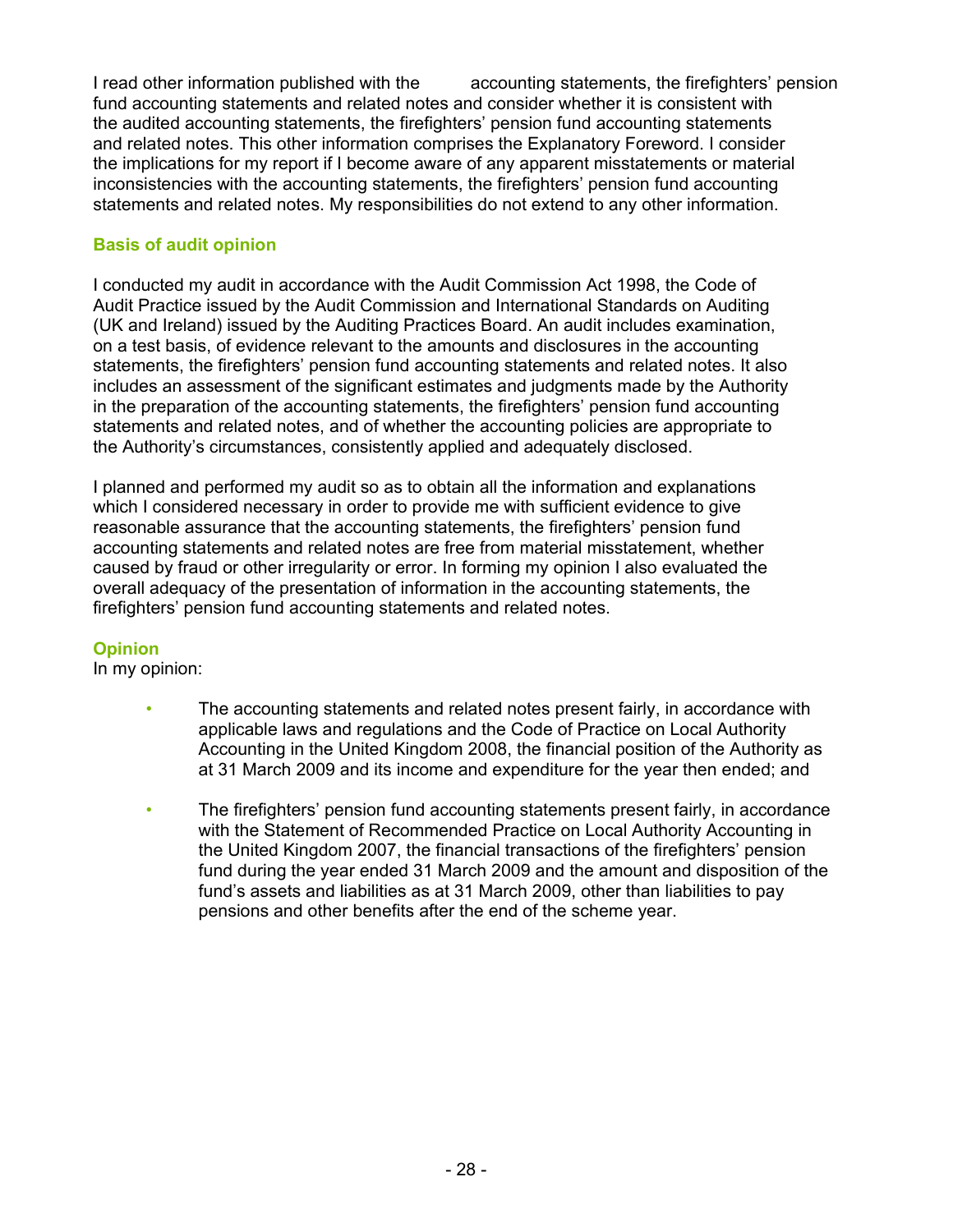I read other information published with the accounting statements, the firefighters' pension fund accounting statements and related notes and consider whether it is consistent with the audited accounting statements, the firefighters' pension fund accounting statements and related notes. This other information comprises the Explanatory Foreword. I consider the implications for my report if I become aware of any apparent misstatements or material inconsistencies with the accounting statements, the firefighters' pension fund accounting statements and related notes. My responsibilities do not extend to any other information.

### Basis of audit opinion

I conducted my audit in accordance with the Audit Commission Act 1998, the Code of Audit Practice issued by the Audit Commission and International Standards on Auditing (UK and Ireland) issued by the Auditing Practices Board. An audit includes examination, on a test basis, of evidence relevant to the amounts and disclosures in the accounting statements, the firefighters' pension fund accounting statements and related notes. It also includes an assessment of the significant estimates and judgments made by the Authority in the preparation of the accounting statements, the firefighters' pension fund accounting statements and related notes, and of whether the accounting policies are appropriate to the Authority's circumstances, consistently applied and adequately disclosed.

I planned and performed my audit so as to obtain all the information and explanations which I considered necessary in order to provide me with sufficient evidence to give reasonable assurance that the accounting statements, the firefighters' pension fund accounting statements and related notes are free from material misstatement, whether caused by fraud or other irregularity or error. In forming my opinion I also evaluated the overall adequacy of the presentation of information in the accounting statements, the firefighters' pension fund accounting statements and related notes.

### Opinion

In my opinion:

- The accounting statements and related notes present fairly, in accordance with applicable laws and regulations and the Code of Practice on Local Authority Accounting in the United Kingdom 2008, the financial position of the Authority as at 31 March 2009 and its income and expenditure for the year then ended; and
- The firefighters' pension fund accounting statements present fairly, in accordance with the Statement of Recommended Practice on Local Authority Accounting in the United Kingdom 2007, the financial transactions of the firefighters' pension fund during the year ended 31 March 2009 and the amount and disposition of the fund's assets and liabilities as at 31 March 2009, other than liabilities to pay pensions and other benefits after the end of the scheme year.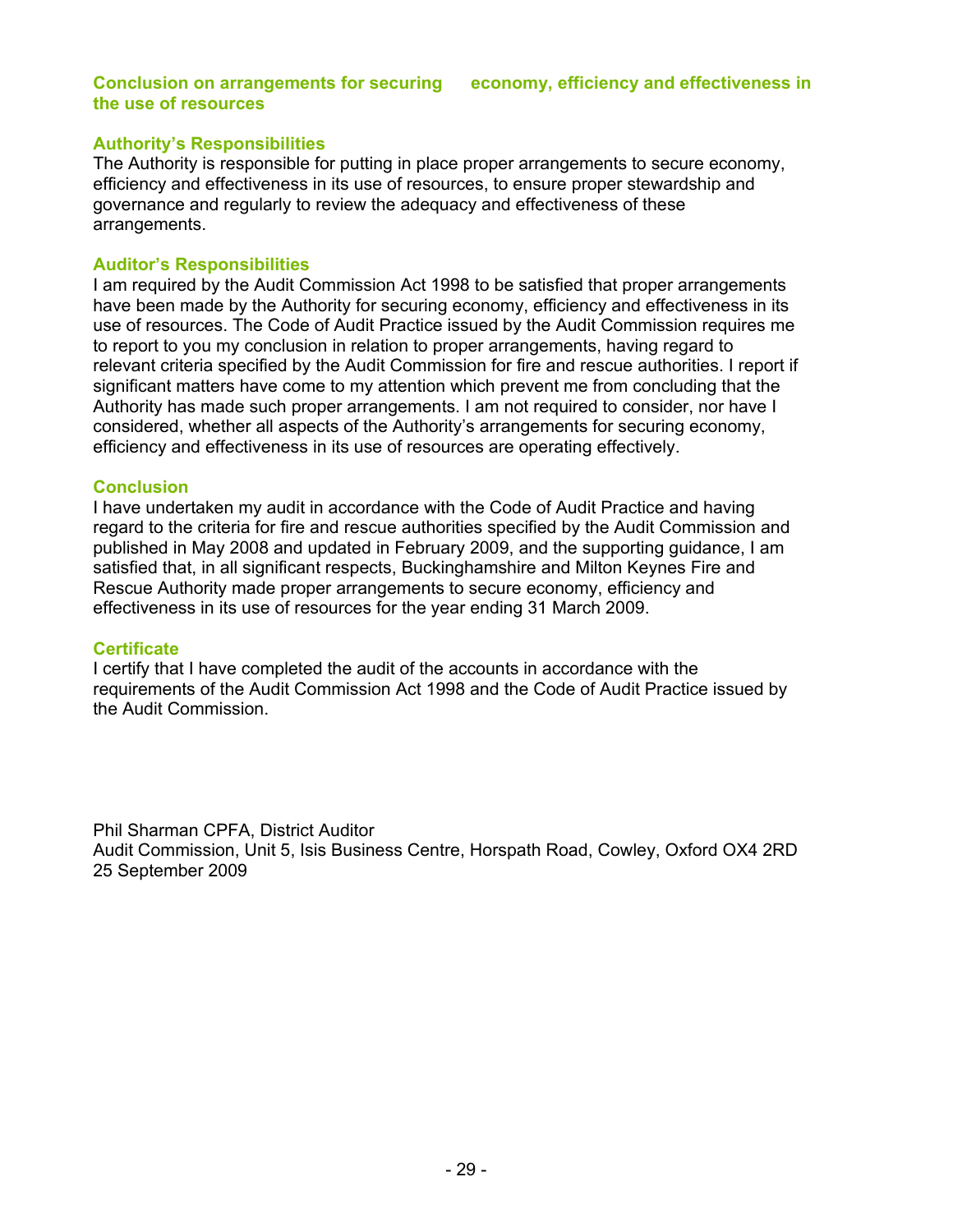## Conclusion on arrangements for securing economy, efficiency and effectiveness in the use of resources

### Authority's Responsibilities

The Authority is responsible for putting in place proper arrangements to secure economy, efficiency and effectiveness in its use of resources, to ensure proper stewardship and governance and regularly to review the adequacy and effectiveness of these arrangements.

### Auditor's Responsibilities

I am required by the Audit Commission Act 1998 to be satisfied that proper arrangements have been made by the Authority for securing economy, efficiency and effectiveness in its use of resources. The Code of Audit Practice issued by the Audit Commission requires me to report to you my conclusion in relation to proper arrangements, having regard to relevant criteria specified by the Audit Commission for fire and rescue authorities. I report if significant matters have come to my attention which prevent me from concluding that the Authority has made such proper arrangements. I am not required to consider, nor have I considered, whether all aspects of the Authority's arrangements for securing economy, efficiency and effectiveness in its use of resources are operating effectively.

### Conclusion

I have undertaken my audit in accordance with the Code of Audit Practice and having regard to the criteria for fire and rescue authorities specified by the Audit Commission and published in May 2008 and updated in February 2009, and the supporting guidance, I am satisfied that, in all significant respects, Buckinghamshire and Milton Keynes Fire and Rescue Authority made proper arrangements to secure economy, efficiency and effectiveness in its use of resources for the year ending 31 March 2009.

### Certificate

I certify that I have completed the audit of the accounts in accordance with the requirements of the Audit Commission Act 1998 and the Code of Audit Practice issued by the Audit Commission.

Phil Sharman CPFA, District Auditor
Audit Commission, Unit 5, Isis Business Centre, Horspath Road, Cowley, Oxford OX4 2RD
25 September 2009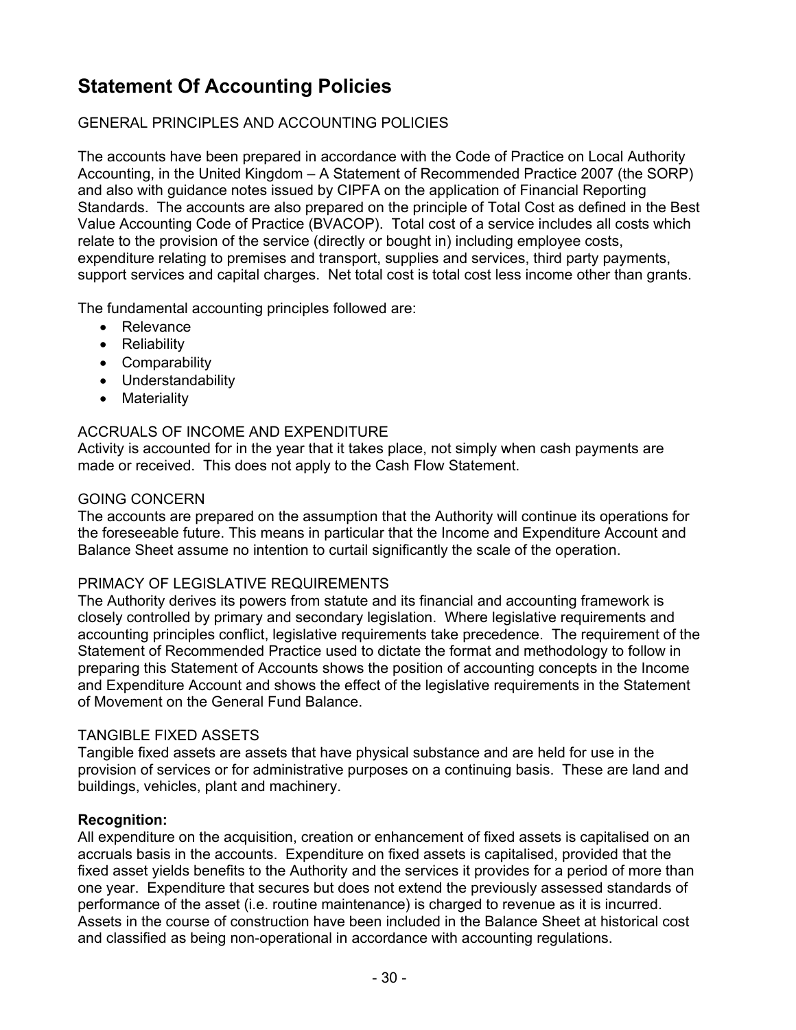# Statement Of Accounting Policies

GENERAL PRINCIPLES AND ACCOUNTING POLICIES

The accounts have been prepared in accordance with the Code of Practice on Local Authority Accounting, in the United Kingdom – A Statement of Recommended Practice 2007 (the SORP) and also with guidance notes issued by CIPFA on the application of Financial Reporting Standards. The accounts are also prepared on the principle of Total Cost as defined in the Best Value Accounting Code of Practice (BVACOP). Total cost of a service includes all costs which relate to the provision of the service (directly or bought in) including employee costs, expenditure relating to premises and transport, supplies and services, third party payments, support services and capital charges. Net total cost is total cost less income other than grants.

The fundamental accounting principles followed are:

- Relevance
- Reliability
- Comparability
- Understandability
- Materiality

ACCRUALS OF INCOME AND EXPENDITURE

Activity is accounted for in the year that it takes place, not simply when cash payments are made or received. This does not apply to the Cash Flow Statement.

GOING CONCERN

The accounts are prepared on the assumption that the Authority will continue its operations for the foreseeable future. This means in particular that the Income and Expenditure Account and Balance Sheet assume no intention to curtail significantly the scale of the operation.

PRIMACY OF LEGISLATIVE REQUIREMENTS

The Authority derives its powers from statute and its financial and accounting framework is closely controlled by primary and secondary legislation. Where legislative requirements and accounting principles conflict, legislative requirements take precedence. The requirement of the Statement of Recommended Practice used to dictate the format and methodology to follow in preparing this Statement of Accounts shows the position of accounting concepts in the Income and Expenditure Account and shows the effect of the legislative requirements in the Statement of Movement on the General Fund Balance.

TANGIBLE FIXED ASSETS

Tangible fixed assets are assets that have physical substance and are held for use in the provision of services or for administrative purposes on a continuing basis. These are land and buildings, vehicles, plant and machinery.

**Recognition:**

All expenditure on the acquisition, creation or enhancement of fixed assets is capitalised on an accruals basis in the accounts. Expenditure on fixed assets is capitalised, provided that the fixed asset yields benefits to the Authority and the services it provides for a period of more than one year. Expenditure that secures but does not extend the previously assessed standards of performance of the asset (i.e. routine maintenance) is charged to revenue as it is incurred. Assets in the course of construction have been included in the Balance Sheet at historical cost and classified as being non-operational in accordance with accounting regulations.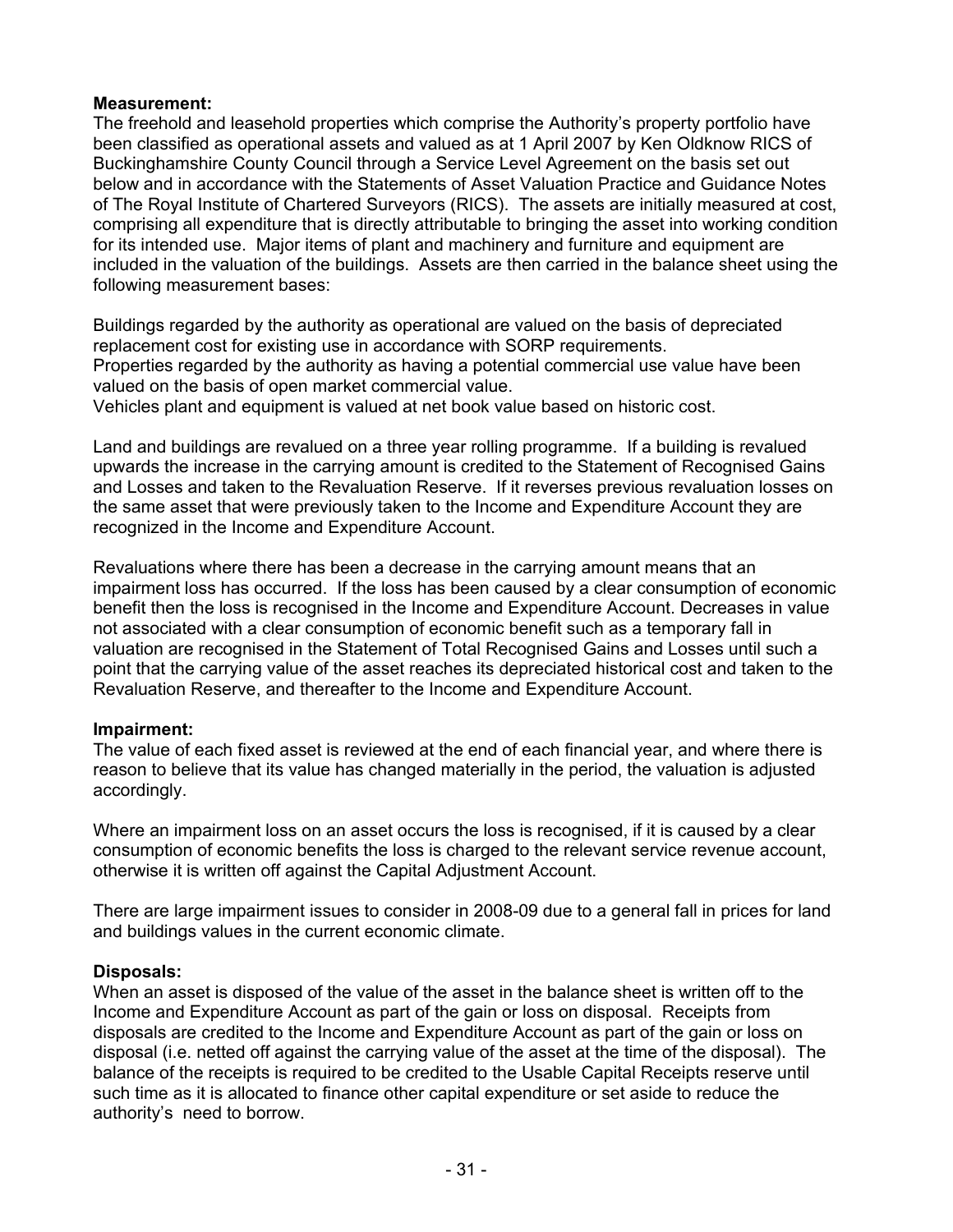**Measurement:**

The freehold and leasehold properties which comprise the Authority's property portfolio have been classified as operational assets and valued as at 1 April 2007 by Ken Oldknow RICS of Buckinghamshire County Council through a Service Level Agreement on the basis set out below and in accordance with the Statements of Asset Valuation Practice and Guidance Notes of The Royal Institute of Chartered Surveyors (RICS). The assets are initially measured at cost, comprising all expenditure that is directly attributable to bringing the asset into working condition for its intended use. Major items of plant and machinery and furniture and equipment are included in the valuation of the buildings. Assets are then carried in the balance sheet using the following measurement bases:

Buildings regarded by the authority as operational are valued on the basis of depreciated replacement cost for existing use in accordance with SORP requirements.
Properties regarded by the authority as having a potential commercial use value have been valued on the basis of open market commercial value.
Vehicles plant and equipment is valued at net book value based on historic cost.

Land and buildings are revalued on a three year rolling programme. If a building is revalued upwards the increase in the carrying amount is credited to the Statement of Recognised Gains and Losses and taken to the Revaluation Reserve. If it reverses previous revaluation losses on the same asset that were previously taken to the Income and Expenditure Account they are recognized in the Income and Expenditure Account.

Revaluations where there has been a decrease in the carrying amount means that an impairment loss has occurred. If the loss has been caused by a clear consumption of economic benefit then the loss is recognised in the Income and Expenditure Account. Decreases in value not associated with a clear consumption of economic benefit such as a temporary fall in valuation are recognised in the Statement of Total Recognised Gains and Losses until such a point that the carrying value of the asset reaches its depreciated historical cost and taken to the Revaluation Reserve, and thereafter to the Income and Expenditure Account.

**Impairment:**

The value of each fixed asset is reviewed at the end of each financial year, and where there is reason to believe that its value has changed materially in the period, the valuation is adjusted accordingly.

Where an impairment loss on an asset occurs the loss is recognised, if it is caused by a clear consumption of economic benefits the loss is charged to the relevant service revenue account, otherwise it is written off against the Capital Adjustment Account.

There are large impairment issues to consider in 2008-09 due to a general fall in prices for land and buildings values in the current economic climate.

**Disposals:**

When an asset is disposed of the value of the asset in the balance sheet is written off to the Income and Expenditure Account as part of the gain or loss on disposal. Receipts from disposals are credited to the Income and Expenditure Account as part of the gain or loss on disposal (i.e. netted off against the carrying value of the asset at the time of the disposal). The balance of the receipts is required to be credited to the Usable Capital Receipts reserve until such time as it is allocated to finance other capital expenditure or set aside to reduce the authority's need to borrow.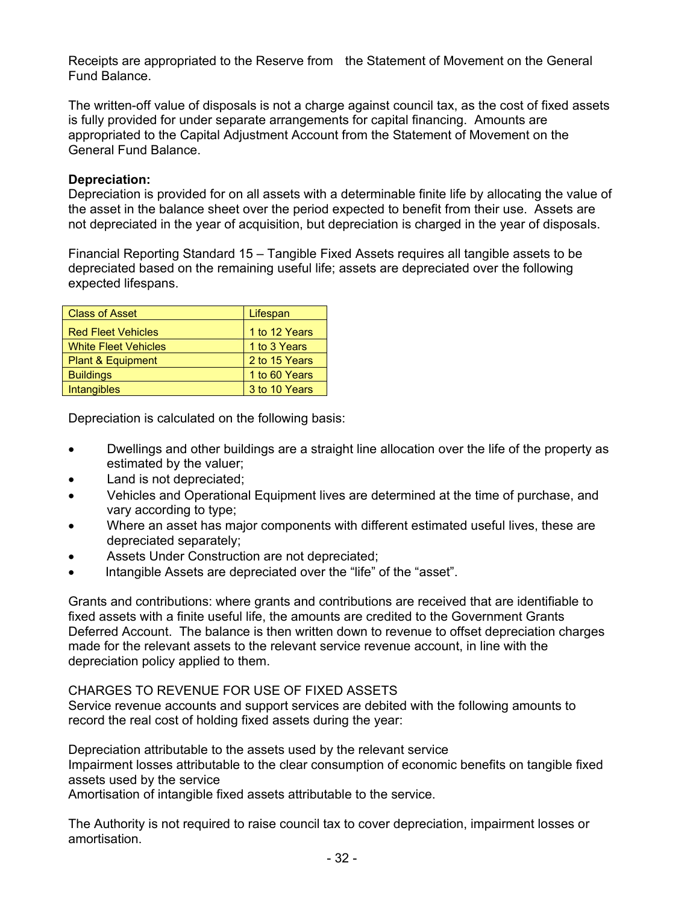Receipts are appropriated to the Reserve from the Statement of Movement on the General Fund Balance.

The written-off value of disposals is not a charge against council tax, as the cost of fixed assets is fully provided for under separate arrangements for capital financing. Amounts are appropriated to the Capital Adjustment Account from the Statement of Movement on the General Fund Balance.

**Depreciation:**
Depreciation is provided for on all assets with a determinable finite life by allocating the value of the asset in the balance sheet over the period expected to benefit from their use. Assets are not depreciated in the year of acquisition, but depreciation is charged in the year of disposals.

Financial Reporting Standard 15 – Tangible Fixed Assets requires all tangible assets to be depreciated based on the remaining useful life; assets are depreciated over the following expected lifespans.

| Class of Asset | Lifespan |
|---|---|
| Red Fleet Vehicles | 1 to 12 Years |
| White Fleet Vehicles | 1 to 3 Years |
| Plant & Equipment | 2 to 15 Years |
| Buildings | 1 to 60 Years |
| Intangibles | 3 to 10 Years |

Depreciation is calculated on the following basis:

- Dwellings and other buildings are a straight line allocation over the life of the property as estimated by the valuer;
- Land is not depreciated;
- Vehicles and Operational Equipment lives are determined at the time of purchase, and vary according to type;
- Where an asset has major components with different estimated useful lives, these are depreciated separately;
- Assets Under Construction are not depreciated;
- Intangible Assets are depreciated over the "life" of the "asset".

Grants and contributions: where grants and contributions are received that are identifiable to fixed assets with a finite useful life, the amounts are credited to the Government Grants Deferred Account. The balance is then written down to revenue to offset depreciation charges made for the relevant assets to the relevant service revenue account, in line with the depreciation policy applied to them.

CHARGES TO REVENUE FOR USE OF FIXED ASSETS
Service revenue accounts and support services are debited with the following amounts to record the real cost of holding fixed assets during the year:

Depreciation attributable to the assets used by the relevant service
Impairment losses attributable to the clear consumption of economic benefits on tangible fixed assets used by the service
Amortisation of intangible fixed assets attributable to the service.

The Authority is not required to raise council tax to cover depreciation, impairment losses or amortisation.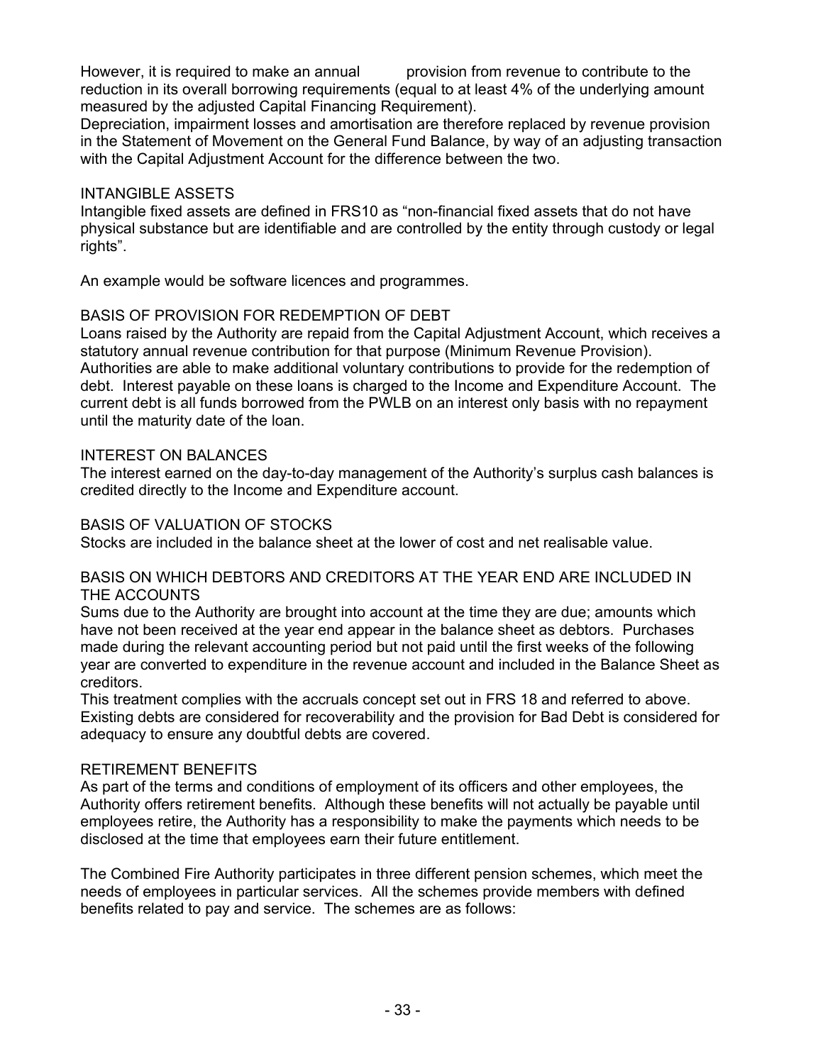However, it is required to make an annual provision from revenue to contribute to the reduction in its overall borrowing requirements (equal to at least 4% of the underlying amount measured by the adjusted Capital Financing Requirement).

Depreciation, impairment losses and amortisation are therefore replaced by revenue provision in the Statement of Movement on the General Fund Balance, by way of an adjusting transaction with the Capital Adjustment Account for the difference between the two.

## INTANGIBLE ASSETS

Intangible fixed assets are defined in FRS10 as "non-financial fixed assets that do not have physical substance but are identifiable and are controlled by the entity through custody or legal rights".

An example would be software licences and programmes.

## BASIS OF PROVISION FOR REDEMPTION OF DEBT

Loans raised by the Authority are repaid from the Capital Adjustment Account, which receives a statutory annual revenue contribution for that purpose (Minimum Revenue Provision). Authorities are able to make additional voluntary contributions to provide for the redemption of debt. Interest payable on these loans is charged to the Income and Expenditure Account. The current debt is all funds borrowed from the PWLB on an interest only basis with no repayment until the maturity date of the loan.

## INTEREST ON BALANCES

The interest earned on the day-to-day management of the Authority's surplus cash balances is credited directly to the Income and Expenditure account.

## BASIS OF VALUATION OF STOCKS

Stocks are included in the balance sheet at the lower of cost and net realisable value.

## BASIS ON WHICH DEBTORS AND CREDITORS AT THE YEAR END ARE INCLUDED IN THE ACCOUNTS

Sums due to the Authority are brought into account at the time they are due; amounts which have not been received at the year end appear in the balance sheet as debtors. Purchases made during the relevant accounting period but not paid until the first weeks of the following year are converted to expenditure in the revenue account and included in the Balance Sheet as creditors.

This treatment complies with the accruals concept set out in FRS 18 and referred to above. Existing debts are considered for recoverability and the provision for Bad Debt is considered for adequacy to ensure any doubtful debts are covered.

## RETIREMENT BENEFITS

As part of the terms and conditions of employment of its officers and other employees, the Authority offers retirement benefits. Although these benefits will not actually be payable until employees retire, the Authority has a responsibility to make the payments which needs to be disclosed at the time that employees earn their future entitlement.

The Combined Fire Authority participates in three different pension schemes, which meet the needs of employees in particular services. All the schemes provide members with defined benefits related to pay and service. The schemes are as follows: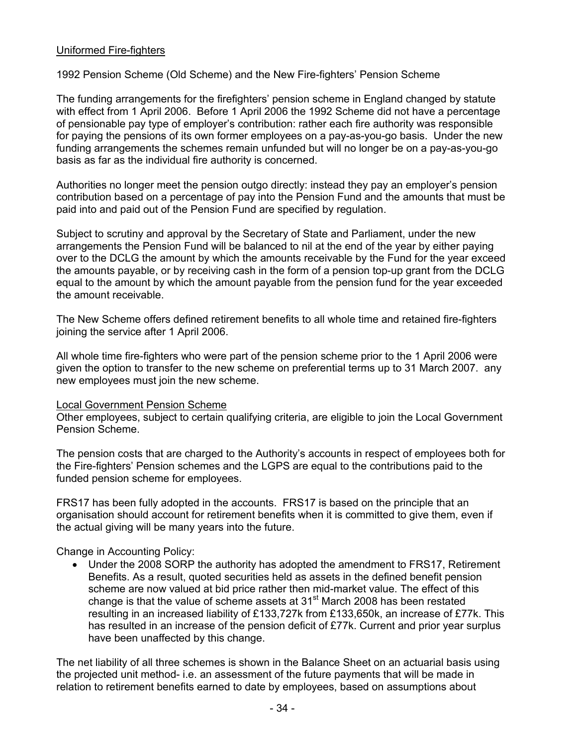Uniformed Fire-fighters

1992 Pension Scheme (Old Scheme) and the New Fire-fighters' Pension Scheme

The funding arrangements for the firefighters' pension scheme in England changed by statute with effect from 1 April 2006. Before 1 April 2006 the 1992 Scheme did not have a percentage of pensionable pay type of employer's contribution: rather each fire authority was responsible for paying the pensions of its own former employees on a pay-as-you-go basis. Under the new funding arrangements the schemes remain unfunded but will no longer be on a pay-as-you-go basis as far as the individual fire authority is concerned.

Authorities no longer meet the pension outgo directly: instead they pay an employer's pension contribution based on a percentage of pay into the Pension Fund and the amounts that must be paid into and paid out of the Pension Fund are specified by regulation.

Subject to scrutiny and approval by the Secretary of State and Parliament, under the new arrangements the Pension Fund will be balanced to nil at the end of the year by either paying over to the DCLG the amount by which the amounts receivable by the Fund for the year exceed the amounts payable, or by receiving cash in the form of a pension top-up grant from the DCLG equal to the amount by which the amount payable from the pension fund for the year exceeded the amount receivable.

The New Scheme offers defined retirement benefits to all whole time and retained fire-fighters joining the service after 1 April 2006.

All whole time fire-fighters who were part of the pension scheme prior to the 1 April 2006 were given the option to transfer to the new scheme on preferential terms up to 31 March 2007. any new employees must join the new scheme.

Local Government Pension Scheme

Other employees, subject to certain qualifying criteria, are eligible to join the Local Government Pension Scheme.

The pension costs that are charged to the Authority's accounts in respect of employees both for the Fire-fighters' Pension schemes and the LGPS are equal to the contributions paid to the funded pension scheme for employees.

FRS17 has been fully adopted in the accounts. FRS17 is based on the principle that an organisation should account for retirement benefits when it is committed to give them, even if the actual giving will be many years into the future.

Change in Accounting Policy:

- Under the 2008 SORP the authority has adopted the amendment to FRS17, Retirement Benefits. As a result, quoted securities held as assets in the defined benefit pension scheme are now valued at bid price rather then mid-market value. The effect of this change is that the value of scheme assets at 31st March 2008 has been restated resulting in an increased liability of £133,727k from £133,650k, an increase of £77k. This has resulted in an increase of the pension deficit of £77k. Current and prior year surplus have been unaffected by this change.

The net liability of all three schemes is shown in the Balance Sheet on an actuarial basis using the projected unit method- i.e. an assessment of the future payments that will be made in relation to retirement benefits earned to date by employees, based on assumptions about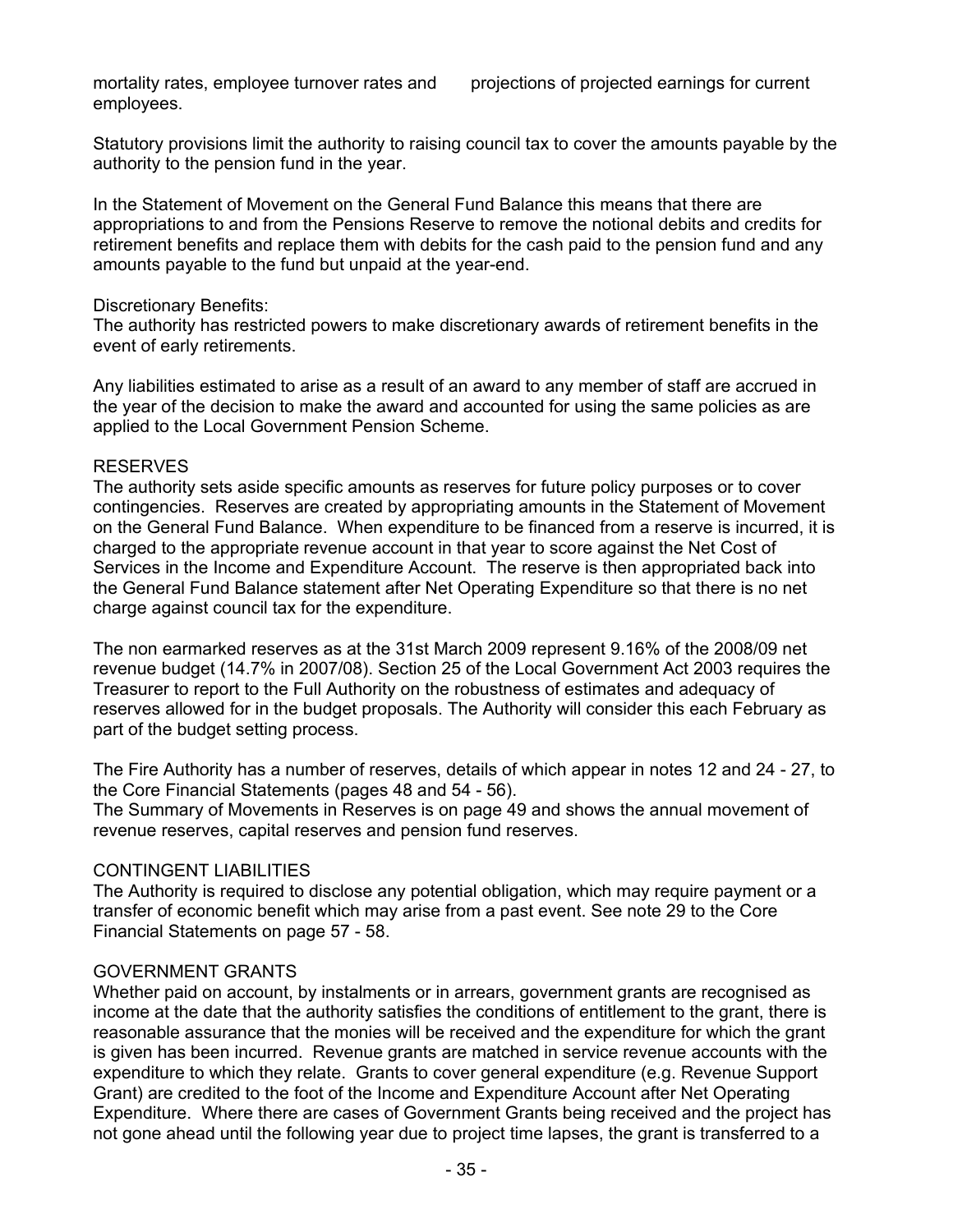mortality rates, employee turnover rates and projections of projected earnings for current employees.

Statutory provisions limit the authority to raising council tax to cover the amounts payable by the authority to the pension fund in the year.

In the Statement of Movement on the General Fund Balance this means that there are appropriations to and from the Pensions Reserve to remove the notional debits and credits for retirement benefits and replace them with debits for the cash paid to the pension fund and any amounts payable to the fund but unpaid at the year-end.

Discretionary Benefits:
The authority has restricted powers to make discretionary awards of retirement benefits in the event of early retirements.

Any liabilities estimated to arise as a result of an award to any member of staff are accrued in the year of the decision to make the award and accounted for using the same policies as are applied to the Local Government Pension Scheme.

## RESERVES

The authority sets aside specific amounts as reserves for future policy purposes or to cover contingencies. Reserves are created by appropriating amounts in the Statement of Movement on the General Fund Balance. When expenditure to be financed from a reserve is incurred, it is charged to the appropriate revenue account in that year to score against the Net Cost of Services in the Income and Expenditure Account. The reserve is then appropriated back into the General Fund Balance statement after Net Operating Expenditure so that there is no net charge against council tax for the expenditure.

The non earmarked reserves as at the 31st March 2009 represent 9.16% of the 2008/09 net revenue budget (14.7% in 2007/08). Section 25 of the Local Government Act 2003 requires the Treasurer to report to the Full Authority on the robustness of estimates and adequacy of reserves allowed for in the budget proposals. The Authority will consider this each February as part of the budget setting process.

The Fire Authority has a number of reserves, details of which appear in notes 12 and 24 - 27, to the Core Financial Statements (pages 48 and 54 - 56).
The Summary of Movements in Reserves is on page 49 and shows the annual movement of revenue reserves, capital reserves and pension fund reserves.

## CONTINGENT LIABILITIES

The Authority is required to disclose any potential obligation, which may require payment or a transfer of economic benefit which may arise from a past event. See note 29 to the Core Financial Statements on page 57 - 58.

## GOVERNMENT GRANTS

Whether paid on account, by instalments or in arrears, government grants are recognised as income at the date that the authority satisfies the conditions of entitlement to the grant, there is reasonable assurance that the monies will be received and the expenditure for which the grant is given has been incurred. Revenue grants are matched in service revenue accounts with the expenditure to which they relate. Grants to cover general expenditure (e.g. Revenue Support Grant) are credited to the foot of the Income and Expenditure Account after Net Operating Expenditure. Where there are cases of Government Grants being received and the project has not gone ahead until the following year due to project time lapses, the grant is transferred to a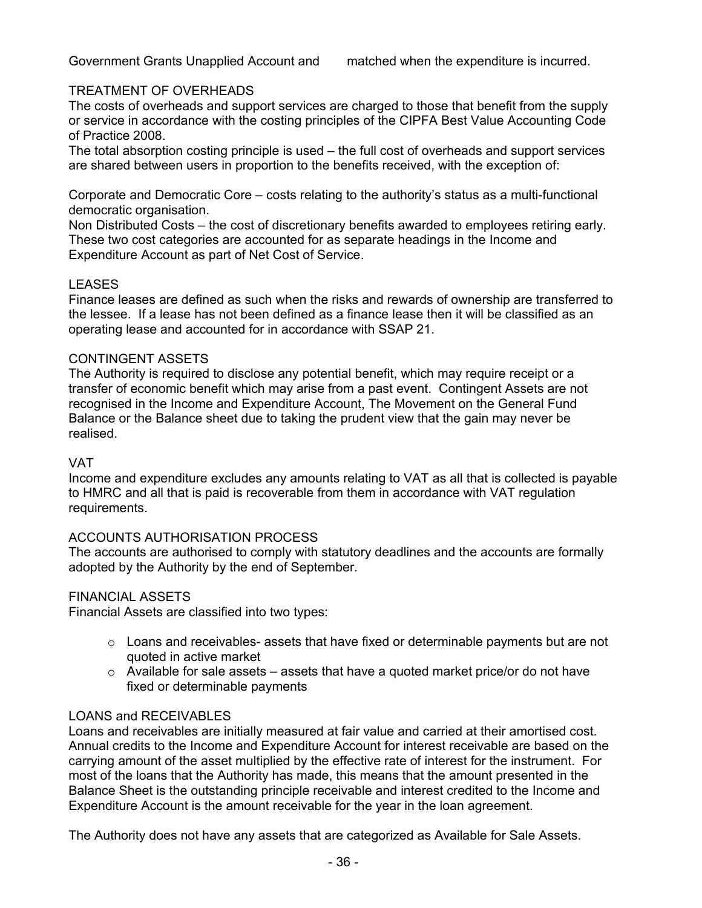Government Grants Unapplied Account and matched when the expenditure is incurred.

## TREATMENT OF OVERHEADS

The costs of overheads and support services are charged to those that benefit from the supply or service in accordance with the costing principles of the CIPFA Best Value Accounting Code of Practice 2008.

The total absorption costing principle is used – the full cost of overheads and support services are shared between users in proportion to the benefits received, with the exception of:

Corporate and Democratic Core – costs relating to the authority's status as a multi-functional democratic organisation.

Non Distributed Costs – the cost of discretionary benefits awarded to employees retiring early.

These two cost categories are accounted for as separate headings in the Income and Expenditure Account as part of Net Cost of Service.

## LEASES

Finance leases are defined as such when the risks and rewards of ownership are transferred to the lessee. If a lease has not been defined as a finance lease then it will be classified as an operating lease and accounted for in accordance with SSAP 21.

## CONTINGENT ASSETS

The Authority is required to disclose any potential benefit, which may require receipt or a transfer of economic benefit which may arise from a past event. Contingent Assets are not recognised in the Income and Expenditure Account, The Movement on the General Fund Balance or the Balance sheet due to taking the prudent view that the gain may never be realised.

## VAT

Income and expenditure excludes any amounts relating to VAT as all that is collected is payable to HMRC and all that is paid is recoverable from them in accordance with VAT regulation requirements.

## ACCOUNTS AUTHORISATION PROCESS

The accounts are authorised to comply with statutory deadlines and the accounts are formally adopted by the Authority by the end of September.

## FINANCIAL ASSETS

Financial Assets are classified into two types:

- Loans and receivables- assets that have fixed or determinable payments but are not quoted in active market
- Available for sale assets – assets that have a quoted market price/or do not have fixed or determinable payments

## LOANS and RECEIVABLES

Loans and receivables are initially measured at fair value and carried at their amortised cost. Annual credits to the Income and Expenditure Account for interest receivable are based on the carrying amount of the asset multiplied by the effective rate of interest for the instrument. For most of the loans that the Authority has made, this means that the amount presented in the Balance Sheet is the outstanding principle receivable and interest credited to the Income and Expenditure Account is the amount receivable for the year in the loan agreement.

The Authority does not have any assets that are categorized as Available for Sale Assets.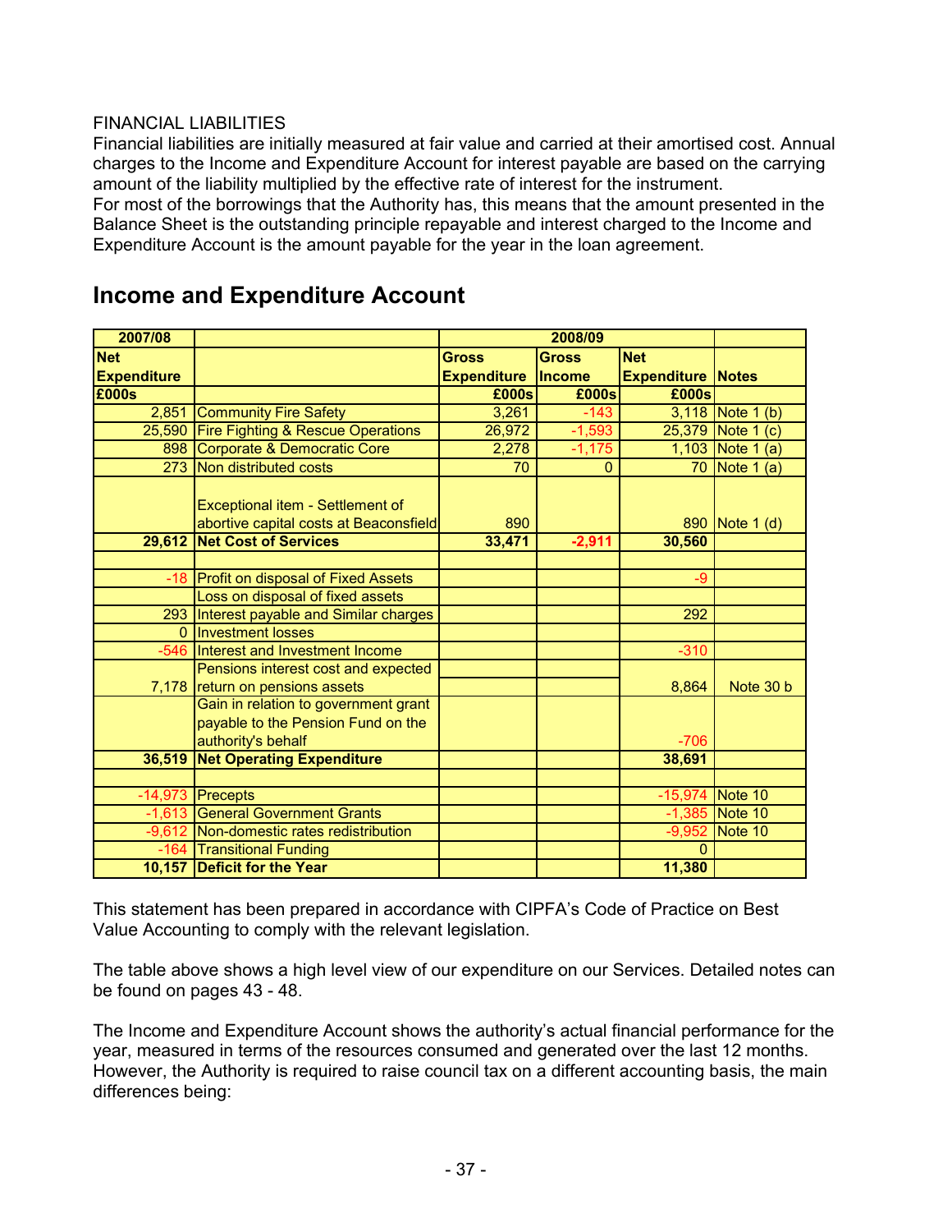FINANCIAL LIABILITIES

Financial liabilities are initially measured at fair value and carried at their amortised cost. Annual charges to the Income and Expenditure Account for interest payable are based on the carrying amount of the liability multiplied by the effective rate of interest for the instrument.

For most of the borrowings that the Authority has, this means that the amount presented in the Balance Sheet is the outstanding principle repayable and interest charged to the Income and Expenditure Account is the amount payable for the year in the loan agreement.

## Income and Expenditure Account

| 2007/08 | | 2008/09 | | | |
|---|---|---|---|---|---|
| Net Expenditure | | Gross Expenditure | Gross Income | Net Expenditure | Notes |
| £000s | | £000s | £000s | £000s | |
| 2,851 | Community Fire Safety | 3,261 | -143 | 3,118 | Note 1 (b) |
| 25,590 | Fire Fighting & Rescue Operations | 26,972 | -1,593 | 25,379 | Note 1 (c) |
| 898 | Corporate & Democratic Core | 2,278 | -1,175 | 1,103 | Note 1 (a) |
| 273 | Non distributed costs | 70 | 0 | 70 | Note 1 (a) |
| | Exceptional item - Settlement of abortive capital costs at Beaconsfield | 890 | | 890 | Note 1 (d) |
| **29,612** | **Net Cost of Services** | **33,471** | **-2,911** | **30,560** | |
| | | | | | |
| -18 | Profit on disposal of Fixed Assets | | | -9 | |
| | Loss on disposal of fixed assets | | | | |
| 293 | Interest payable and Similar charges | | | 292 | |
| 0 | Investment losses | | | | |
| -546 | Interest and Investment Income | | | -310 | |
| 7,178 | Pensions interest cost and expected return on pensions assets | | | 8,864 | Note 30 b |
| | Gain in relation to government grant payable to the Pension Fund on the authority's behalf | | | -706 | |
| **36,519** | **Net Operating Expenditure** | | | **38,691** | |
| | | | | | |
| -14,973 | Precepts | | | -15,974 | Note 10 |
| -1,613 | General Government Grants | | | -1,385 | Note 10 |
| -9,612 | Non-domestic rates redistribution | | | -9,952 | Note 10 |
| -164 | Transitional Funding | | | 0 | |
| **10,157** | **Deficit for the Year** | | | **11,380** | |

This statement has been prepared in accordance with CIPFA's Code of Practice on Best Value Accounting to comply with the relevant legislation.

The table above shows a high level view of our expenditure on our Services. Detailed notes can be found on pages 43 - 48.

The Income and Expenditure Account shows the authority's actual financial performance for the year, measured in terms of the resources consumed and generated over the last 12 months. However, the Authority is required to raise council tax on a different accounting basis, the main differences being: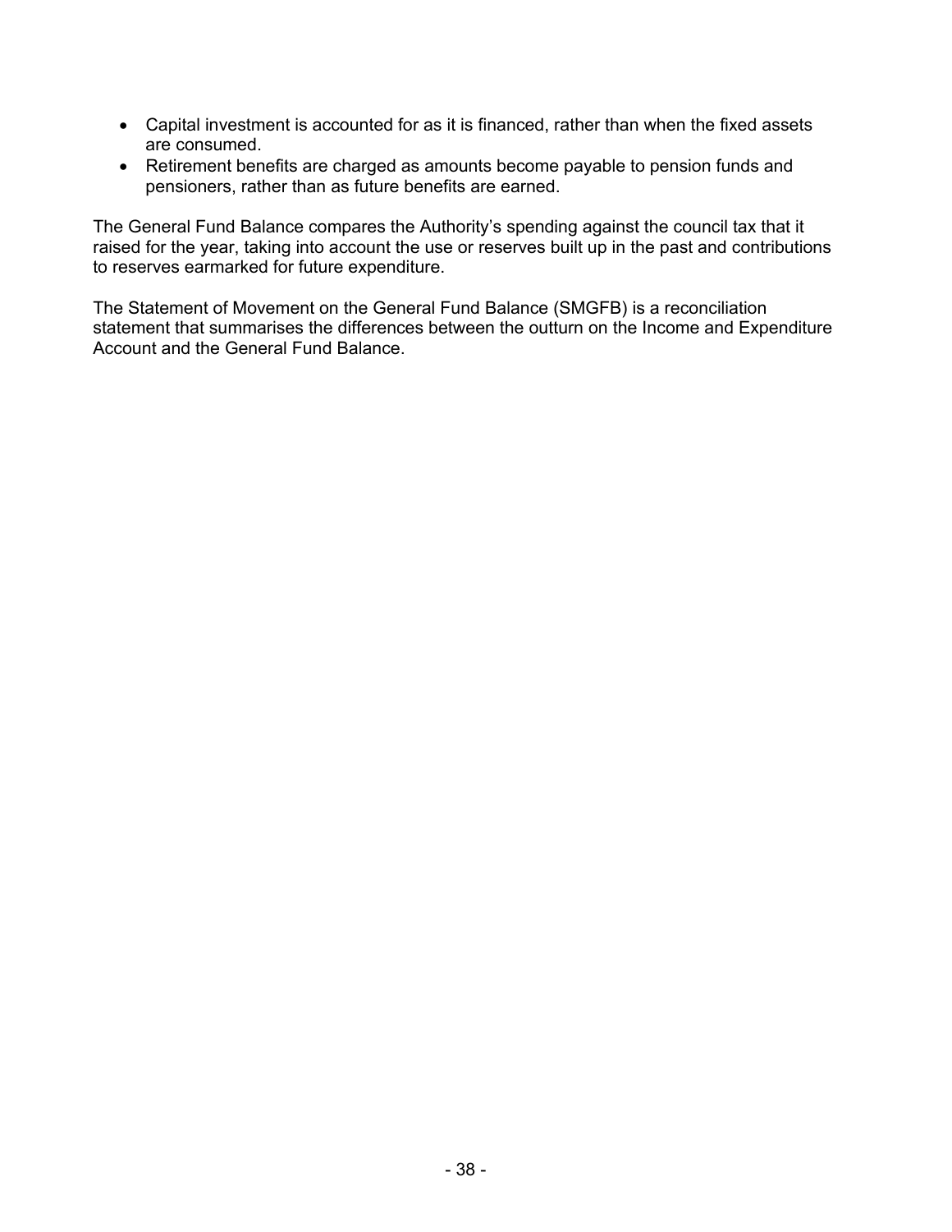- Capital investment is accounted for as it is financed, rather than when the fixed assets are consumed.
- Retirement benefits are charged as amounts become payable to pension funds and pensioners, rather than as future benefits are earned.

The General Fund Balance compares the Authority's spending against the council tax that it raised for the year, taking into account the use or reserves built up in the past and contributions to reserves earmarked for future expenditure.

The Statement of Movement on the General Fund Balance (SMGFB) is a reconciliation statement that summarises the differences between the outturn on the Income and Expenditure Account and the General Fund Balance.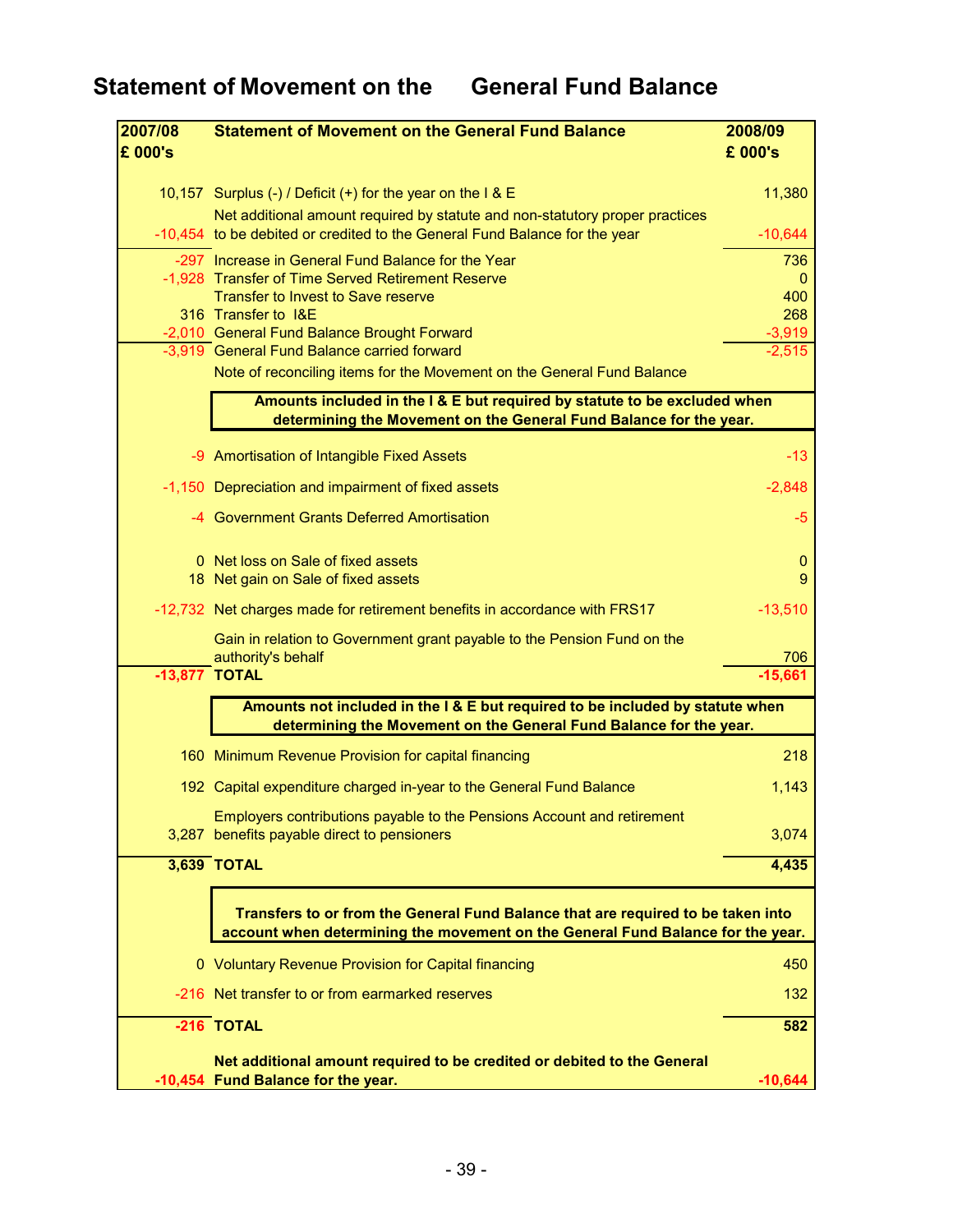# Statement of Movement on the General Fund Balance

| 2007/08 £ 000's | Statement of Movement on the General Fund Balance | 2008/09 £ 000's |
|---|---|---|
| 10,157 | Surplus (-) / Deficit (+) for the year on the I & E | 11,380 |
| -10,454 | Net additional amount required by statute and non-statutory proper practices to be debited or credited to the General Fund Balance for the year | -10,644 |
| -297 | Increase in General Fund Balance for the Year | 736 |
| -1,928 | Transfer of Time Served Retirement Reserve | 0 |
| | Transfer to Invest to Save reserve | 400 |
| 316 | Transfer to I&E | 268 |
| -2,010 | General Fund Balance Brought Forward | -3,919 |
| -3,919 | General Fund Balance carried forward | -2,515 |
| | Note of reconciling items for the Movement on the General Fund Balance | |
| | **Amounts included in the I & E but required by statute to be excluded when determining the Movement on the General Fund Balance for the year.** | |
| -9 | Amortisation of Intangible Fixed Assets | -13 |
| -1,150 | Depreciation and impairment of fixed assets | -2,848 |
| -4 | Government Grants Deferred Amortisation | -5 |
| 0 | Net loss on Sale of fixed assets | 0 |
| 18 | Net gain on Sale of fixed assets | 9 |
| -12,732 | Net charges made for retirement benefits in accordance with FRS17 | -13,510 |
| | Gain in relation to Government grant payable to the Pension Fund on the authority's behalf | 706 |
| **-13,877** | **TOTAL** | **-15,661** |
| | **Amounts not included in the I & E but required to be included by statute when determining the Movement on the General Fund Balance for the year.** | |
| 160 | Minimum Revenue Provision for capital financing | 218 |
| 192 | Capital expenditure charged in-year to the General Fund Balance | 1,143 |
| 3,287 | Employers contributions payable to the Pensions Account and retirement benefits payable direct to pensioners | 3,074 |
| **3,639** | **TOTAL** | **4,435** |
| | **Transfers to or from the General Fund Balance that are required to be taken into account when determining the movement on the General Fund Balance for the year.** | |
| 0 | Voluntary Revenue Provision for Capital financing | 450 |
| -216 | Net transfer to or from earmarked reserves | 132 |
| **-216** | **TOTAL** | **582** |
| **-10,454** | **Net additional amount required to be credited or debited to the General Fund Balance for the year.** | **-10,644** |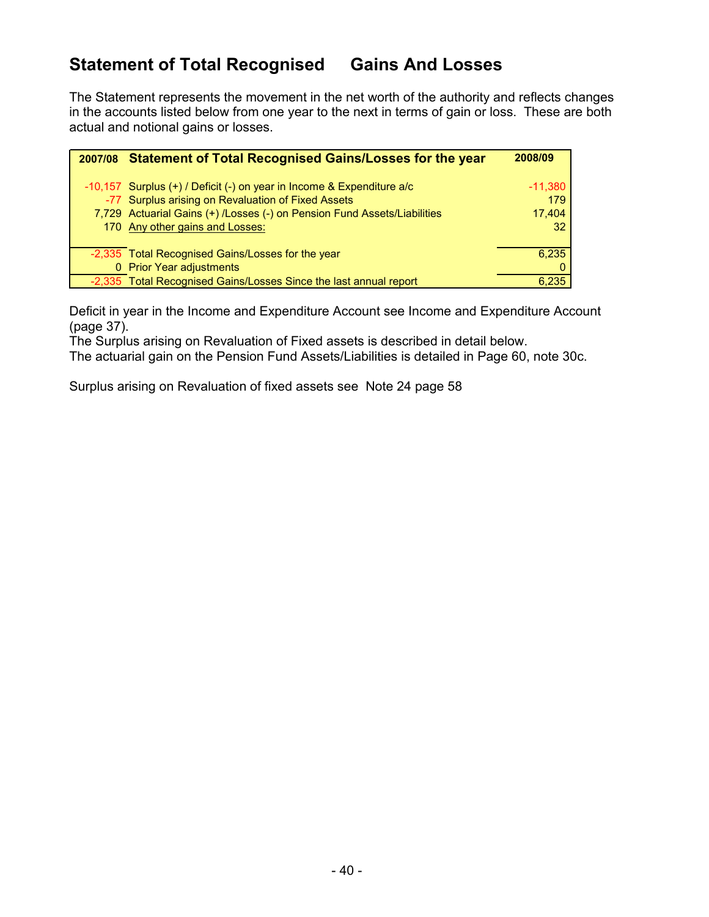# Statement of Total Recognised Gains And Losses

The Statement represents the movement in the net worth of the authority and reflects changes in the accounts listed below from one year to the next in terms of gain or loss. These are both actual and notional gains or losses.

| 2007/08 | Statement of Total Recognised Gains/Losses for the year | 2008/09 |
|---|---|---|
| -10,157 | Surplus (+) / Deficit (-) on year in Income & Expenditure a/c | -11,380 |
| -77 | Surplus arising on Revaluation of Fixed Assets | 179 |
| 7,729 | Actuarial Gains (+) /Losses (-) on Pension Fund Assets/Liabilities | 17,404 |
| 170 | Any other gains and Losses: | 32 |
| -2,335 | Total Recognised Gains/Losses for the year | 6,235 |
| 0 | Prior Year adjustments | 0 |
| -2,335 | Total Recognised Gains/Losses Since the last annual report | 6,235 |

Deficit in year in the Income and Expenditure Account see Income and Expenditure Account (page 37).
The Surplus arising on Revaluation of Fixed assets is described in detail below.
The actuarial gain on the Pension Fund Assets/Liabilities is detailed in Page 60, note 30c.

Surplus arising on Revaluation of fixed assets see Note 24 page 58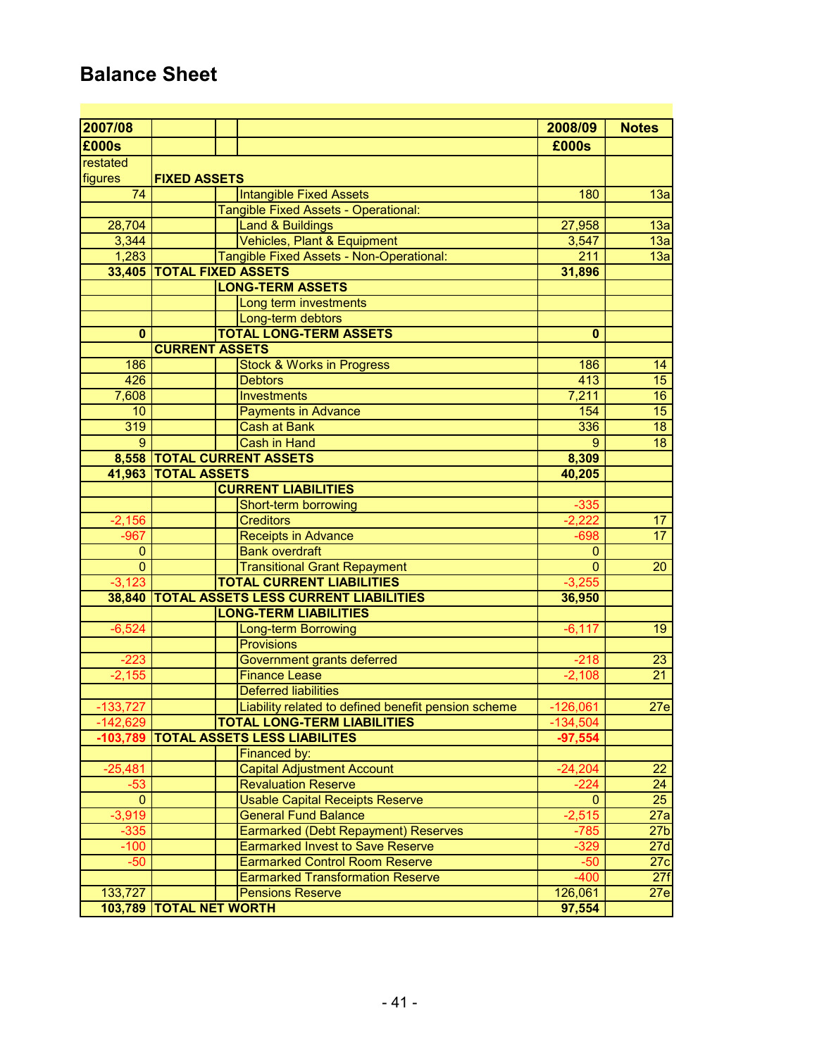## Balance Sheet

| 2007/08 | | | | 2008/09 | Notes |
|---|---|---|---|---|---|
| £000s | | | | £000s | |
| restated figures | FIXED ASSETS | | | | |
| 74 | | | Intangible Fixed Assets | 180 | 13a |
| | | Tangible Fixed Assets - Operational: | | | |
| 28,704 | | | Land & Buildings | 27,958 | 13a |
| 3,344 | | | Vehicles, Plant & Equipment | 3,547 | 13a |
| 1,283 | | Tangible Fixed Assets - Non-Operational: | | 211 | 13a |
| **33,405** | **TOTAL FIXED ASSETS** | | | **31,896** | |
| | | **LONG-TERM ASSETS** | | | |
| | | | Long term investments | | |
| | | | Long-term debtors | | |
| **0** | | **TOTAL LONG-TERM ASSETS** | | **0** | |
| | **CURRENT ASSETS** | | | | |
| 186 | | | Stock & Works in Progress | 186 | 14 |
| 426 | | | Debtors | 413 | 15 |
| 7,608 | | | Investments | 7,211 | 16 |
| 10 | | | Payments in Advance | 154 | 15 |
| 319 | | | Cash at Bank | 336 | 18 |
| 9 | | | Cash in Hand | 9 | 18 |
| **8,558** | **TOTAL CURRENT ASSETS** | | | **8,309** | |
| **41,963** | **TOTAL ASSETS** | | | **40,205** | |
| | | **CURRENT LIABILITIES** | | | |
| | | | Short-term borrowing | -335 | |
| -2,156 | | | Creditors | -2,222 | 17 |
| -967 | | | Receipts in Advance | -698 | 17 |
| 0 | | | Bank overdraft | 0 | |
| 0 | | | Transitional Grant Repayment | 0 | 20 |
| -3,123 | | **TOTAL CURRENT LIABILITIES** | | -3,255 | |
| **38,840** | **TOTAL ASSETS LESS CURRENT LIABILITIES** | | | **36,950** | |
| | | **LONG-TERM LIABILITIES** | | | |
| -6,524 | | | Long-term Borrowing | -6,117 | 19 |
| | | | Provisions | | |
| -223 | | | Government grants deferred | -218 | 23 |
| -2,155 | | | Finance Lease | -2,108 | 21 |
| | | | Deferred liabilities | | |
| -133,727 | | | Liability related to defined benefit pension scheme | -126,061 | 27e |
| -142,629 | | **TOTAL LONG-TERM LIABILITIES** | | -134,504 | |
| **-103,789** | **TOTAL ASSETS LESS LIABILITES** | | | **-97,554** | |
| | | | Financed by: | | |
| -25,481 | | | Capital Adjustment Account | -24,204 | 22 |
| -53 | | | Revaluation Reserve | -224 | 24 |
| 0 | | | Usable Capital Receipts Reserve | 0 | 25 |
| -3,919 | | | General Fund Balance | -2,515 | 27a |
| -335 | | | Earmarked (Debt Repayment) Reserves | -785 | 27b |
| -100 | | | Earmarked Invest to Save Reserve | -329 | 27d |
| -50 | | | Earmarked Control Room Reserve | -50 | 27c |
| | | | Earmarked Transformation Reserve | -400 | 27f |
| 133,727 | | | Pensions Reserve | 126,061 | 27e |
| **103,789** | **TOTAL NET WORTH** | | | **97,554** | |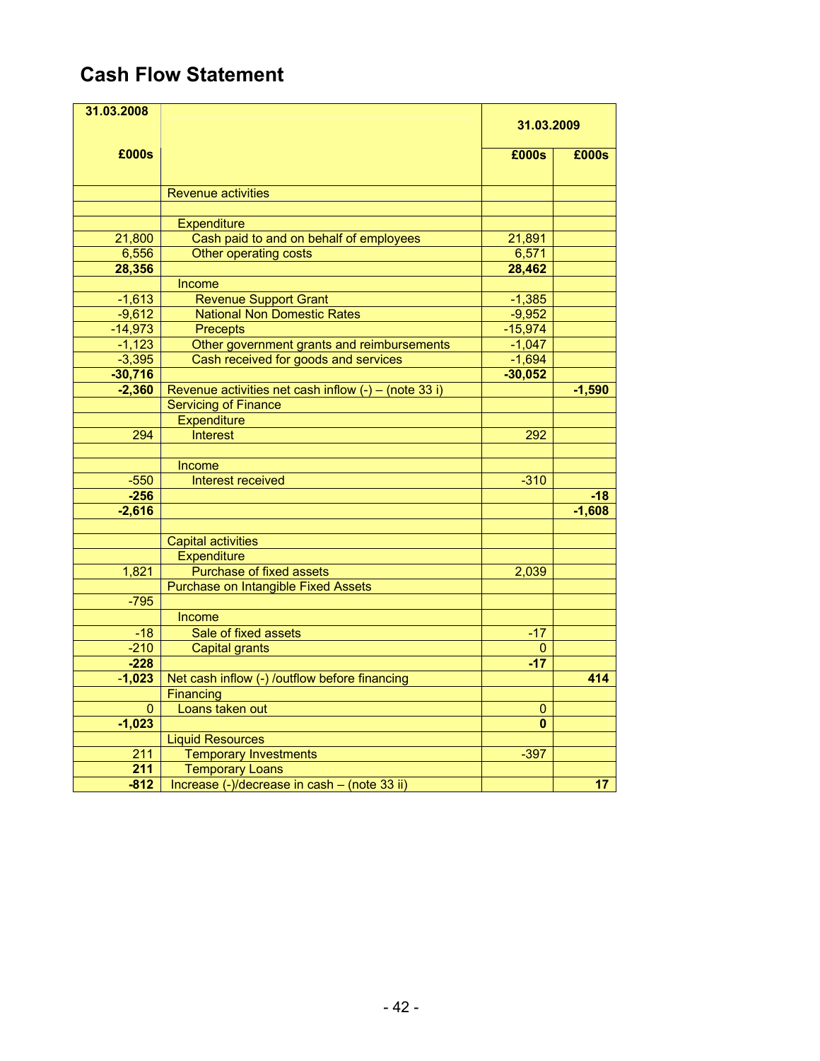# Cash Flow Statement

| 31.03.2008 £000s | | 31.03.2009 £000s | 31.03.2009 £000s |
|---|---|---|---|
| | Revenue activities | | |
| | | | |
| | Expenditure | | |
| 21,800 | Cash paid to and on behalf of employees | 21,891 | |
| 6,556 | Other operating costs | 6,571 | |
| **28,356** | | **28,462** | |
| | Income | | |
| -1,613 | Revenue Support Grant | -1,385 | |
| -9,612 | National Non Domestic Rates | -9,952 | |
| -14,973 | Precepts | -15,974 | |
| -1,123 | Other government grants and reimbursements | -1,047 | |
| -3,395 | Cash received for goods and services | -1,694 | |
| **-30,716** | | **-30,052** | |
| **-2,360** | Revenue activities net cash inflow (-) – (note 33 i) | | **-1,590** |
| | Servicing of Finance | | |
| | Expenditure | | |
| 294 | Interest | 292 | |
| | | | |
| | Income | | |
| -550 | Interest received | -310 | |
| **-256** | | | **-18** |
| **-2,616** | | | **-1,608** |
| | | | |
| | Capital activities | | |
| | Expenditure | | |
| 1,821 | Purchase of fixed assets | 2,039 | |
| | Purchase on Intangible Fixed Assets | | |
| -795 | | | |
| | Income | | |
| -18 | Sale of fixed assets | -17 | |
| -210 | Capital grants | 0 | |
| **-228** | | **-17** | |
| **-1,023** | Net cash inflow (-) /outflow before financing | | **414** |
| | Financing | | |
| 0 | Loans taken out | 0 | |
| **-1,023** | | **0** | |
| | Liquid Resources | | |
| 211 | Temporary Investments | -397 | |
| **211** | Temporary Loans | | |
| **-812** | Increase (-)/decrease in cash – (note 33 ii) | | **17** |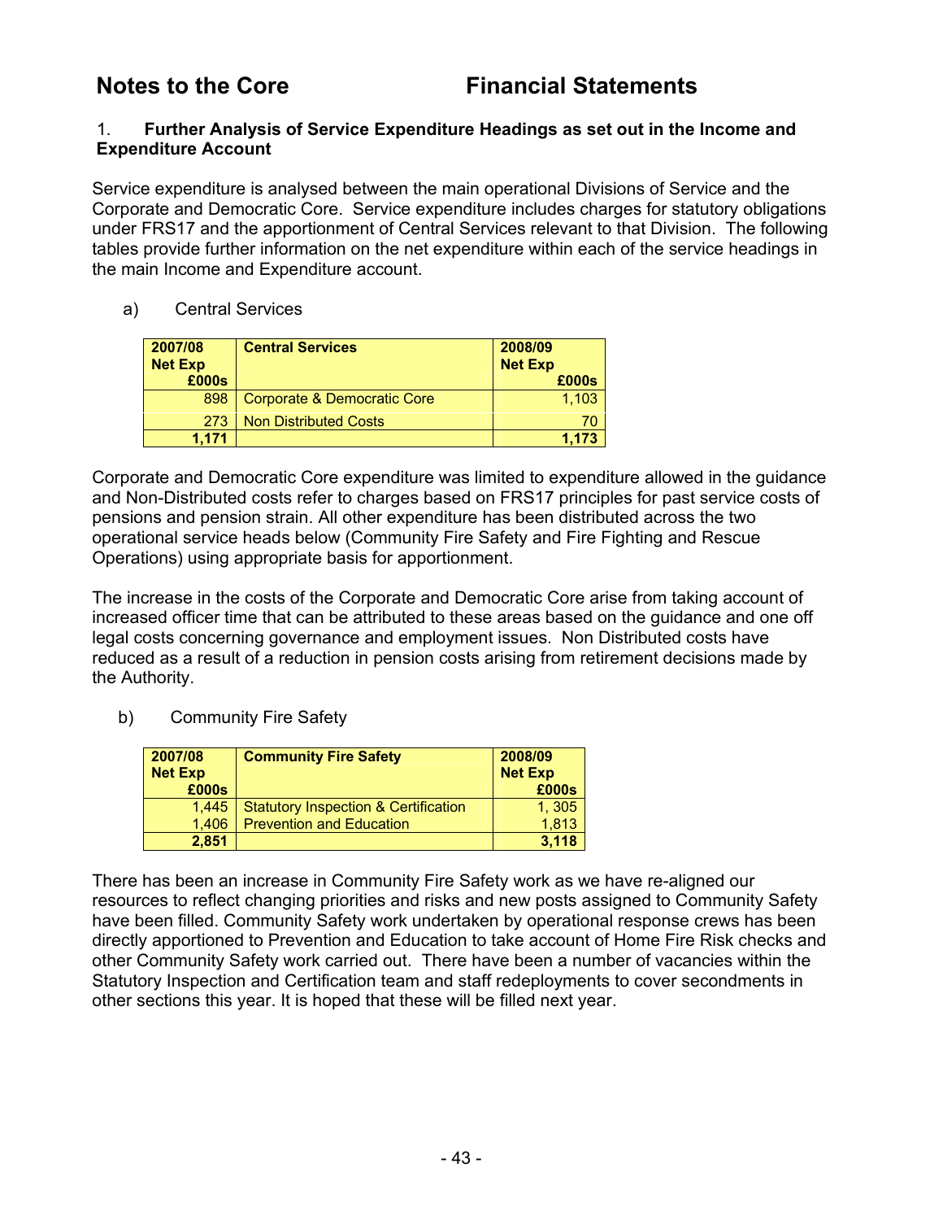# Notes to the Core Financial Statements

### 1. Further Analysis of Service Expenditure Headings as set out in the Income and Expenditure Account

Service expenditure is analysed between the main operational Divisions of Service and the Corporate and Democratic Core. Service expenditure includes charges for statutory obligations under FRS17 and the apportionment of Central Services relevant to that Division. The following tables provide further information on the net expenditure within each of the service headings in the main Income and Expenditure account.

a) Central Services

| 2007/08 Net Exp £000s | Central Services | 2008/09 Net Exp £000s |
|---|---|---|
| 898 | Corporate & Democratic Core | 1,103 |
| 273 | Non Distributed Costs | 70 |
| **1,171** | | **1,173** |

Corporate and Democratic Core expenditure was limited to expenditure allowed in the guidance and Non-Distributed costs refer to charges based on FRS17 principles for past service costs of pensions and pension strain. All other expenditure has been distributed across the two operational service heads below (Community Fire Safety and Fire Fighting and Rescue Operations) using appropriate basis for apportionment.

The increase in the costs of the Corporate and Democratic Core arise from taking account of increased officer time that can be attributed to these areas based on the guidance and one off legal costs concerning governance and employment issues. Non Distributed costs have reduced as a result of a reduction in pension costs arising from retirement decisions made by the Authority.

b) Community Fire Safety

| 2007/08 Net Exp £000s | Community Fire Safety | 2008/09 Net Exp £000s |
|---|---|---|
| 1,445 | Statutory Inspection & Certification | 1, 305 |
| 1,406 | Prevention and Education | 1,813 |
| **2,851** | | **3,118** |

There has been an increase in Community Fire Safety work as we have re-aligned our resources to reflect changing priorities and risks and new posts assigned to Community Safety have been filled. Community Safety work undertaken by operational response crews has been directly apportioned to Prevention and Education to take account of Home Fire Risk checks and other Community Safety work carried out. There have been a number of vacancies within the Statutory Inspection and Certification team and staff redeployments to cover secondments in other sections this year. It is hoped that these will be filled next year.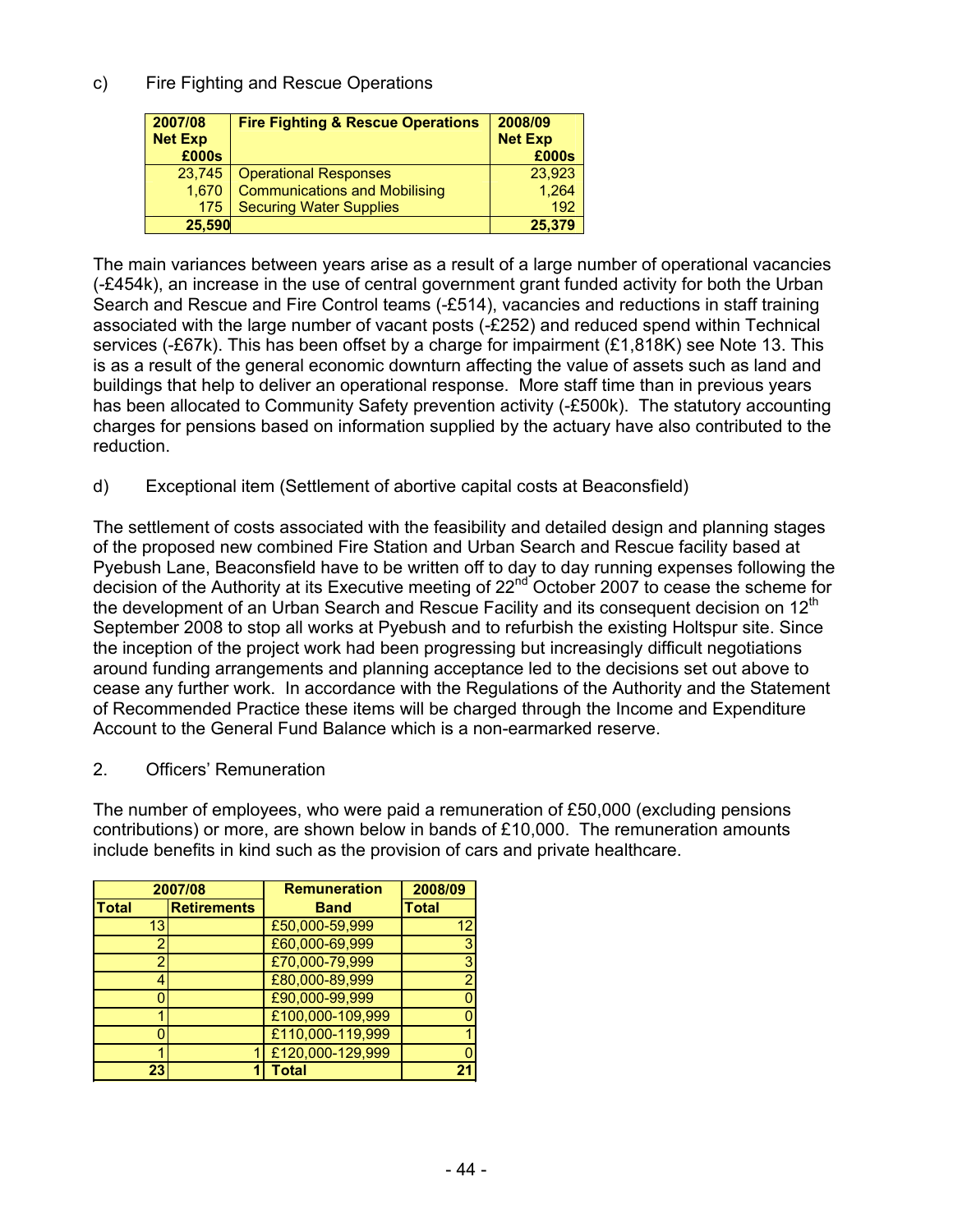c) Fire Fighting and Rescue Operations

| 2007/08 Net Exp £000s | Fire Fighting & Rescue Operations | 2008/09 Net Exp £000s |
|---|---|---|
| 23,745 | Operational Responses | 23,923 |
| 1,670 | Communications and Mobilising | 1,264 |
| 175 | Securing Water Supplies | 192 |
| **25,590** | | **25,379** |

The main variances between years arise as a result of a large number of operational vacancies (-£454k), an increase in the use of central government grant funded activity for both the Urban Search and Rescue and Fire Control teams (-£514), vacancies and reductions in staff training associated with the large number of vacant posts (-£252) and reduced spend within Technical services (-£67k). This has been offset by a charge for impairment (£1,818K) see Note 13. This is as a result of the general economic downturn affecting the value of assets such as land and buildings that help to deliver an operational response. More staff time than in previous years has been allocated to Community Safety prevention activity (-£500k). The statutory accounting charges for pensions based on information supplied by the actuary have also contributed to the reduction.

d) Exceptional item (Settlement of abortive capital costs at Beaconsfield)

The settlement of costs associated with the feasibility and detailed design and planning stages of the proposed new combined Fire Station and Urban Search and Rescue facility based at Pyebush Lane, Beaconsfield have to be written off to day to day running expenses following the decision of the Authority at its Executive meeting of 22nd October 2007 to cease the scheme for the development of an Urban Search and Rescue Facility and its consequent decision on 12th September 2008 to stop all works at Pyebush and to refurbish the existing Holtspur site. Since the inception of the project work had been progressing but increasingly difficult negotiations around funding arrangements and planning acceptance led to the decisions set out above to cease any further work. In accordance with the Regulations of the Authority and the Statement of Recommended Practice these items will be charged through the Income and Expenditure Account to the General Fund Balance which is a non-earmarked reserve.

2. Officers' Remuneration

The number of employees, who were paid a remuneration of £50,000 (excluding pensions contributions) or more, are shown below in bands of £10,000. The remuneration amounts include benefits in kind such as the provision of cars and private healthcare.

| 2007/08 | | Remuneration | 2008/09 |
|---|---|---|---|
| Total | Retirements | Band | Total |
| 13 | | £50,000-59,999 | 12 |
| 2 | | £60,000-69,999 | 3 |
| 2 | | £70,000-79,999 | 3 |
| 4 | | £80,000-89,999 | 2 |
| 0 | | £90,000-99,999 | 0 |
| 1 | | £100,000-109,999 | 0 |
| 0 | | £110,000-119,999 | 1 |
| 1 | 1 | £120,000-129,999 | 0 |
| **23** | **1** | **Total** | **21** |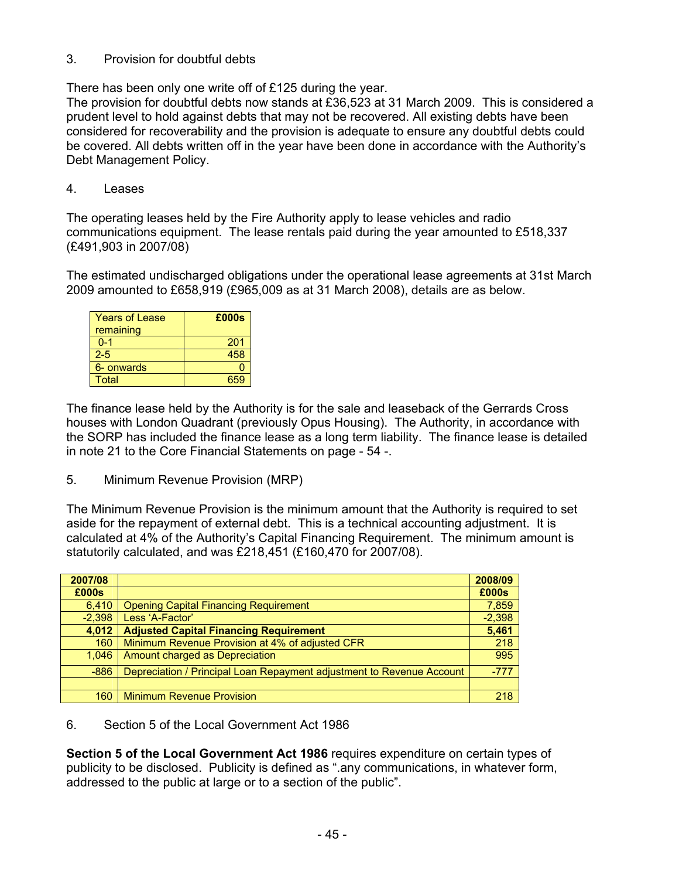3. Provision for doubtful debts

There has been only one write off of £125 during the year.
The provision for doubtful debts now stands at £36,523 at 31 March 2009. This is considered a prudent level to hold against debts that may not be recovered. All existing debts have been considered for recoverability and the provision is adequate to ensure any doubtful debts could be covered. All debts written off in the year have been done in accordance with the Authority's Debt Management Policy.

4. Leases

The operating leases held by the Fire Authority apply to lease vehicles and radio communications equipment. The lease rentals paid during the year amounted to £518,337 (£491,903 in 2007/08)

The estimated undischarged obligations under the operational lease agreements at 31st March 2009 amounted to £658,919 (£965,009 as at 31 March 2008), details are as below.

| Years of Lease remaining | £000s |
|---|---|
| 0-1 | 201 |
| 2-5 | 458 |
| 6- onwards | 0 |
| Total | 659 |

The finance lease held by the Authority is for the sale and leaseback of the Gerrards Cross houses with London Quadrant (previously Opus Housing). The Authority, in accordance with the SORP has included the finance lease as a long term liability. The finance lease is detailed in note 21 to the Core Financial Statements on page - 54 -.

5. Minimum Revenue Provision (MRP)

The Minimum Revenue Provision is the minimum amount that the Authority is required to set aside for the repayment of external debt. This is a technical accounting adjustment. It is calculated at 4% of the Authority's Capital Financing Requirement. The minimum amount is statutorily calculated, and was £218,451 (£160,470 for 2007/08).

| 2007/08 £000s | | 2008/09 £000s |
|---|---|---|
| 6,410 | Opening Capital Financing Requirement | 7,859 |
| -2,398 | Less 'A-Factor' | -2,398 |
| **4,012** | **Adjusted Capital Financing Requirement** | **5,461** |
| 160 | Minimum Revenue Provision at 4% of adjusted CFR | 218 |
| 1,046 | Amount charged as Depreciation | 995 |
| -886 | Depreciation / Principal Loan Repayment adjustment to Revenue Account | -777 |
| | | |
| 160 | Minimum Revenue Provision | 218 |

6. Section 5 of the Local Government Act 1986

**Section 5 of the Local Government Act 1986** requires expenditure on certain types of publicity to be disclosed. Publicity is defined as ".any communications, in whatever form, addressed to the public at large or to a section of the public".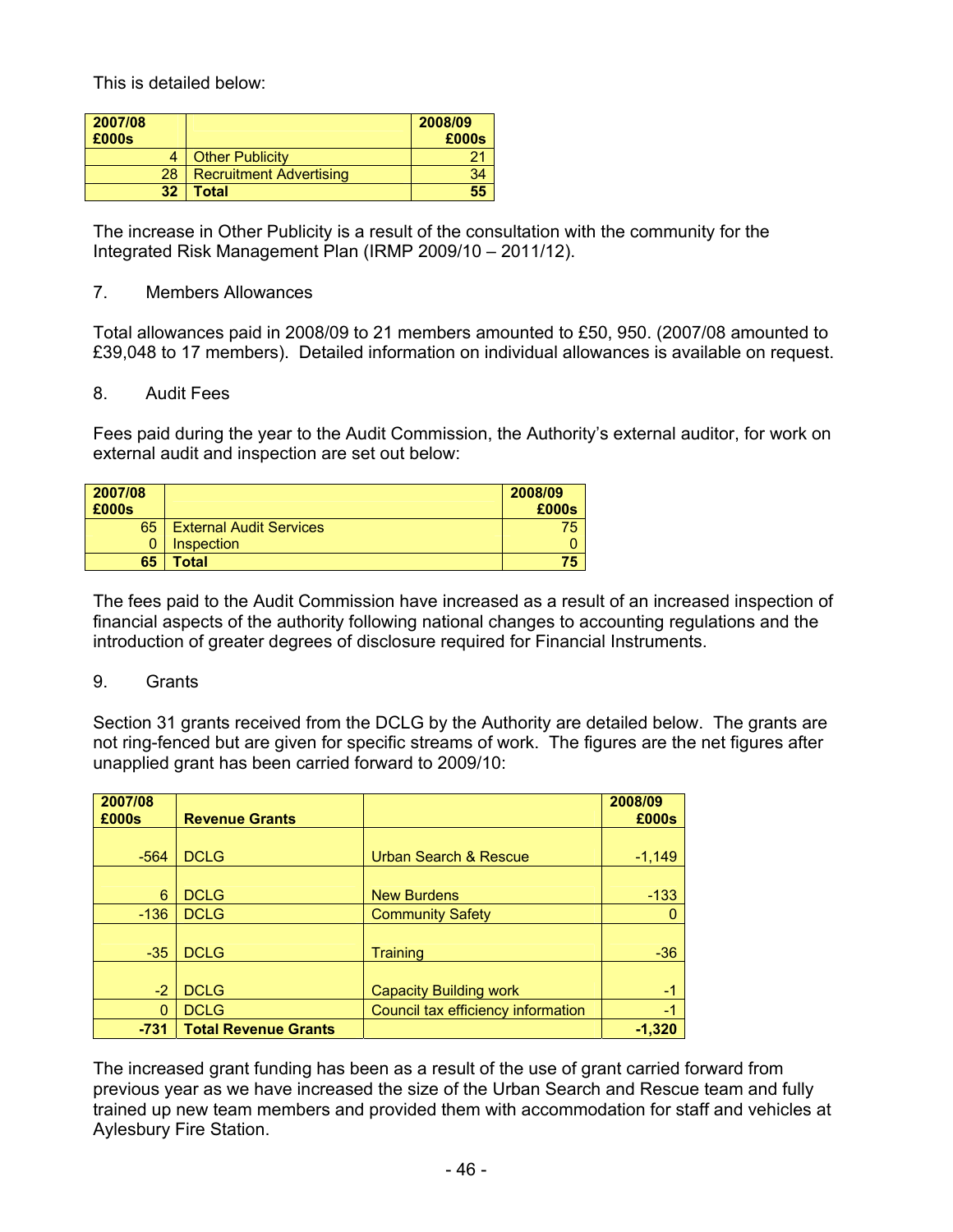This is detailed below:

| 2007/08 £000s | | 2008/09 £000s |
|---|---|---|
| 4 | Other Publicity | 21 |
| 28 | Recruitment Advertising | 34 |
| **32** | **Total** | **55** |

The increase in Other Publicity is a result of the consultation with the community for the Integrated Risk Management Plan (IRMP 2009/10 – 2011/12).

7. Members Allowances

Total allowances paid in 2008/09 to 21 members amounted to £50, 950. (2007/08 amounted to £39,048 to 17 members). Detailed information on individual allowances is available on request.

8. Audit Fees

Fees paid during the year to the Audit Commission, the Authority's external auditor, for work on external audit and inspection are set out below:

| 2007/08 £000s | | 2008/09 £000s |
|---|---|---|
| 65 | External Audit Services | 75 |
| 0 | Inspection | 0 |
| **65** | **Total** | **75** |

The fees paid to the Audit Commission have increased as a result of an increased inspection of financial aspects of the authority following national changes to accounting regulations and the introduction of greater degrees of disclosure required for Financial Instruments.

9. Grants

Section 31 grants received from the DCLG by the Authority are detailed below. The grants are not ring-fenced but are given for specific streams of work. The figures are the net figures after unapplied grant has been carried forward to 2009/10:

| 2007/08 £000s | Revenue Grants | | 2008/09 £000s |
|---|---|---|---|
| -564 | DCLG | Urban Search & Rescue | -1,149 |
| 6 | DCLG | New Burdens | -133 |
| -136 | DCLG | Community Safety | 0 |
| -35 | DCLG | Training | -36 |
| -2 | DCLG | Capacity Building work | -1 |
| 0 | DCLG | Council tax efficiency information | -1 |
| **-731** | **Total Revenue Grants** | | **-1,320** |

The increased grant funding has been as a result of the use of grant carried forward from previous year as we have increased the size of the Urban Search and Rescue team and fully trained up new team members and provided them with accommodation for staff and vehicles at Aylesbury Fire Station.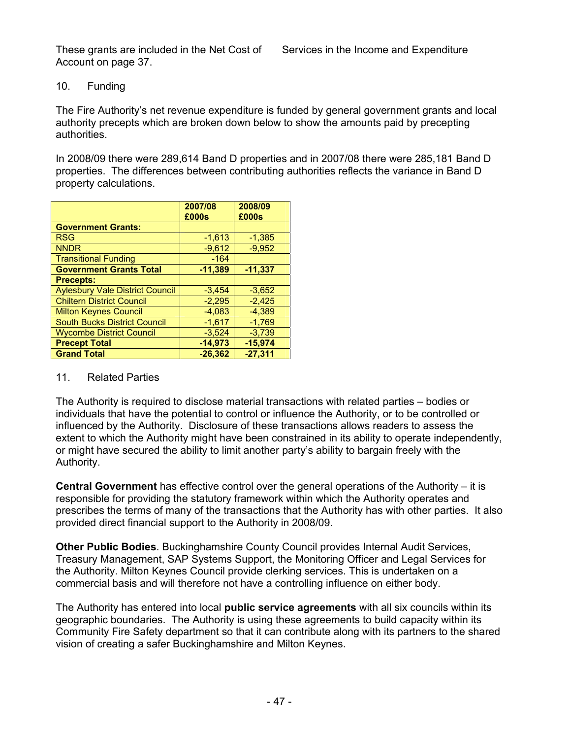These grants are included in the Net Cost of Services in the Income and Expenditure Account on page 37.

10. Funding

The Fire Authority's net revenue expenditure is funded by general government grants and local authority precepts which are broken down below to show the amounts paid by precepting authorities.

In 2008/09 there were 289,614 Band D properties and in 2007/08 there were 285,181 Band D properties. The differences between contributing authorities reflects the variance in Band D property calculations.

| | 2007/08 £000s | 2008/09 £000s |
|---|---|---|
| **Government Grants:** | | |
| RSG | -1,613 | -1,385 |
| NNDR | -9,612 | -9,952 |
| Transitional Funding | -164 | |
| **Government Grants Total** | **-11,389** | **-11,337** |
| **Precepts:** | | |
| Aylesbury Vale District Council | -3,454 | -3,652 |
| Chiltern District Council | -2,295 | -2,425 |
| Milton Keynes Council | -4,083 | -4,389 |
| South Bucks District Council | -1,617 | -1,769 |
| Wycombe District Council | -3,524 | -3,739 |
| **Precept Total** | **-14,973** | **-15,974** |
| **Grand Total** | **-26,362** | **-27,311** |

11. Related Parties

The Authority is required to disclose material transactions with related parties – bodies or individuals that have the potential to control or influence the Authority, or to be controlled or influenced by the Authority. Disclosure of these transactions allows readers to assess the extent to which the Authority might have been constrained in its ability to operate independently, or might have secured the ability to limit another party's ability to bargain freely with the Authority.

**Central Government** has effective control over the general operations of the Authority – it is responsible for providing the statutory framework within which the Authority operates and prescribes the terms of many of the transactions that the Authority has with other parties. It also provided direct financial support to the Authority in 2008/09.

**Other Public Bodies**. Buckinghamshire County Council provides Internal Audit Services, Treasury Management, SAP Systems Support, the Monitoring Officer and Legal Services for the Authority. Milton Keynes Council provide clerking services. This is undertaken on a commercial basis and will therefore not have a controlling influence on either body.

The Authority has entered into local **public service agreements** with all six councils within its geographic boundaries. The Authority is using these agreements to build capacity within its Community Fire Safety department so that it can contribute along with its partners to the shared vision of creating a safer Buckinghamshire and Milton Keynes.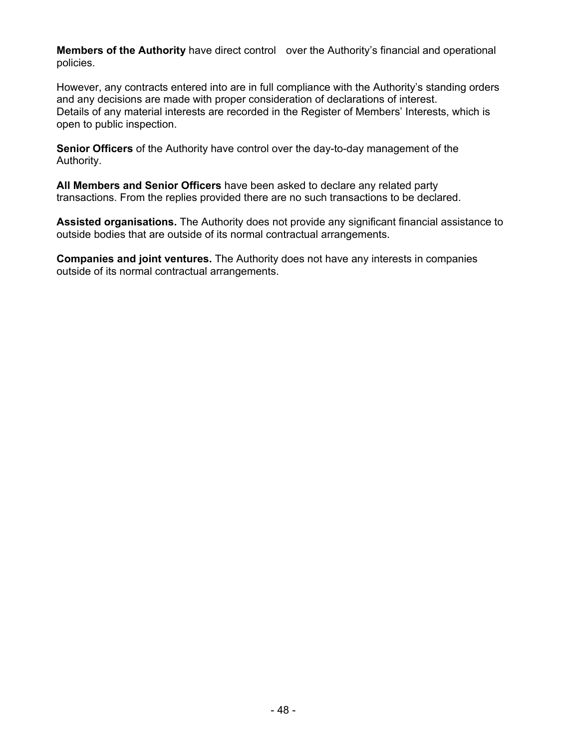**Members of the Authority** have direct control over the Authority's financial and operational policies.

However, any contracts entered into are in full compliance with the Authority's standing orders and any decisions are made with proper consideration of declarations of interest. Details of any material interests are recorded in the Register of Members' Interests, which is open to public inspection.

**Senior Officers** of the Authority have control over the day-to-day management of the Authority.

**All Members and Senior Officers** have been asked to declare any related party transactions. From the replies provided there are no such transactions to be declared.

**Assisted organisations.** The Authority does not provide any significant financial assistance to outside bodies that are outside of its normal contractual arrangements.

**Companies and joint ventures.** The Authority does not have any interests in companies outside of its normal contractual arrangements.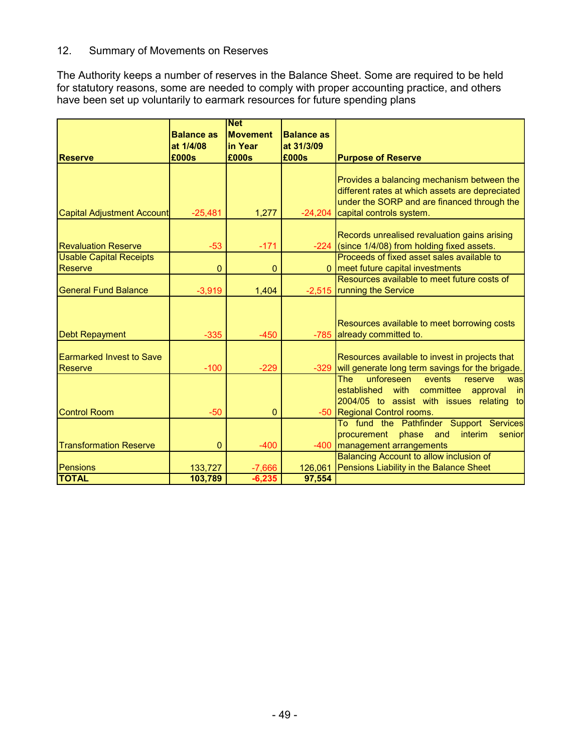## 12. Summary of Movements on Reserves

The Authority keeps a number of reserves in the Balance Sheet. Some are required to be held for statutory reasons, some are needed to comply with proper accounting practice, and others have been set up voluntarily to earmark resources for future spending plans

| Reserve | Balance as at 1/4/08 £000s | Net Movement in Year £000s | Balance as at 31/3/09 £000s | Purpose of Reserve |
|---|---|---|---|---|
| Capital Adjustment Account | -25,481 | 1,277 | -24,204 | Provides a balancing mechanism between the different rates at which assets are depreciated under the SORP and are financed through the capital controls system. |
| Revaluation Reserve | -53 | -171 | -224 | Records unrealised revaluation gains arising (since 1/4/08) from holding fixed assets. |
| Usable Capital Receipts Reserve | 0 | 0 | 0 | Proceeds of fixed asset sales available to meet future capital investments |
| General Fund Balance | -3,919 | 1,404 | -2,515 | Resources available to meet future costs of running the Service |
| Debt Repayment | -335 | -450 | -785 | Resources available to meet borrowing costs already committed to. |
| Earmarked Invest to Save Reserve | -100 | -229 | -329 | Resources available to invest in projects that will generate long term savings for the brigade. |
| Control Room | -50 | 0 | -50 | The unforeseen events reserve was established with committee approval in 2004/05 to assist with issues relating to Regional Control rooms. |
| Transformation Reserve | 0 | -400 | -400 | To fund the Pathfinder Support Services procurement phase and interim senior management arrangements |
| Pensions | 133,727 | -7,666 | 126,061 | Balancing Account to allow inclusion of Pensions Liability in the Balance Sheet |
| **TOTAL** | **103,789** | **-6,235** | **97,554** | |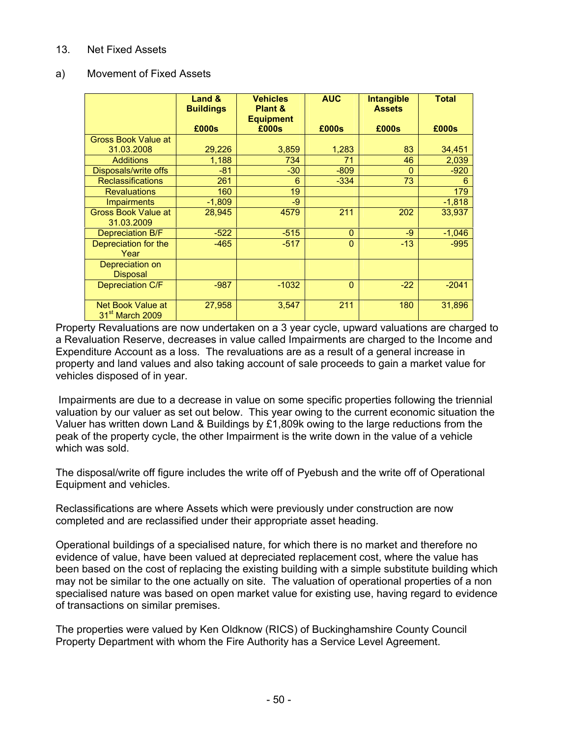13. Net Fixed Assets

a) Movement of Fixed Assets

| | Land & Buildings £000s | Vehicles Plant & Equipment £000s | AUC £000s | Intangible Assets £000s | Total £000s |
|---|---|---|---|---|---|
| Gross Book Value at 31.03.2008 | 29,226 | 3,859 | 1,283 | 83 | 34,451 |
| Additions | 1,188 | 734 | 71 | 46 | 2,039 |
| Disposals/write offs | -81 | -30 | -809 | 0 | -920 |
| Reclassifications | 261 | 6 | -334 | 73 | 6 |
| Revaluations | 160 | 19 | | | 179 |
| Impairments | -1,809 | -9 | | | -1,818 |
| Gross Book Value at 31.03.2009 | 28,945 | 4579 | 211 | 202 | 33,937 |
| Depreciation B/F | -522 | -515 | 0 | -9 | -1,046 |
| Depreciation for the Year | -465 | -517 | 0 | -13 | -995 |
| Depreciation on Disposal | | | | | |
| Depreciation C/F | -987 | -1032 | 0 | -22 | -2041 |
| Net Book Value at 31st March 2009 | 27,958 | 3,547 | 211 | 180 | 31,896 |

Property Revaluations are now undertaken on a 3 year cycle, upward valuations are charged to a Revaluation Reserve, decreases in value called Impairments are charged to the Income and Expenditure Account as a loss. The revaluations are as a result of a general increase in property and land values and also taking account of sale proceeds to gain a market value for vehicles disposed of in year.

Impairments are due to a decrease in value on some specific properties following the triennial valuation by our valuer as set out below. This year owing to the current economic situation the Valuer has written down Land & Buildings by £1,809k owing to the large reductions from the peak of the property cycle, the other Impairment is the write down in the value of a vehicle which was sold.

The disposal/write off figure includes the write off of Pyebush and the write off of Operational Equipment and vehicles.

Reclassifications are where Assets which were previously under construction are now completed and are reclassified under their appropriate asset heading.

Operational buildings of a specialised nature, for which there is no market and therefore no evidence of value, have been valued at depreciated replacement cost, where the value has been based on the cost of replacing the existing building with a simple substitute building which may not be similar to the one actually on site. The valuation of operational properties of a non specialised nature was based on open market value for existing use, having regard to evidence of transactions on similar premises.

The properties were valued by Ken Oldknow (RICS) of Buckinghamshire County Council Property Department with whom the Fire Authority has a Service Level Agreement.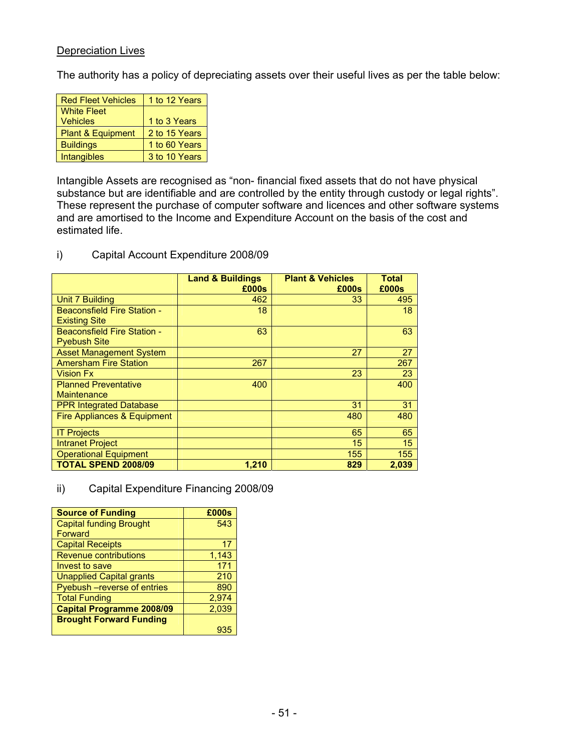## Depreciation Lives

The authority has a policy of depreciating assets over their useful lives as per the table below:

| | |
|---|---|
| Red Fleet Vehicles | 1 to 12 Years |
| White Fleet Vehicles | 1 to 3 Years |
| Plant & Equipment | 2 to 15 Years |
| Buildings | 1 to 60 Years |
| Intangibles | 3 to 10 Years |

Intangible Assets are recognised as “non- financial fixed assets that do not have physical substance but are identifiable and are controlled by the entity through custody or legal rights”. These represent the purchase of computer software and licences and other software systems and are amortised to the Income and Expenditure Account on the basis of the cost and estimated life.

i) Capital Account Expenditure 2008/09

| | Land & Buildings £000s | Plant & Vehicles £000s | Total £000s |
|---|---|---|---|
| Unit 7 Building | 462 | 33 | 495 |
| Beaconsfield Fire Station - Existing Site | 18 | | 18 |
| Beaconsfield Fire Station - Pyebush Site | 63 | | 63 |
| Asset Management System | | 27 | 27 |
| Amersham Fire Station | 267 | | 267 |
| Vision Fx | | 23 | 23 |
| Planned Preventative Maintenance | 400 | | 400 |
| PPR Integrated Database | | 31 | 31 |
| Fire Appliances & Equipment | | 480 | 480 |
| IT Projects | | 65 | 65 |
| Intranet Project | | 15 | 15 |
| Operational Equipment | | 155 | 155 |
| **TOTAL SPEND 2008/09** | **1,210** | **829** | **2,039** |

ii) Capital Expenditure Financing 2008/09

| Source of Funding | £000s |
|---|---|
| Capital funding Brought Forward | 543 |
| Capital Receipts | 17 |
| Revenue contributions | 1,143 |
| Invest to save | 171 |
| Unapplied Capital grants | 210 |
| Pyebush –reverse of entries | 890 |
| Total Funding | 2,974 |
| **Capital Programme 2008/09** | 2,039 |
| **Brought Forward Funding** | 935 |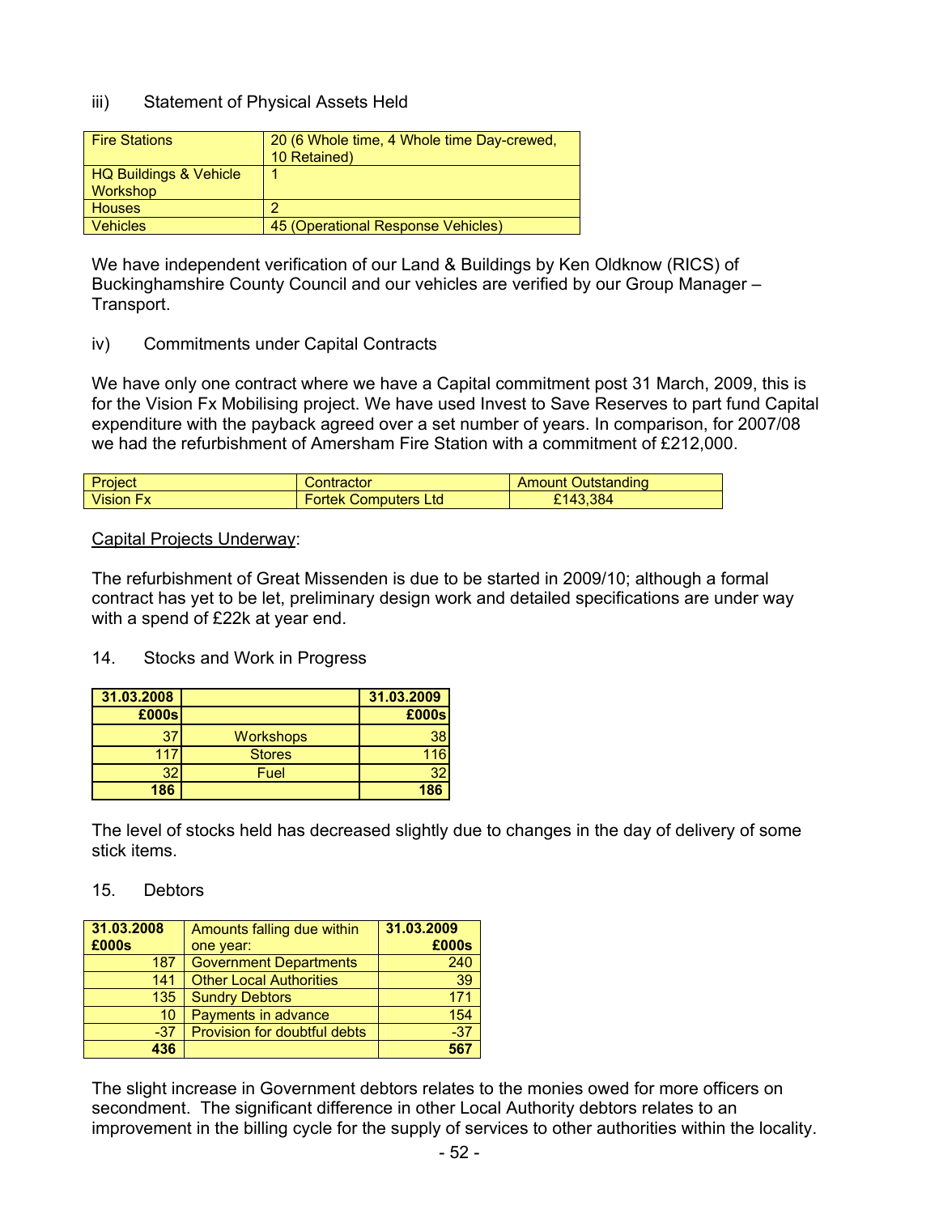iii) Statement of Physical Assets Held

| Fire Stations | 20 (6 Whole time, 4 Whole time Day-crewed, 10 Retained) |
|---|---|
| HQ Buildings & Vehicle Workshop | 1 |
| Houses | 2 |
| Vehicles | 45 (Operational Response Vehicles) |

We have independent verification of our Land & Buildings by Ken Oldknow (RICS) of Buckinghamshire County Council and our vehicles are verified by our Group Manager – Transport.

iv) Commitments under Capital Contracts

We have only one contract where we have a Capital commitment post 31 March, 2009, this is for the Vision Fx Mobilising project. We have used Invest to Save Reserves to part fund Capital expenditure with the payback agreed over a set number of years. In comparison, for 2007/08 we had the refurbishment of Amersham Fire Station with a commitment of £212,000.

| Project | Contractor | Amount Outstanding |
|---|---|---|
| Vision Fx | Fortek Computers Ltd | £143,384 |

Capital Projects Underway:

The refurbishment of Great Missenden is due to be started in 2009/10; although a formal contract has yet to be let, preliminary design work and detailed specifications are under way with a spend of £22k at year end.

14. Stocks and Work in Progress

| 31.03.2008 | | 31.03.2009 |
|---|---|---|
| £000s | | £000s |
| 37 | Workshops | 38 |
| 117 | Stores | 116 |
| 32 | Fuel | 32 |
| **186** | | **186** |

The level of stocks held has decreased slightly due to changes in the day of delivery of some stick items.

15. Debtors

| 31.03.2008 £000s | Amounts falling due within one year: | 31.03.2009 £000s |
|---|---|---|
| 187 | Government Departments | 240 |
| 141 | Other Local Authorities | 39 |
| 135 | Sundry Debtors | 171 |
| 10 | Payments in advance | 154 |
| -37 | Provision for doubtful debts | -37 |
| **436** | | **567** |

The slight increase in Government debtors relates to the monies owed for more officers on secondment. The significant difference in other Local Authority debtors relates to an improvement in the billing cycle for the supply of services to other authorities within the locality.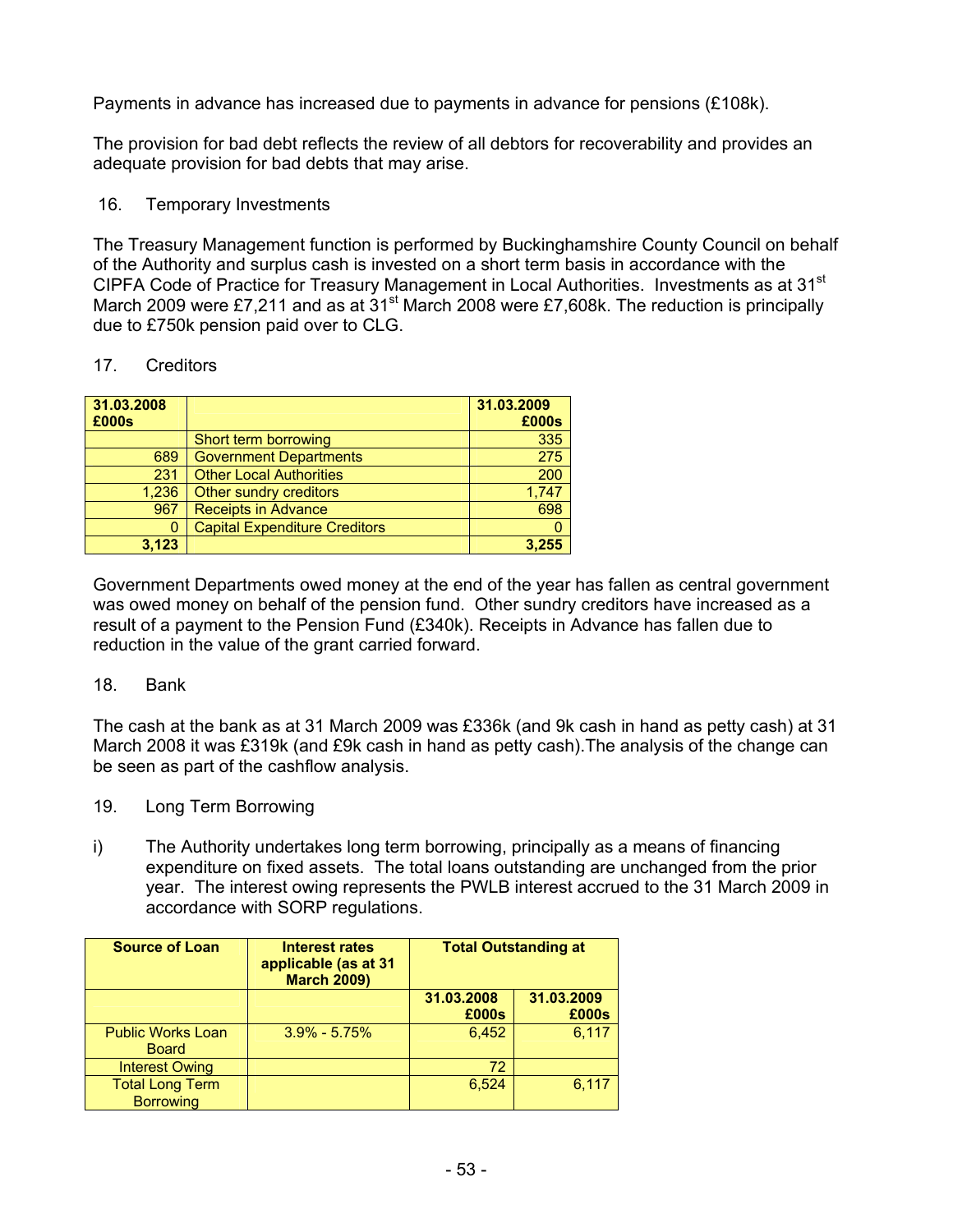Payments in advance has increased due to payments in advance for pensions (£108k).

The provision for bad debt reflects the review of all debtors for recoverability and provides an adequate provision for bad debts that may arise.

16. Temporary Investments

The Treasury Management function is performed by Buckinghamshire County Council on behalf of the Authority and surplus cash is invested on a short term basis in accordance with the CIPFA Code of Practice for Treasury Management in Local Authorities. Investments as at 31st March 2009 were £7,211 and as at 31st March 2008 were £7,608k. The reduction is principally due to £750k pension paid over to CLG.

17. Creditors

| 31.03.2008 £000s | | 31.03.2009 £000s |
|---|---|---|
| | Short term borrowing | 335 |
| 689 | Government Departments | 275 |
| 231 | Other Local Authorities | 200 |
| 1,236 | Other sundry creditors | 1,747 |
| 967 | Receipts in Advance | 698 |
| 0 | Capital Expenditure Creditors | 0 |
| **3,123** | | **3,255** |

Government Departments owed money at the end of the year has fallen as central government was owed money on behalf of the pension fund. Other sundry creditors have increased as a result of a payment to the Pension Fund (£340k). Receipts in Advance has fallen due to reduction in the value of the grant carried forward.

18. Bank

The cash at the bank as at 31 March 2009 was £336k (and 9k cash in hand as petty cash) at 31 March 2008 it was £319k (and £9k cash in hand as petty cash).The analysis of the change can be seen as part of the cashflow analysis.

19. Long Term Borrowing

i) The Authority undertakes long term borrowing, principally as a means of financing expenditure on fixed assets. The total loans outstanding are unchanged from the prior year. The interest owing represents the PWLB interest accrued to the 31 March 2009 in accordance with SORP regulations.

| Source of Loan | Interest rates applicable (as at 31 March 2009) | Total Outstanding at | |
|---|---|---|---|
| | | 31.03.2008 £000s | 31.03.2009 £000s |
| Public Works Loan Board | 3.9% - 5.75% | 6,452 | 6,117 |
| Interest Owing | | 72 | |
| Total Long Term Borrowing | | 6,524 | 6,117 |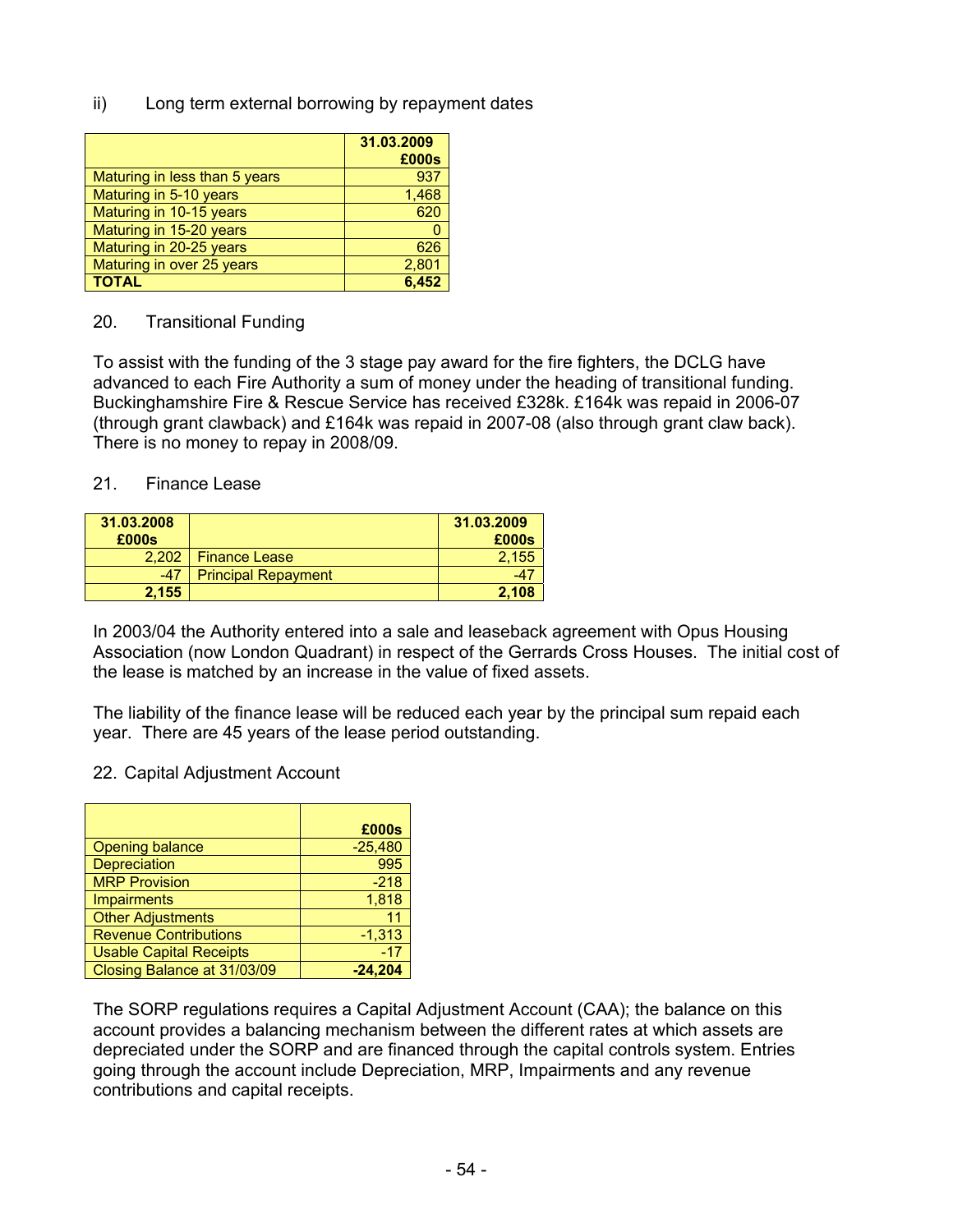ii) Long term external borrowing by repayment dates

| | 31.03.2009 £000s |
|---|---|
| Maturing in less than 5 years | 937 |
| Maturing in 5-10 years | 1,468 |
| Maturing in 10-15 years | 620 |
| Maturing in 15-20 years | 0 |
| Maturing in 20-25 years | 626 |
| Maturing in over 25 years | 2,801 |
| **TOTAL** | **6,452** |

20. Transitional Funding

To assist with the funding of the 3 stage pay award for the fire fighters, the DCLG have advanced to each Fire Authority a sum of money under the heading of transitional funding. Buckinghamshire Fire & Rescue Service has received £328k. £164k was repaid in 2006-07 (through grant clawback) and £164k was repaid in 2007-08 (also through grant claw back). There is no money to repay in 2008/09.

21. Finance Lease

| 31.03.2008 £000s | | 31.03.2009 £000s |
|---|---|---|
| 2,202 | Finance Lease | 2,155 |
| -47 | Principal Repayment | -47 |
| **2,155** | | **2,108** |

In 2003/04 the Authority entered into a sale and leaseback agreement with Opus Housing Association (now London Quadrant) in respect of the Gerrards Cross Houses. The initial cost of the lease is matched by an increase in the value of fixed assets.

The liability of the finance lease will be reduced each year by the principal sum repaid each year. There are 45 years of the lease period outstanding.

22. Capital Adjustment Account

| | £000s |
|---|---|
| Opening balance | -25,480 |
| Depreciation | 995 |
| MRP Provision | -218 |
| Impairments | 1,818 |
| Other Adjustments | 11 |
| Revenue Contributions | -1,313 |
| Usable Capital Receipts | -17 |
| Closing Balance at 31/03/09 | **-24,204** |

The SORP regulations requires a Capital Adjustment Account (CAA); the balance on this account provides a balancing mechanism between the different rates at which assets are depreciated under the SORP and are financed through the capital controls system. Entries going through the account include Depreciation, MRP, Impairments and any revenue contributions and capital receipts.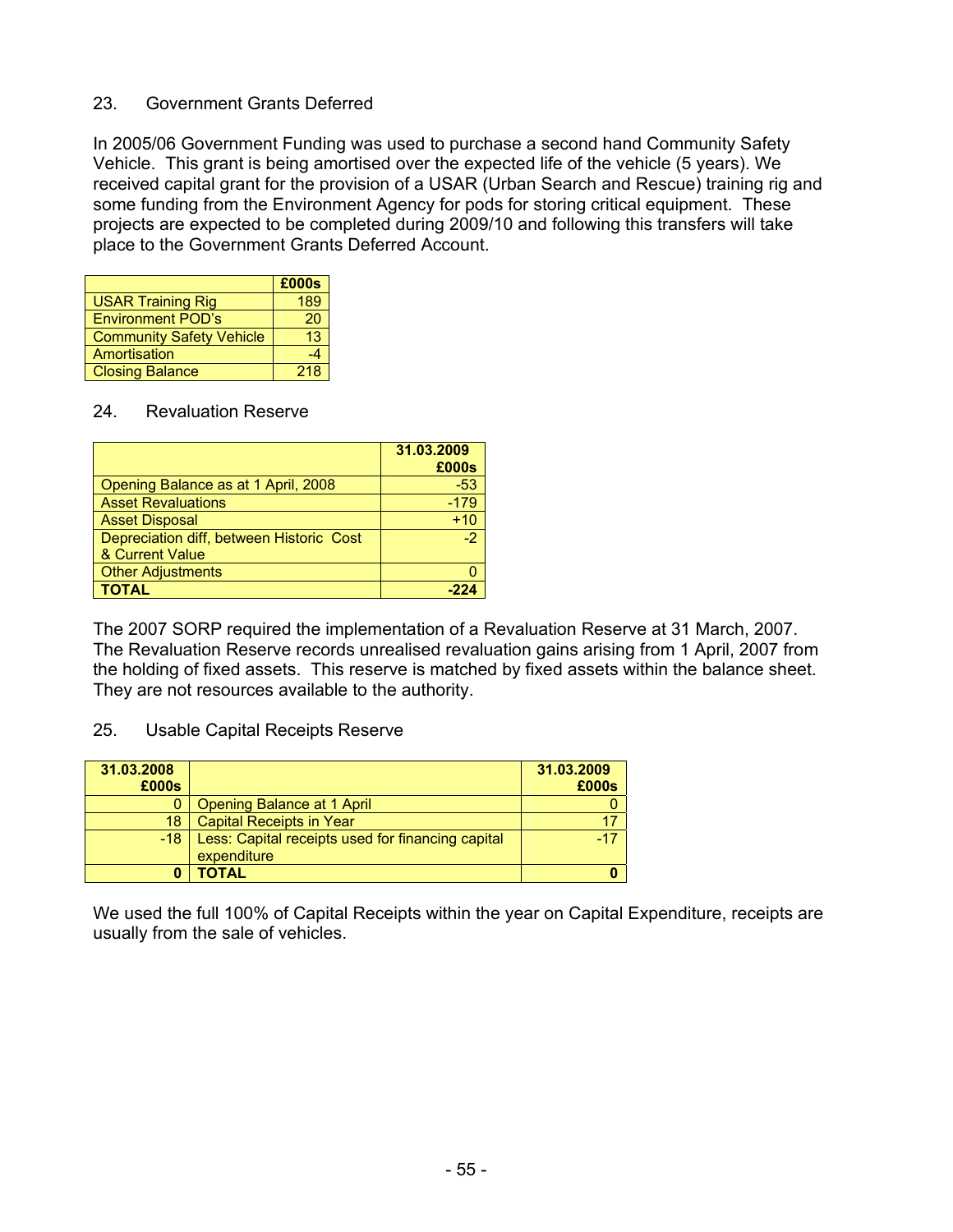## 23. Government Grants Deferred

In 2005/06 Government Funding was used to purchase a second hand Community Safety Vehicle. This grant is being amortised over the expected life of the vehicle (5 years). We received capital grant for the provision of a USAR (Urban Search and Rescue) training rig and some funding from the Environment Agency for pods for storing critical equipment. These projects are expected to be completed during 2009/10 and following this transfers will take place to the Government Grants Deferred Account.

| | £000s |
|---|---|
| USAR Training Rig | 189 |
| Environment POD's | 20 |
| Community Safety Vehicle | 13 |
| Amortisation | -4 |
| Closing Balance | 218 |

## 24. Revaluation Reserve

| | 31.03.2009 £000s |
|---|---|
| Opening Balance as at 1 April, 2008 | -53 |
| Asset Revaluations | -179 |
| Asset Disposal | +10 |
| Depreciation diff, between Historic Cost & Current Value | -2 |
| Other Adjustments | 0 |
| **TOTAL** | **-224** |

The 2007 SORP required the implementation of a Revaluation Reserve at 31 March, 2007. The Revaluation Reserve records unrealised revaluation gains arising from 1 April, 2007 from the holding of fixed assets. This reserve is matched by fixed assets within the balance sheet. They are not resources available to the authority.

## 25. Usable Capital Receipts Reserve

| 31.03.2008 £000s | | 31.03.2009 £000s |
|---|---|---|
| 0 | Opening Balance at 1 April | 0 |
| 18 | Capital Receipts in Year | 17 |
| -18 | Less: Capital receipts used for financing capital expenditure | -17 |
| **0** | **TOTAL** | **0** |

We used the full 100% of Capital Receipts within the year on Capital Expenditure, receipts are usually from the sale of vehicles.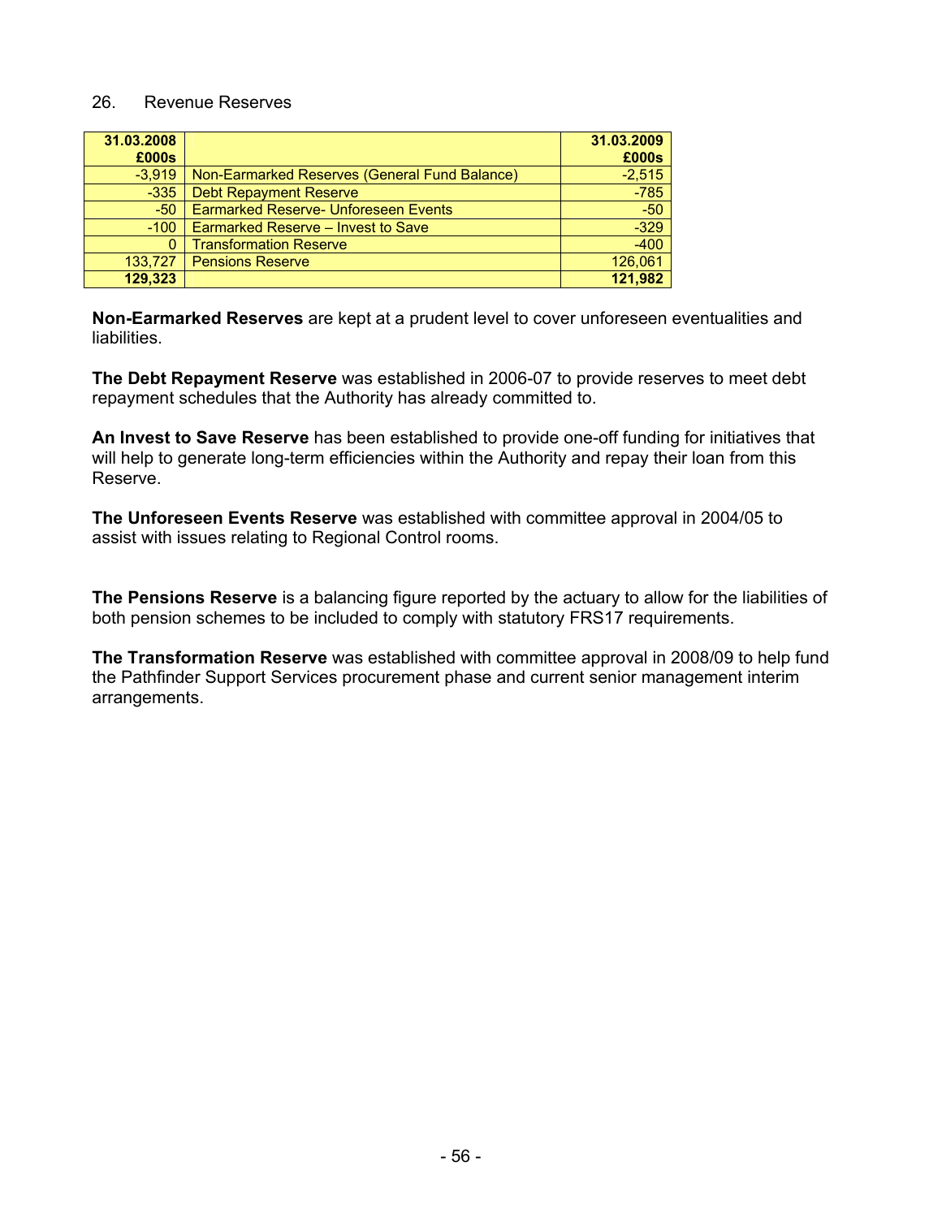26. Revenue Reserves

| 31.03.2008 £000s | | 31.03.2009 £000s |
|---|---|---|
| -3,919 | Non-Earmarked Reserves (General Fund Balance) | -2,515 |
| -335 | Debt Repayment Reserve | -785 |
| -50 | Earmarked Reserve- Unforeseen Events | -50 |
| -100 | Earmarked Reserve – Invest to Save | -329 |
| 0 | Transformation Reserve | -400 |
| 133,727 | Pensions Reserve | 126,061 |
| **129,323** | | **121,982** |

**Non-Earmarked Reserves** are kept at a prudent level to cover unforeseen eventualities and liabilities.

**The Debt Repayment Reserve** was established in 2006-07 to provide reserves to meet debt repayment schedules that the Authority has already committed to.

**An Invest to Save Reserve** has been established to provide one-off funding for initiatives that will help to generate long-term efficiencies within the Authority and repay their loan from this Reserve.

**The Unforeseen Events Reserve** was established with committee approval in 2004/05 to assist with issues relating to Regional Control rooms.

**The Pensions Reserve** is a balancing figure reported by the actuary to allow for the liabilities of both pension schemes to be included to comply with statutory FRS17 requirements.

**The Transformation Reserve** was established with committee approval in 2008/09 to help fund the Pathfinder Support Services procurement phase and current senior management interim arrangements.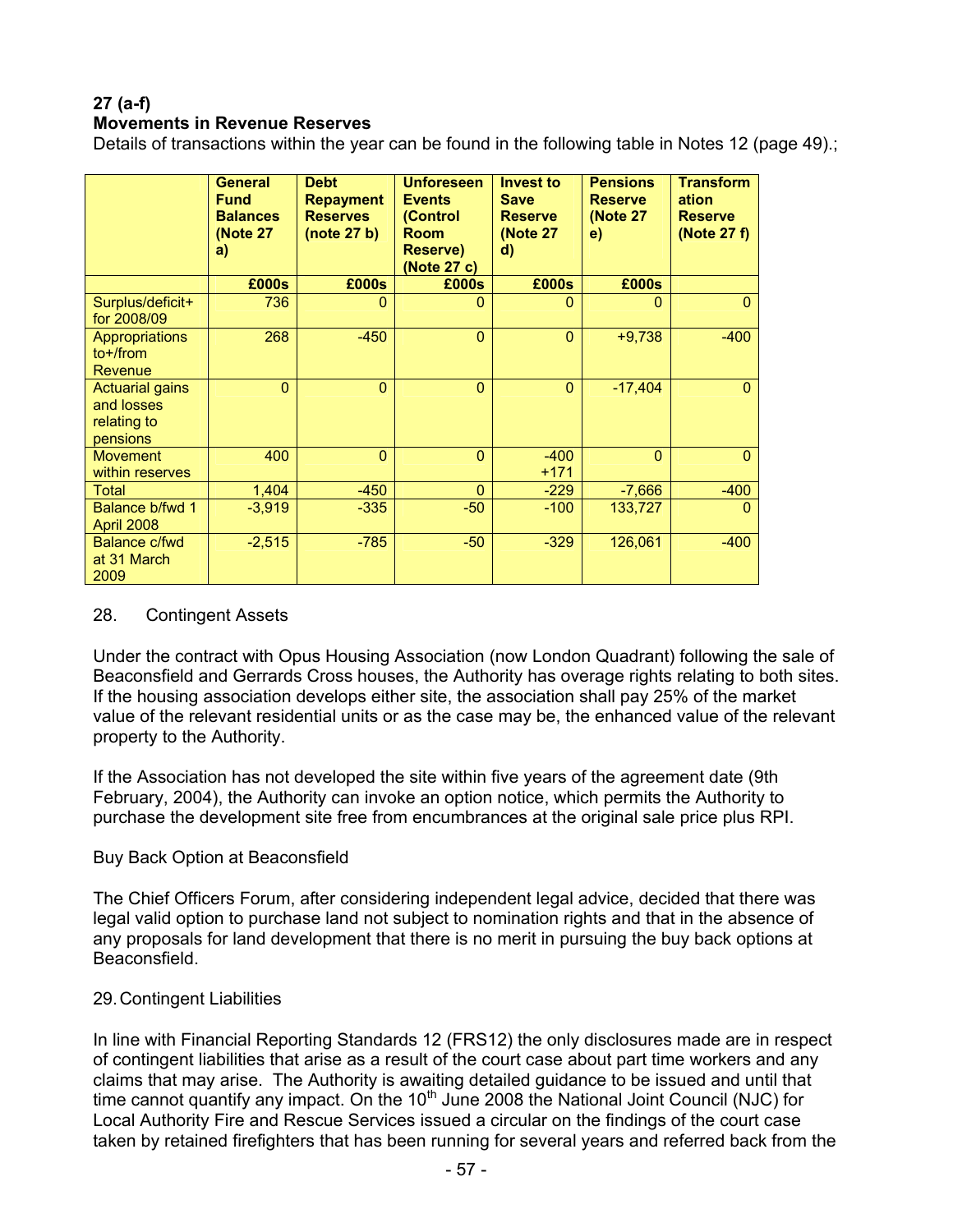## 27 (a-f)
## Movements in Revenue Reserves

Details of transactions within the year can be found in the following table in Notes 12 (page 49).;

| | General Fund Balances (Note 27 a) | Debt Repayment Reserves (note 27 b) | Unforeseen Events (Control Room Reserve) (Note 27 c) | Invest to Save Reserve (Note 27 d) | Pensions Reserve (Note 27 e) | Transformation Reserve (Note 27 f) |
|---|---|---|---|---|---|---|
| | £000s | £000s | £000s | £000s | £000s | |
| Surplus/deficit+ for 2008/09 | 736 | 0 | 0 | 0 | 0 | 0 |
| Appropriations to+/from Revenue | 268 | -450 | 0 | 0 | +9,738 | -400 |
| Actuarial gains and losses relating to pensions | 0 | 0 | 0 | 0 | -17,404 | 0 |
| Movement within reserves | 400 | 0 | 0 | -400 +171 | 0 | 0 |
| Total | 1,404 | -450 | 0 | -229 | -7,666 | -400 |
| Balance b/fwd 1 April 2008 | -3,919 | -335 | -50 | -100 | 133,727 | 0 |
| Balance c/fwd at 31 March 2009 | -2,515 | -785 | -50 | -329 | 126,061 | -400 |

28. Contingent Assets

Under the contract with Opus Housing Association (now London Quadrant) following the sale of Beaconsfield and Gerrards Cross houses, the Authority has overage rights relating to both sites. If the housing association develops either site, the association shall pay 25% of the market value of the relevant residential units or as the case may be, the enhanced value of the relevant property to the Authority.

If the Association has not developed the site within five years of the agreement date (9th February, 2004), the Authority can invoke an option notice, which permits the Authority to purchase the development site free from encumbrances at the original sale price plus RPI.

Buy Back Option at Beaconsfield

The Chief Officers Forum, after considering independent legal advice, decided that there was legal valid option to purchase land not subject to nomination rights and that in the absence of any proposals for land development that there is no merit in pursuing the buy back options at Beaconsfield.

29. Contingent Liabilities

In line with Financial Reporting Standards 12 (FRS12) the only disclosures made are in respect of contingent liabilities that arise as a result of the court case about part time workers and any claims that may arise. The Authority is awaiting detailed guidance to be issued and until that time cannot quantify any impact. On the 10th June 2008 the National Joint Council (NJC) for Local Authority Fire and Rescue Services issued a circular on the findings of the court case taken by retained firefighters that has been running for several years and referred back from the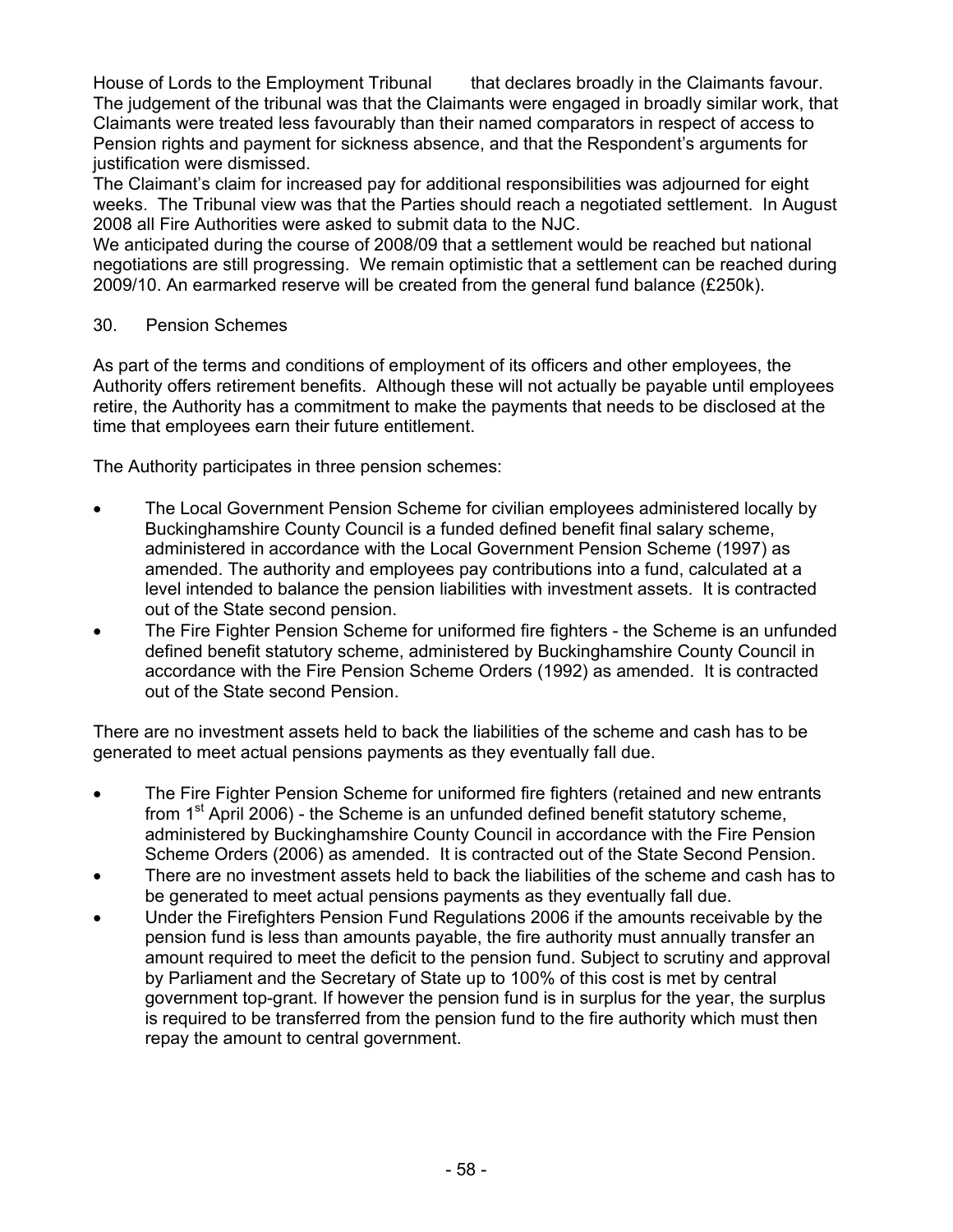House of Lords to the Employment Tribunal that declares broadly in the Claimants favour. The judgement of the tribunal was that the Claimants were engaged in broadly similar work, that Claimants were treated less favourably than their named comparators in respect of access to Pension rights and payment for sickness absence, and that the Respondent's arguments for justification were dismissed.

The Claimant's claim for increased pay for additional responsibilities was adjourned for eight weeks. The Tribunal view was that the Parties should reach a negotiated settlement. In August 2008 all Fire Authorities were asked to submit data to the NJC.

We anticipated during the course of 2008/09 that a settlement would be reached but national negotiations are still progressing. We remain optimistic that a settlement can be reached during 2009/10. An earmarked reserve will be created from the general fund balance (£250k).

## 30. Pension Schemes

As part of the terms and conditions of employment of its officers and other employees, the Authority offers retirement benefits. Although these will not actually be payable until employees retire, the Authority has a commitment to make the payments that needs to be disclosed at the time that employees earn their future entitlement.

The Authority participates in three pension schemes:

- The Local Government Pension Scheme for civilian employees administered locally by Buckinghamshire County Council is a funded defined benefit final salary scheme, administered in accordance with the Local Government Pension Scheme (1997) as amended. The authority and employees pay contributions into a fund, calculated at a level intended to balance the pension liabilities with investment assets. It is contracted out of the State second pension.
- The Fire Fighter Pension Scheme for uniformed fire fighters - the Scheme is an unfunded defined benefit statutory scheme, administered by Buckinghamshire County Council in accordance with the Fire Pension Scheme Orders (1992) as amended. It is contracted out of the State second Pension.

There are no investment assets held to back the liabilities of the scheme and cash has to be generated to meet actual pensions payments as they eventually fall due.

- The Fire Fighter Pension Scheme for uniformed fire fighters (retained and new entrants from 1st April 2006) - the Scheme is an unfunded defined benefit statutory scheme, administered by Buckinghamshire County Council in accordance with the Fire Pension Scheme Orders (2006) as amended. It is contracted out of the State Second Pension.
- There are no investment assets held to back the liabilities of the scheme and cash has to be generated to meet actual pensions payments as they eventually fall due.
- Under the Firefighters Pension Fund Regulations 2006 if the amounts receivable by the pension fund is less than amounts payable, the fire authority must annually transfer an amount required to meet the deficit to the pension fund. Subject to scrutiny and approval by Parliament and the Secretary of State up to 100% of this cost is met by central government top-grant. If however the pension fund is in surplus for the year, the surplus is required to be transferred from the pension fund to the fire authority which must then repay the amount to central government.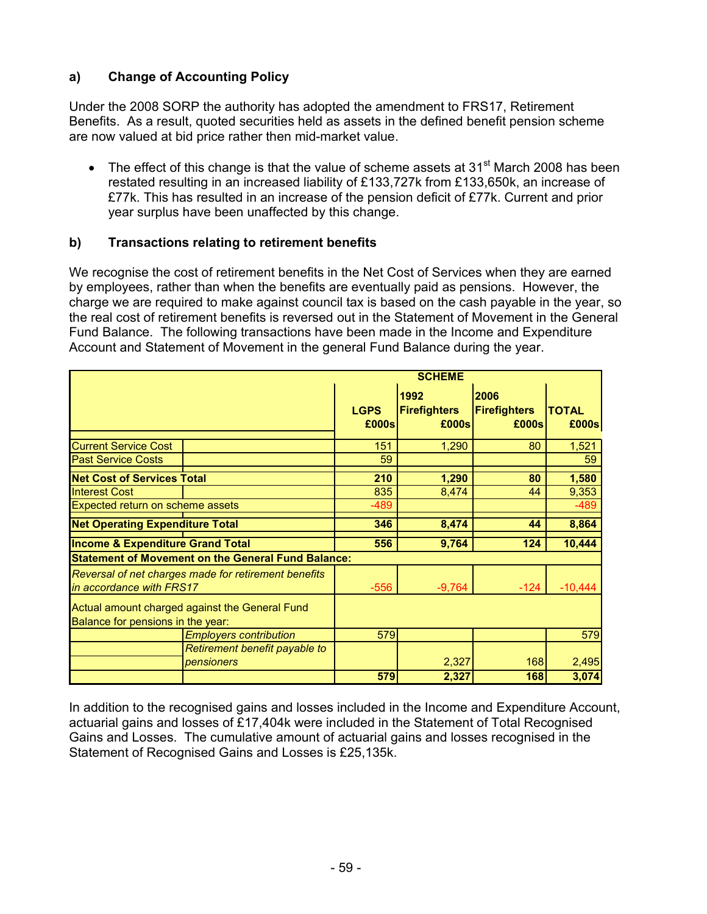### a) Change of Accounting Policy

Under the 2008 SORP the authority has adopted the amendment to FRS17, Retirement Benefits. As a result, quoted securities held as assets in the defined benefit pension scheme are now valued at bid price rather then mid-market value.

- The effect of this change is that the value of scheme assets at 31st March 2008 has been restated resulting in an increased liability of £133,727k from £133,650k, an increase of £77k. This has resulted in an increase of the pension deficit of £77k. Current and prior year surplus have been unaffected by this change.

### b) Transactions relating to retirement benefits

We recognise the cost of retirement benefits in the Net Cost of Services when they are earned by employees, rather than when the benefits are eventually paid as pensions. However, the charge we are required to make against council tax is based on the cash payable in the year, so the real cost of retirement benefits is reversed out in the Statement of Movement in the General Fund Balance. The following transactions have been made in the Income and Expenditure Account and Statement of Movement in the general Fund Balance during the year.

| | | SCHEME | | | |
|---|---|---|---|---|---|
| | | LGPS £000s | 1992 Firefighters £000s | 2006 Firefighters £000s | TOTAL £000s |
| Current Service Cost | | 151 | 1,290 | 80 | 1,521 |
| Past Service Costs | | 59 | | | 59 |
| **Net Cost of Services Total** | | **210** | **1,290** | **80** | **1,580** |
| Interest Cost | | 835 | 8,474 | 44 | 9,353 |
| Expected return on scheme assets | | -489 | | | -489 |
| **Net Operating Expenditure Total** | | **346** | **8,474** | **44** | **8,864** |
| **Income & Expenditure Grand Total** | | **556** | **9,764** | **124** | **10,444** |
| **Statement of Movement on the General Fund Balance:** | | | | | |
| *Reversal of net charges made for retirement benefits in accordance with FRS17* | | -556 | -9,764 | -124 | -10,444 |
| Actual amount charged against the General Fund Balance for pensions in the year: | | | | | |
| | *Employers contribution* | 579 | | | 579 |
| | *Retirement benefit payable to pensioners* | | 2,327 | 168 | 2,495 |
| | | **579** | **2,327** | **168** | **3,074** |

In addition to the recognised gains and losses included in the Income and Expenditure Account, actuarial gains and losses of £17,404k were included in the Statement of Total Recognised Gains and Losses. The cumulative amount of actuarial gains and losses recognised in the Statement of Recognised Gains and Losses is £25,135k.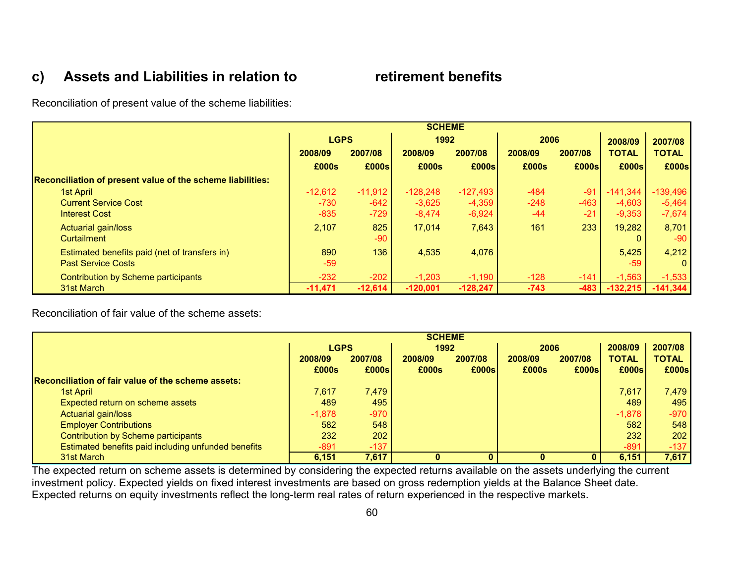## c) Assets and Liabilities in relation to retirement benefits

Reconciliation of present value of the scheme liabilities:

| | SCHEME | | | | | | | |
|---|---|---|---|---|---|---|---|---|
| | LGPS | | 1992 | | 2006 | | 2008/09 | 2007/08 |
| | 2008/09 | 2007/08 | 2008/09 | 2007/08 | 2008/09 | 2007/08 | TOTAL | TOTAL |
| | £000s | £000s | £000s | £000s | £000s | £000s | £000s | £000s |
| **Reconciliation of present value of the scheme liabilities:** | | | | | | | | |
| 1st April | -12,612 | -11,912 | -128,248 | -127,493 | -484 | -91 | -141,344 | -139,496 |
| Current Service Cost | -730 | -642 | -3,625 | -4,359 | -248 | -463 | -4,603 | -5,464 |
| Interest Cost | -835 | -729 | -8,474 | -6,924 | -44 | -21 | -9,353 | -7,674 |
| Actuarial gain/loss | 2,107 | 825 | 17,014 | 7,643 | 161 | 233 | 19,282 | 8,701 |
| Curtailment | | -90 | | | | | 0 | -90 |
| Estimated benefits paid (net of transfers in) | 890 | 136 | 4,535 | 4,076 | | | 5,425 | 4,212 |
| Past Service Costs | -59 | | | | | | -59 | 0 |
| Contribution by Scheme participants | -232 | -202 | -1,203 | -1,190 | -128 | -141 | -1,563 | -1,533 |
| 31st March | **-11,471** | **-12,614** | **-120,001** | **-128,247** | **-743** | **-483** | **-132,215** | **-141,344** |

Reconciliation of fair value of the scheme assets:

| | SCHEME | | | | | | | |
|---|---|---|---|---|---|---|---|---|
| | LGPS | | 1992 | | 2006 | | 2008/09 | 2007/08 |
| | 2008/09 | 2007/08 | 2008/09 | 2007/08 | 2008/09 | 2007/08 | TOTAL | TOTAL |
| | £000s | £000s | £000s | £000s | £000s | £000s | £000s | £000s |
| **Reconciliation of fair value of the scheme assets:** | | | | | | | | |
| 1st April | 7,617 | 7,479 | | | | | 7,617 | 7,479 |
| Expected return on scheme assets | 489 | 495 | | | | | 489 | 495 |
| Actuarial gain/loss | -1,878 | -970 | | | | | -1,878 | -970 |
| Employer Contributions | 582 | 548 | | | | | 582 | 548 |
| Contribution by Scheme participants | 232 | 202 | | | | | 232 | 202 |
| Estimated benefits paid including unfunded benefits | -891 | -137 | | | | | -891 | -137 |
| 31st March | **6,151** | **7,617** | **0** | **0** | **0** | **0** | **6,151** | **7,617** |

The expected return on scheme assets is determined by considering the expected returns available on the assets underlying the current investment policy. Expected yields on fixed interest investments are based on gross redemption yields at the Balance Sheet date. Expected returns on equity investments reflect the long-term real rates of return experienced in the respective markets.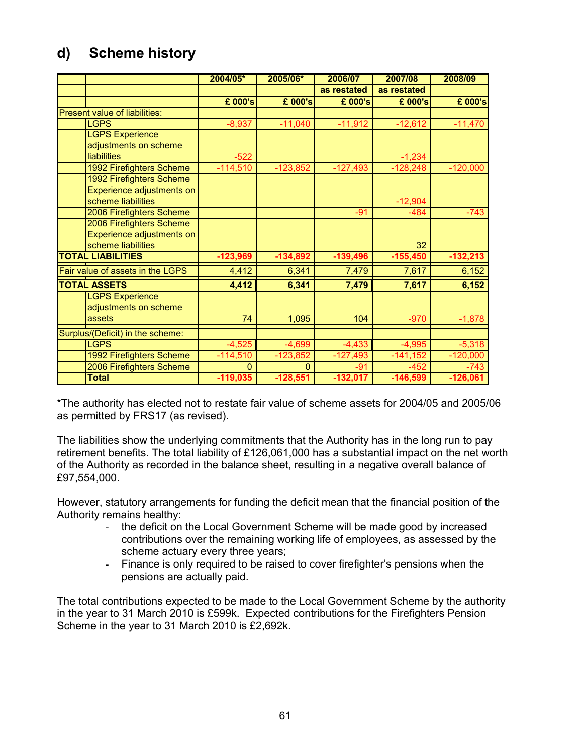## d) Scheme history

| | | 2004/05* | 2005/06* | 2006/07 | 2007/08 | 2008/09 |
|---|---|---|---|---|---|---|
| | | | | as restated | as restated | |
| | | £ 000's | £ 000's | £ 000's | £ 000's | £ 000's |
| Present value of liabilities: | | | | | | |
| | LGPS | -8,937 | -11,040 | -11,912 | -12,612 | -11,470 |
| | LGPS Experience adjustments on scheme liabilities | -522 | | | -1,234 | |
| | 1992 Firefighters Scheme | -114,510 | -123,852 | -127,493 | -128,248 | -120,000 |
| | 1992 Firefighters Scheme Experience adjustments on scheme liabilities | | | | -12,904 | |
| | 2006 Firefighters Scheme | | | -91 | -484 | -743 |
| | 2006 Firefighters Scheme Experience adjustments on scheme liabilities | | | | 32 | |
| **TOTAL LIABILITIES** | | **-123,969** | **-134,892** | **-139,496** | **-155,450** | **-132,213** |
| Fair value of assets in the LGPS | | 4,412 | 6,341 | 7,479 | 7,617 | 6,152 |
| **TOTAL ASSETS** | | **4,412** | **6,341** | **7,479** | **7,617** | **6,152** |
| | LGPS Experience adjustments on scheme assets | 74 | 1,095 | 104 | -970 | -1,878 |
| Surplus/(Deficit) in the scheme: | | | | | | |
| | LGPS | -4,525 | -4,699 | -4,433 | -4,995 | -5,318 |
| | 1992 Firefighters Scheme | -114,510 | -123,852 | -127,493 | -141,152 | -120,000 |
| | 2006 Firefighters Scheme | 0 | 0 | -91 | -452 | -743 |
| | **Total** | **-119,035** | **-128,551** | **-132,017** | **-146,599** | **-126,061** |

*The authority has elected not to restate fair value of scheme assets for 2004/05 and 2005/06 as permitted by FRS17 (as revised).

The liabilities show the underlying commitments that the Authority has in the long run to pay retirement benefits. The total liability of £126,061,000 has a substantial impact on the net worth of the Authority as recorded in the balance sheet, resulting in a negative overall balance of £97,554,000.

However, statutory arrangements for funding the deficit mean that the financial position of the Authority remains healthy:

- the deficit on the Local Government Scheme will be made good by increased contributions over the remaining working life of employees, as assessed by the scheme actuary every three years;
- Finance is only required to be raised to cover firefighter's pensions when the pensions are actually paid.

The total contributions expected to be made to the Local Government Scheme by the authority in the year to 31 March 2010 is £599k. Expected contributions for the Firefighters Pension Scheme in the year to 31 March 2010 is £2,692k.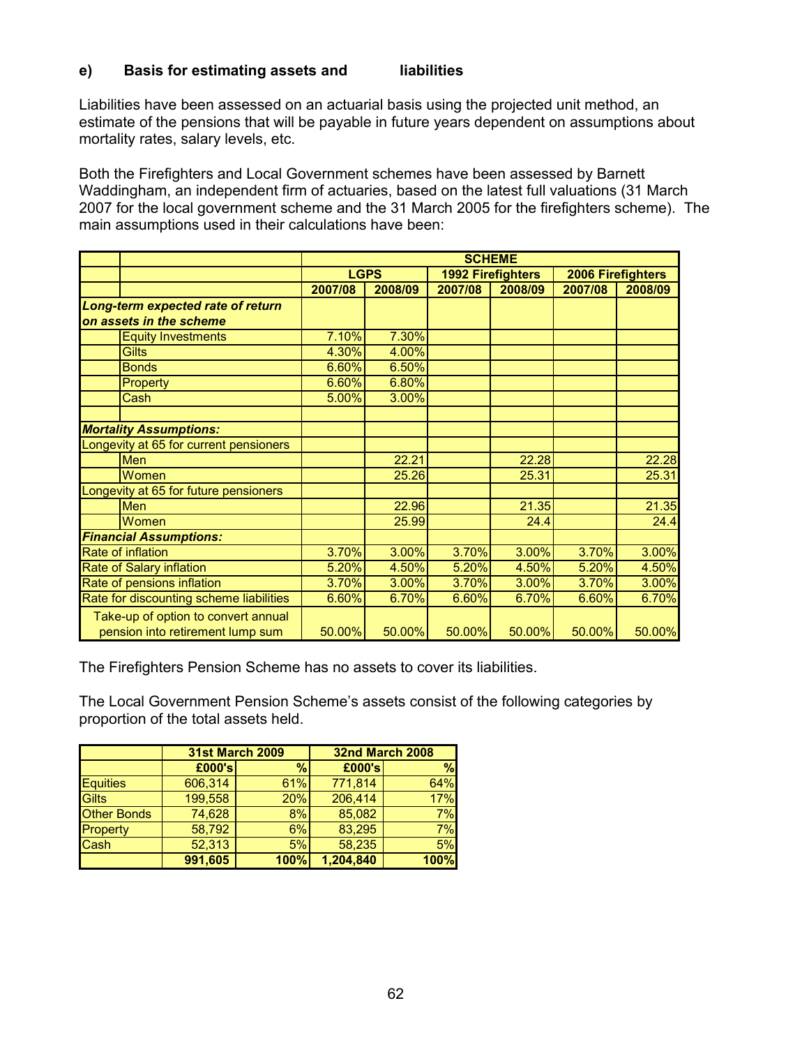**e) Basis for estimating assets and liabilities**

Liabilities have been assessed on an actuarial basis using the projected unit method, an estimate of the pensions that will be payable in future years dependent on assumptions about mortality rates, salary levels, etc.

Both the Firefighters and Local Government schemes have been assessed by Barnett Waddingham, an independent firm of actuaries, based on the latest full valuations (31 March 2007 for the local government scheme and the 31 March 2005 for the firefighters scheme). The main assumptions used in their calculations have been:

| | | SCHEME | | | | | |
|---|---|---|---|---|---|---|---|
| | | LGPS | | 1992 Firefighters | | 2006 Firefighters | |
| | | 2007/08 | 2008/09 | 2007/08 | 2008/09 | 2007/08 | 2008/09 |
| *Long-term expected rate of return on assets in the scheme* | | | | | | | |
| | Equity Investments | 7.10% | 7.30% | | | | |
| | Gilts | 4.30% | 4.00% | | | | |
| | Bonds | 6.60% | 6.50% | | | | |
| | Property | 6.60% | 6.80% | | | | |
| | Cash | 5.00% | 3.00% | | | | |
| | | | | | | | |
| *Mortality Assumptions:* | | | | | | | |
| Longevity at 65 for current pensioners | | | | | | | |
| | Men | | 22.21 | | 22.28 | | 22.28 |
| | Women | | 25.26 | | 25.31 | | 25.31 |
| Longevity at 65 for future pensioners | | | | | | | |
| | Men | | 22.96 | | 21.35 | | 21.35 |
| | Women | | 25.99 | | 24.4 | | 24.4 |
| *Financial Assumptions:* | | | | | | | |
| Rate of inflation | | 3.70% | 3.00% | 3.70% | 3.00% | 3.70% | 3.00% |
| Rate of Salary inflation | | 5.20% | 4.50% | 5.20% | 4.50% | 5.20% | 4.50% |
| Rate of pensions inflation | | 3.70% | 3.00% | 3.70% | 3.00% | 3.70% | 3.00% |
| Rate for discounting scheme liabilities | | 6.60% | 6.70% | 6.60% | 6.70% | 6.60% | 6.70% |
| Take-up of option to convert annual pension into retirement lump sum | | 50.00% | 50.00% | 50.00% | 50.00% | 50.00% | 50.00% |

The Firefighters Pension Scheme has no assets to cover its liabilities.

The Local Government Pension Scheme's assets consist of the following categories by proportion of the total assets held.

| | 31st March 2009 | | 32nd March 2008 | |
|---|---|---|---|---|
| | £000's | % | £000's | % |
| Equities | 606,314 | 61% | 771,814 | 64% |
| Gilts | 199,558 | 20% | 206,414 | 17% |
| Other Bonds | 74,628 | 8% | 85,082 | 7% |
| Property | 58,792 | 6% | 83,295 | 7% |
| Cash | 52,313 | 5% | 58,235 | 5% |
| | **991,605** | **100%** | **1,204,840** | **100%** |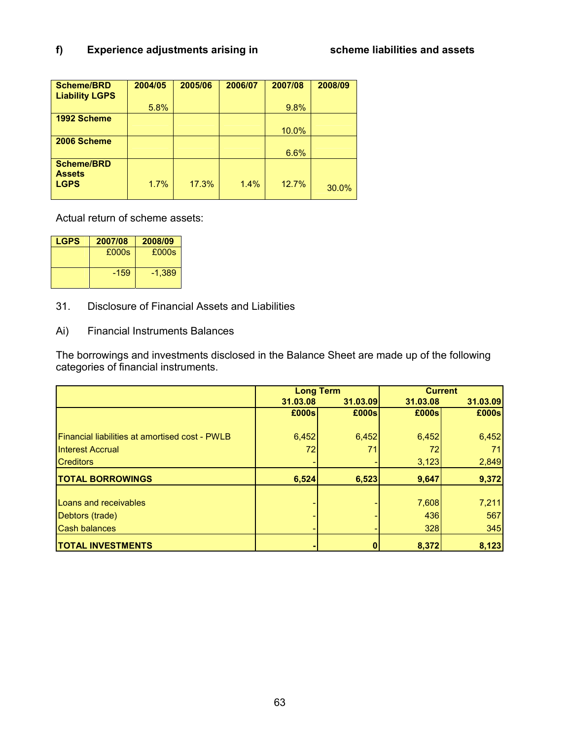**f) Experience adjustments arising in scheme liabilities and assets**

| Scheme/BRD Liability LGPS | 2004/05 | 2005/06 | 2006/07 | 2007/08 | 2008/09 |
|---|---|---|---|---|---|
| | 5.8% | | | 9.8% | |
| **1992 Scheme** | | | | 10.0% | |
| **2006 Scheme** | | | | 6.6% | |
| **Scheme/BRD Assets LGPS** | 1.7% | 17.3% | 1.4% | 12.7% | 30.0% |

Actual return of scheme assets:

| LGPS | 2007/08 | 2008/09 |
|---|---|---|
| | £000s | £000s |
| | -159 | -1,389 |

31. Disclosure of Financial Assets and Liabilities

Ai) Financial Instruments Balances

The borrowings and investments disclosed in the Balance Sheet are made up of the following categories of financial instruments.

| | Long Term | | Current | |
|---|---|---|---|---|
| | 31.03.08 | 31.03.09 | 31.03.08 | 31.03.09 |
| | £000s | £000s | £000s | £000s |
| Financial liabilities at amortised cost - PWLB | 6,452 | 6,452 | 6,452 | 6,452 |
| Interest Accrual | 72 | 71 | 72 | 71 |
| Creditors | - | - | 3,123 | 2,849 |
| **TOTAL BORROWINGS** | **6,524** | **6,523** | **9,647** | **9,372** |
| Loans and receivables | - | - | 7,608 | 7,211 |
| Debtors (trade) | - | - | 436 | 567 |
| Cash balances | - | - | 328 | 345 |
| **TOTAL INVESTMENTS** | **-** | **0** | **8,372** | **8,123** |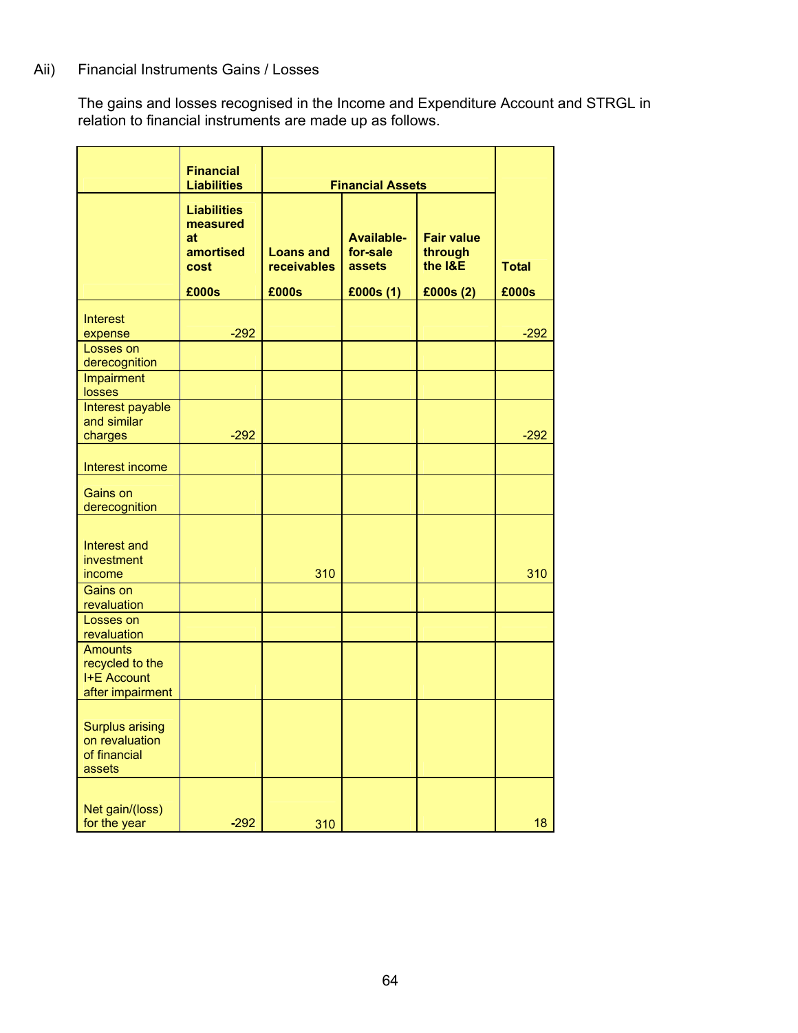Aii) Financial Instruments Gains / Losses

The gains and losses recognised in the Income and Expenditure Account and STRGL in relation to financial instruments are made up as follows.

| | Financial Liabilities | Financial Assets | | | |
|---|---|---|---|---|---|
| | Liabilities measured at amortised cost £000s | Loans and receivables £000s | Available-for-sale assets £000s (1) | Fair value through the I&E £000s (2) | Total £000s |
| Interest expense | -292 | | | | -292 |
| Losses on derecognition | | | | | |
| Impairment losses | | | | | |
| Interest payable and similar charges | -292 | | | | -292 |
| Interest income | | | | | |
| Gains on derecognition | | | | | |
| Interest and investment income | | 310 | | | 310 |
| Gains on revaluation | | | | | |
| Losses on revaluation | | | | | |
| Amounts recycled to the I+E Account after impairment | | | | | |
| Surplus arising on revaluation of financial assets | | | | | |
| Net gain/(loss) for the year | -292 | 310 | | | 18 |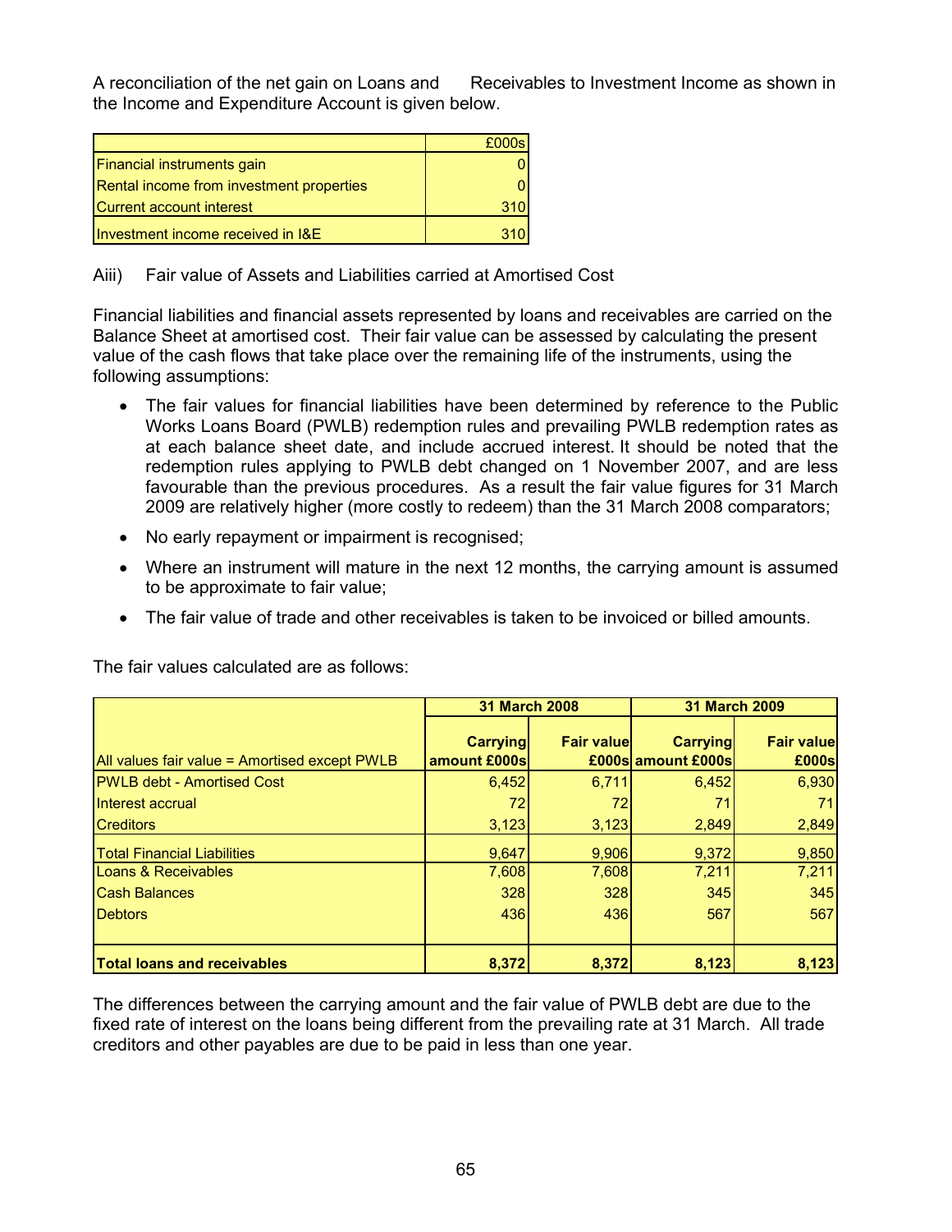A reconciliation of the net gain on Loans and Receivables to Investment Income as shown in the Income and Expenditure Account is given below.

| | £000s |
|---|---|
| Financial instruments gain | 0 |
| Rental income from investment properties | 0 |
| Current account interest | 310 |
| Investment income received in I&E | 310 |

Aiii) Fair value of Assets and Liabilities carried at Amortised Cost

Financial liabilities and financial assets represented by loans and receivables are carried on the Balance Sheet at amortised cost. Their fair value can be assessed by calculating the present value of the cash flows that take place over the remaining life of the instruments, using the following assumptions:

- The fair values for financial liabilities have been determined by reference to the Public Works Loans Board (PWLB) redemption rules and prevailing PWLB redemption rates as at each balance sheet date, and include accrued interest. It should be noted that the redemption rules applying to PWLB debt changed on 1 November 2007, and are less favourable than the previous procedures. As a result the fair value figures for 31 March 2009 are relatively higher (more costly to redeem) than the 31 March 2008 comparators;
- No early repayment or impairment is recognised;
- Where an instrument will mature in the next 12 months, the carrying amount is assumed to be approximate to fair value;
- The fair value of trade and other receivables is taken to be invoiced or billed amounts.

The fair values calculated are as follows:

| | 31 March 2008 | | 31 March 2009 | |
|---|---|---|---|---|
| All values fair value = Amortised except PWLB | Carrying amount £000s | Fair value £000s | Carrying amount £000s | Fair value £000s |
| PWLB debt - Amortised Cost | 6,452 | 6,711 | 6,452 | 6,930 |
| Interest accrual | 72 | 72 | 71 | 71 |
| Creditors | 3,123 | 3,123 | 2,849 | 2,849 |
| Total Financial Liabilities | 9,647 | 9,906 | 9,372 | 9,850 |
| Loans & Receivables | 7,608 | 7,608 | 7,211 | 7,211 |
| Cash Balances | 328 | 328 | 345 | 345 |
| Debtors | 436 | 436 | 567 | 567 |
| **Total loans and receivables** | **8,372** | **8,372** | **8,123** | **8,123** |

The differences between the carrying amount and the fair value of PWLB debt are due to the fixed rate of interest on the loans being different from the prevailing rate at 31 March. All trade creditors and other payables are due to be paid in less than one year.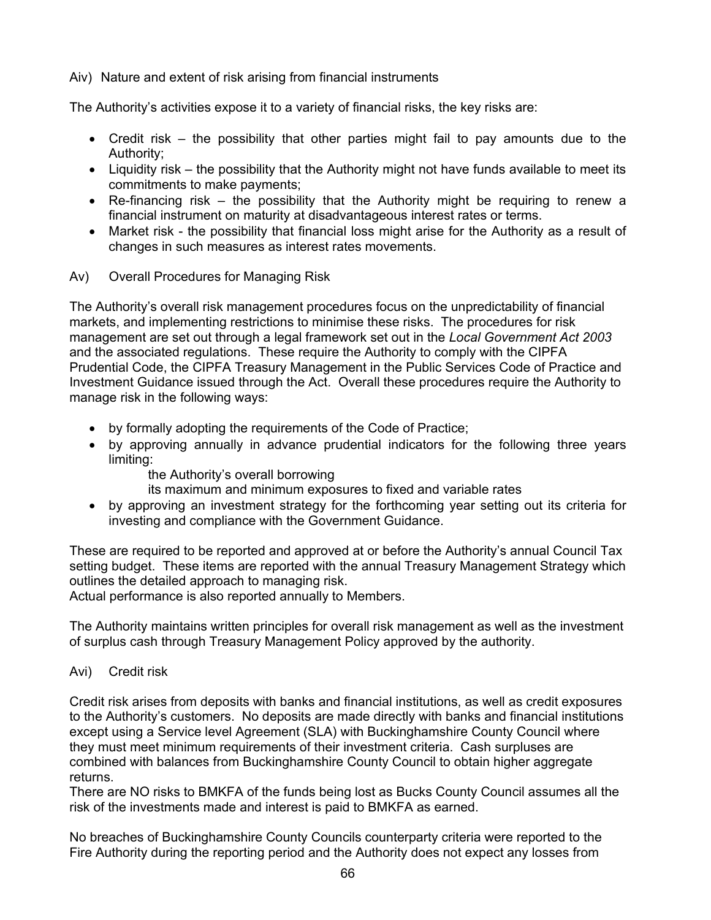Aiv) Nature and extent of risk arising from financial instruments

The Authority's activities expose it to a variety of financial risks, the key risks are:

- Credit risk – the possibility that other parties might fail to pay amounts due to the Authority;
- Liquidity risk – the possibility that the Authority might not have funds available to meet its commitments to make payments;
- Re-financing risk – the possibility that the Authority might be requiring to renew a financial instrument on maturity at disadvantageous interest rates or terms.
- Market risk - the possibility that financial loss might arise for the Authority as a result of changes in such measures as interest rates movements.

Av) Overall Procedures for Managing Risk

The Authority's overall risk management procedures focus on the unpredictability of financial markets, and implementing restrictions to minimise these risks. The procedures for risk management are set out through a legal framework set out in the *Local Government Act 2003* and the associated regulations. These require the Authority to comply with the CIPFA Prudential Code, the CIPFA Treasury Management in the Public Services Code of Practice and Investment Guidance issued through the Act. Overall these procedures require the Authority to manage risk in the following ways:

- by formally adopting the requirements of the Code of Practice;
- by approving annually in advance prudential indicators for the following three years limiting:
  - the Authority's overall borrowing
  - its maximum and minimum exposures to fixed and variable rates
- by approving an investment strategy for the forthcoming year setting out its criteria for investing and compliance with the Government Guidance.

These are required to be reported and approved at or before the Authority's annual Council Tax setting budget. These items are reported with the annual Treasury Management Strategy which outlines the detailed approach to managing risk.
Actual performance is also reported annually to Members.

The Authority maintains written principles for overall risk management as well as the investment of surplus cash through Treasury Management Policy approved by the authority.

Avi) Credit risk

Credit risk arises from deposits with banks and financial institutions, as well as credit exposures to the Authority's customers. No deposits are made directly with banks and financial institutions except using a Service level Agreement (SLA) with Buckinghamshire County Council where they must meet minimum requirements of their investment criteria. Cash surpluses are combined with balances from Buckinghamshire County Council to obtain higher aggregate returns.
There are NO risks to BMKFA of the funds being lost as Bucks County Council assumes all the risk of the investments made and interest is paid to BMKFA as earned.

No breaches of Buckinghamshire County Councils counterparty criteria were reported to the Fire Authority during the reporting period and the Authority does not expect any losses from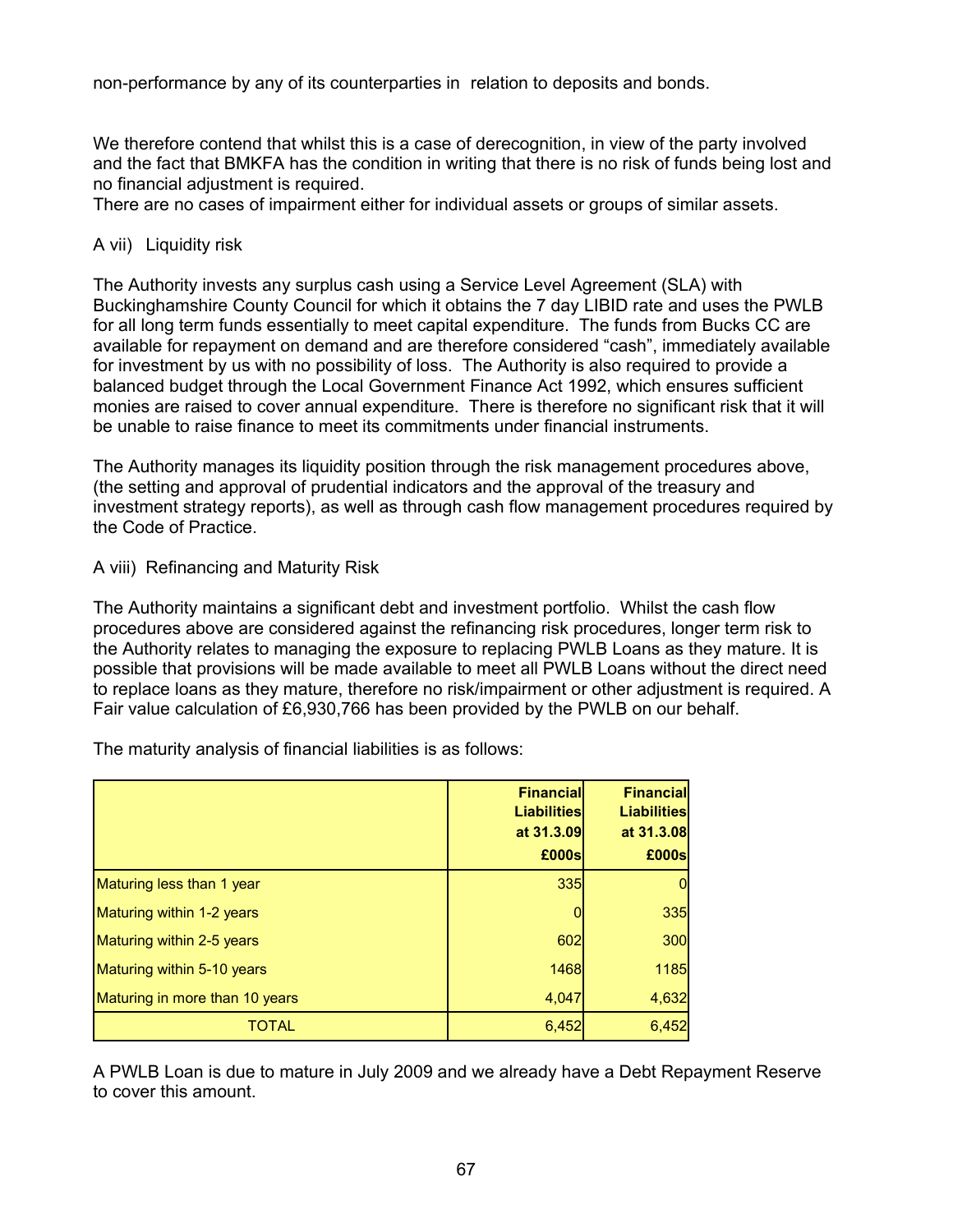non-performance by any of its counterparties in relation to deposits and bonds.

We therefore contend that whilst this is a case of derecognition, in view of the party involved and the fact that BMKFA has the condition in writing that there is no risk of funds being lost and no financial adjustment is required.
There are no cases of impairment either for individual assets or groups of similar assets.

A vii) Liquidity risk

The Authority invests any surplus cash using a Service Level Agreement (SLA) with Buckinghamshire County Council for which it obtains the 7 day LIBID rate and uses the PWLB for all long term funds essentially to meet capital expenditure. The funds from Bucks CC are available for repayment on demand and are therefore considered "cash", immediately available for investment by us with no possibility of loss. The Authority is also required to provide a balanced budget through the Local Government Finance Act 1992, which ensures sufficient monies are raised to cover annual expenditure. There is therefore no significant risk that it will be unable to raise finance to meet its commitments under financial instruments.

The Authority manages its liquidity position through the risk management procedures above, (the setting and approval of prudential indicators and the approval of the treasury and investment strategy reports), as well as through cash flow management procedures required by the Code of Practice.

A viii) Refinancing and Maturity Risk

The Authority maintains a significant debt and investment portfolio. Whilst the cash flow procedures above are considered against the refinancing risk procedures, longer term risk to the Authority relates to managing the exposure to replacing PWLB Loans as they mature. It is possible that provisions will be made available to meet all PWLB Loans without the direct need to replace loans as they mature, therefore no risk/impairment or other adjustment is required. A Fair value calculation of £6,930,766 has been provided by the PWLB on our behalf.

The maturity analysis of financial liabilities is as follows:

| | **Financial Liabilities at 31.3.09 £000s** | **Financial Liabilities at 31.3.08 £000s** |
|---|---|---|
| Maturing less than 1 year | 335 | 0 |
| Maturing within 1-2 years | 0 | 335 |
| Maturing within 2-5 years | 602 | 300 |
| Maturing within 5-10 years | 1468 | 1185 |
| Maturing in more than 10 years | 4,047 | 4,632 |
| TOTAL | 6,452 | 6,452 |

A PWLB Loan is due to mature in July 2009 and we already have a Debt Repayment Reserve to cover this amount.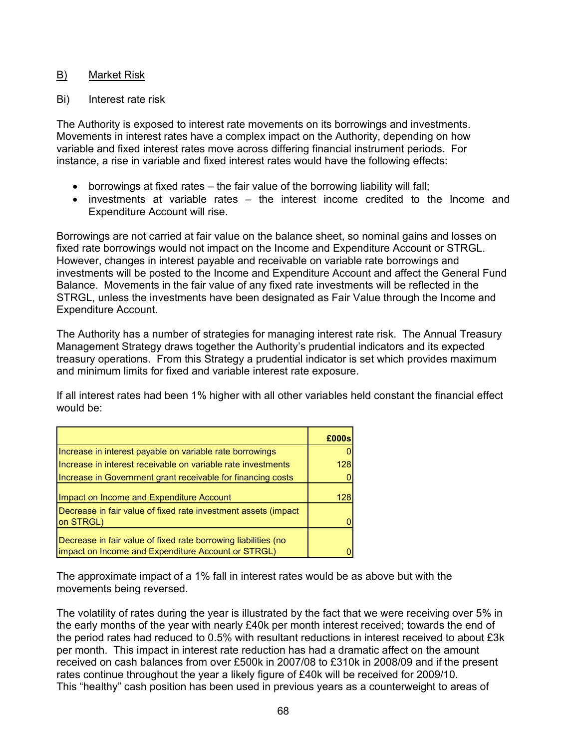## B) Market Risk

### Bi) Interest rate risk

The Authority is exposed to interest rate movements on its borrowings and investments. Movements in interest rates have a complex impact on the Authority, depending on how variable and fixed interest rates move across differing financial instrument periods. For instance, a rise in variable and fixed interest rates would have the following effects:

- borrowings at fixed rates – the fair value of the borrowing liability will fall;
- investments at variable rates – the interest income credited to the Income and Expenditure Account will rise.

Borrowings are not carried at fair value on the balance sheet, so nominal gains and losses on fixed rate borrowings would not impact on the Income and Expenditure Account or STRGL. However, changes in interest payable and receivable on variable rate borrowings and investments will be posted to the Income and Expenditure Account and affect the General Fund Balance. Movements in the fair value of any fixed rate investments will be reflected in the STRGL, unless the investments have been designated as Fair Value through the Income and Expenditure Account.

The Authority has a number of strategies for managing interest rate risk. The Annual Treasury Management Strategy draws together the Authority's prudential indicators and its expected treasury operations. From this Strategy a prudential indicator is set which provides maximum and minimum limits for fixed and variable interest rate exposure.

If all interest rates had been 1% higher with all other variables held constant the financial effect would be:

| | £000s |
|---|---|
| Increase in interest payable on variable rate borrowings | 0 |
| Increase in interest receivable on variable rate investments | 128 |
| Increase in Government grant receivable for financing costs | 0 |
| Impact on Income and Expenditure Account | 128 |
| Decrease in fair value of fixed rate investment assets (impact on STRGL) | 0 |
| Decrease in fair value of fixed rate borrowing liabilities (no impact on Income and Expenditure Account or STRGL) | 0 |

The approximate impact of a 1% fall in interest rates would be as above but with the movements being reversed.

The volatility of rates during the year is illustrated by the fact that we were receiving over 5% in the early months of the year with nearly £40k per month interest received; towards the end of the period rates had reduced to 0.5% with resultant reductions in interest received to about £3k per month. This impact in interest rate reduction has had a dramatic affect on the amount received on cash balances from over £500k in 2007/08 to £310k in 2008/09 and if the present rates continue throughout the year a likely figure of £40k will be received for 2009/10. This "healthy" cash position has been used in previous years as a counterweight to areas of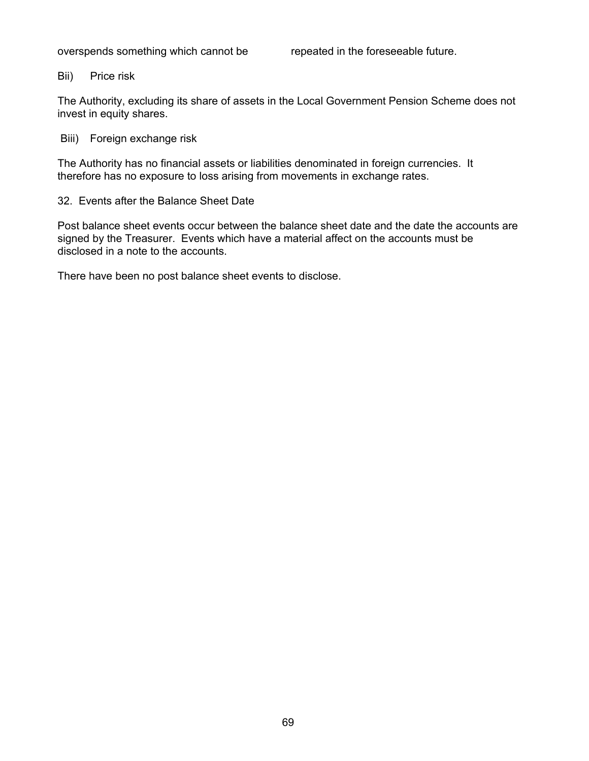overspends something which cannot be repeated in the foreseeable future.

Bii) Price risk

The Authority, excluding its share of assets in the Local Government Pension Scheme does not invest in equity shares.

Biii) Foreign exchange risk

The Authority has no financial assets or liabilities denominated in foreign currencies. It therefore has no exposure to loss arising from movements in exchange rates.

32. Events after the Balance Sheet Date

Post balance sheet events occur between the balance sheet date and the date the accounts are signed by the Treasurer. Events which have a material affect on the accounts must be disclosed in a note to the accounts.

There have been no post balance sheet events to disclose.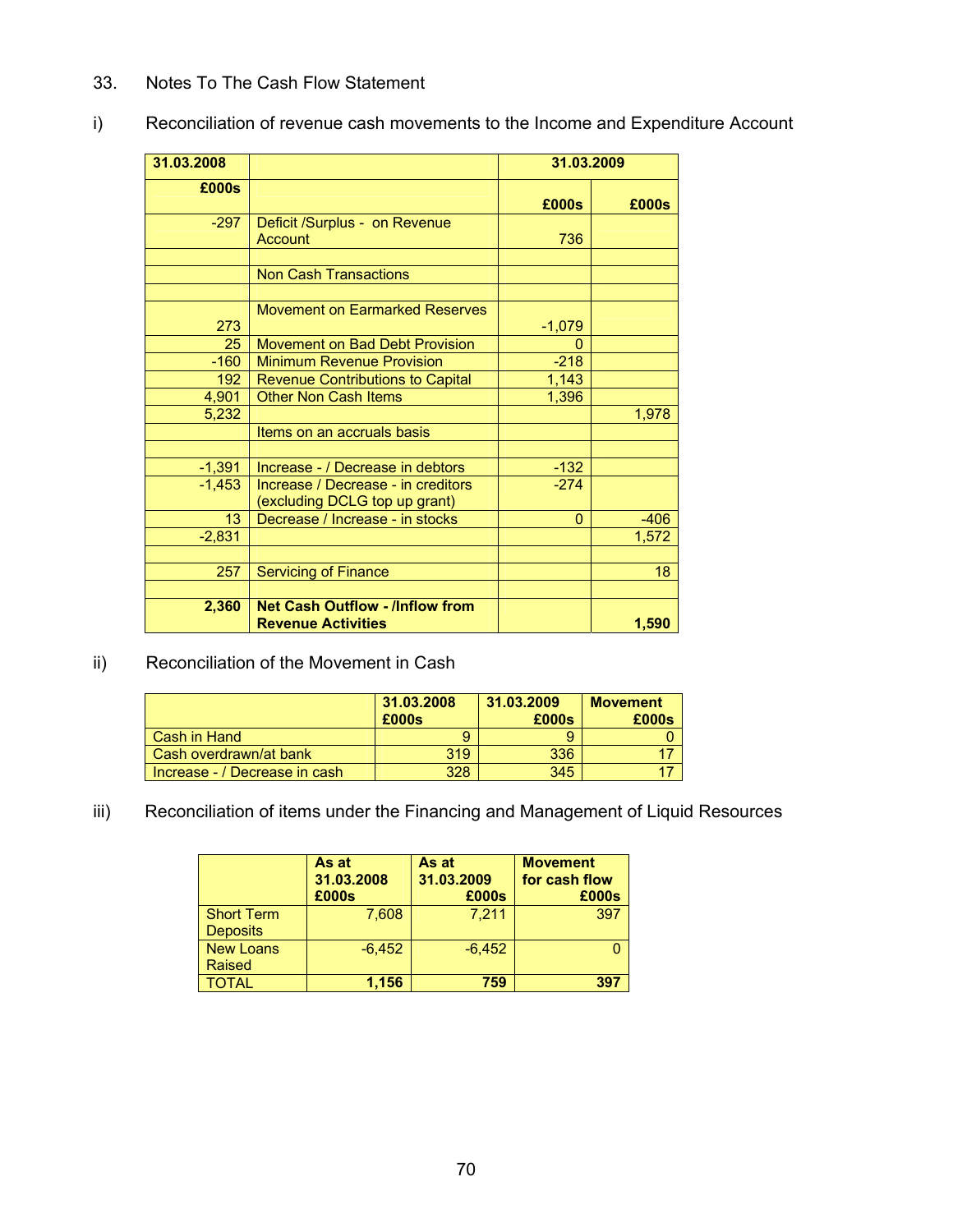## 33. Notes To The Cash Flow Statement

### i) Reconciliation of revenue cash movements to the Income and Expenditure Account

| 31.03.2008 | | 31.03.2009 | |
|---|---|---|---|
| £000s | | £000s | £000s |
| -297 | Deficit /Surplus - on Revenue Account | 736 | |
| | | | |
| | Non Cash Transactions | | |
| | | | |
| 273 | Movement on Earmarked Reserves | -1,079 | |
| 25 | Movement on Bad Debt Provision | 0 | |
| -160 | Minimum Revenue Provision | -218 | |
| 192 | Revenue Contributions to Capital | 1,143 | |
| 4,901 | Other Non Cash Items | 1,396 | |
| 5,232 | | | 1,978 |
| | Items on an accruals basis | | |
| | | | |
| -1,391 | Increase - / Decrease in debtors | -132 | |
| -1,453 | Increase / Decrease - in creditors (excluding DCLG top up grant) | -274 | |
| 13 | Decrease / Increase - in stocks | 0 | -406 |
| -2,831 | | | 1,572 |
| | | | |
| 257 | Servicing of Finance | | 18 |
| | | | |
| **2,360** | **Net Cash Outflow - /Inflow from Revenue Activities** | | **1,590** |

### ii) Reconciliation of the Movement in Cash

| | 31.03.2008 £000s | 31.03.2009 £000s | Movement £000s |
|---|---|---|---|
| Cash in Hand | 9 | 9 | 0 |
| Cash overdrawn/at bank | 319 | 336 | 17 |
| Increase - / Decrease in cash | 328 | 345 | 17 |

### iii) Reconciliation of items under the Financing and Management of Liquid Resources

| | As at 31.03.2008 £000s | As at 31.03.2009 £000s | Movement for cash flow £000s |
|---|---|---|---|
| Short Term Deposits | 7,608 | 7,211 | 397 |
| New Loans Raised | -6,452 | -6,452 | 0 |
| TOTAL | **1,156** | **759** | **397** |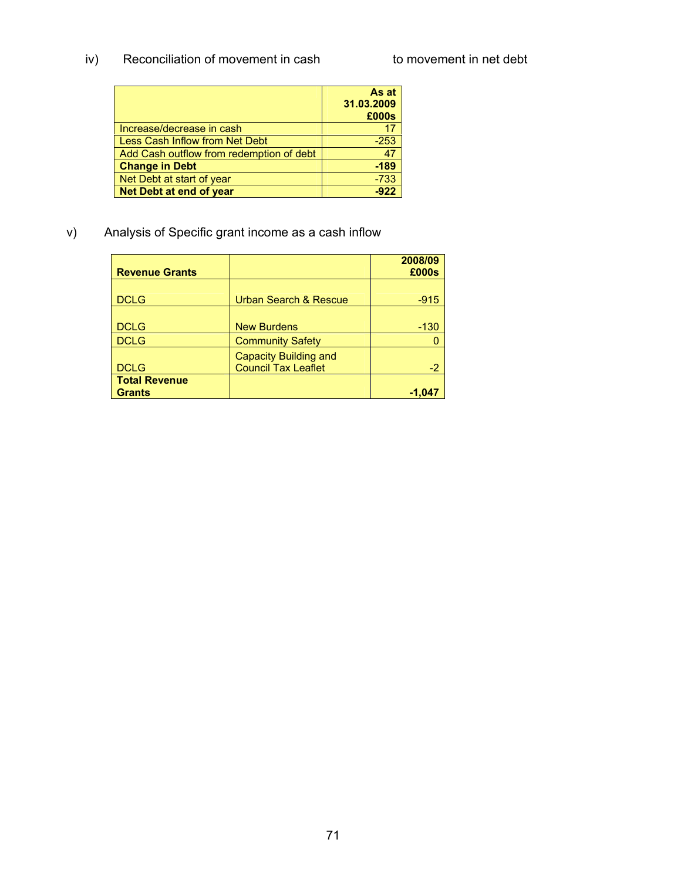iv) Reconciliation of movement in cash to movement in net debt

| | As at 31.03.2009 £000s |
|---|---|
| Increase/decrease in cash | 17 |
| Less Cash Inflow from Net Debt | -253 |
| Add Cash outflow from redemption of debt | 47 |
| **Change in Debt** | **-189** |
| Net Debt at start of year | -733 |
| **Net Debt at end of year** | **-922** |

v) Analysis of Specific grant income as a cash inflow

| Revenue Grants | | 2008/09 £000s |
|---|---|---|
| DCLG | Urban Search & Rescue | -915 |
| DCLG | New Burdens | -130 |
| DCLG | Community Safety | 0 |
| DCLG | Capacity Building and Council Tax Leaflet | -2 |
| **Total Revenue Grants** | | **-1,047** |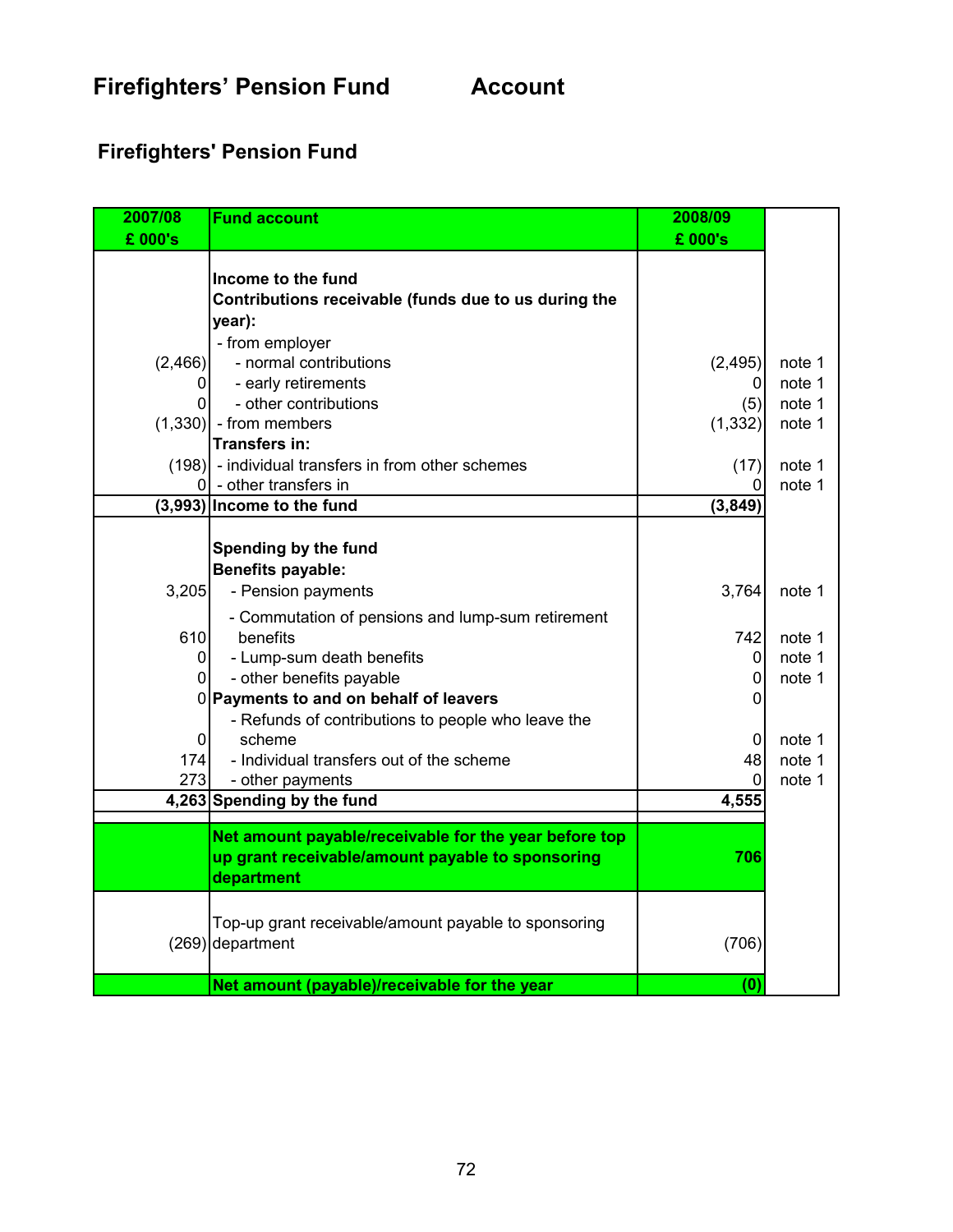# Firefighters' Pension Fund Account

## Firefighters' Pension Fund

| 2007/08 £ 000's | Fund account | 2008/09 £ 000's | |
|---|---|---|---|
| | **Income to the fund** | | |
| | **Contributions receivable (funds due to us during the year):** | | |
| | - from employer | | |
| (2,466) | - normal contributions | (2,495) | note 1 |
| 0 | - early retirements | 0 | note 1 |
| 0 | - other contributions | (5) | note 1 |
| (1,330) | - from members | (1,332) | note 1 |
| | **Transfers in:** | | |
| (198) | - individual transfers in from other schemes | (17) | note 1 |
| 0 | - other transfers in | 0 | note 1 |
| **(3,993)** | **Income to the fund** | **(3,849)** | |
| | **Spending by the fund** | | |
| | **Benefits payable:** | | |
| 3,205 | - Pension payments | 3,764 | note 1 |
| 610 | - Commutation of pensions and lump-sum retirement benefits | 742 | note 1 |
| 0 | - Lump-sum death benefits | 0 | note 1 |
| 0 | - other benefits payable | 0 | note 1 |
| 0 | **Payments to and on behalf of leavers** | 0 | |
| 0 | - Refunds of contributions to people who leave the scheme | 0 | note 1 |
| 174 | - Individual transfers out of the scheme | 48 | note 1 |
| 273 | - other payments | 0 | note 1 |
| **4,263** | **Spending by the fund** | **4,555** | |
| | **Net amount payable/receivable for the year before top up grant receivable/amount payable to sponsoring department** | **706** | |
| (269) | Top-up grant receivable/amount payable to sponsoring department | (706) | |
| | **Net amount (payable)/receivable for the year** | **(0)** | |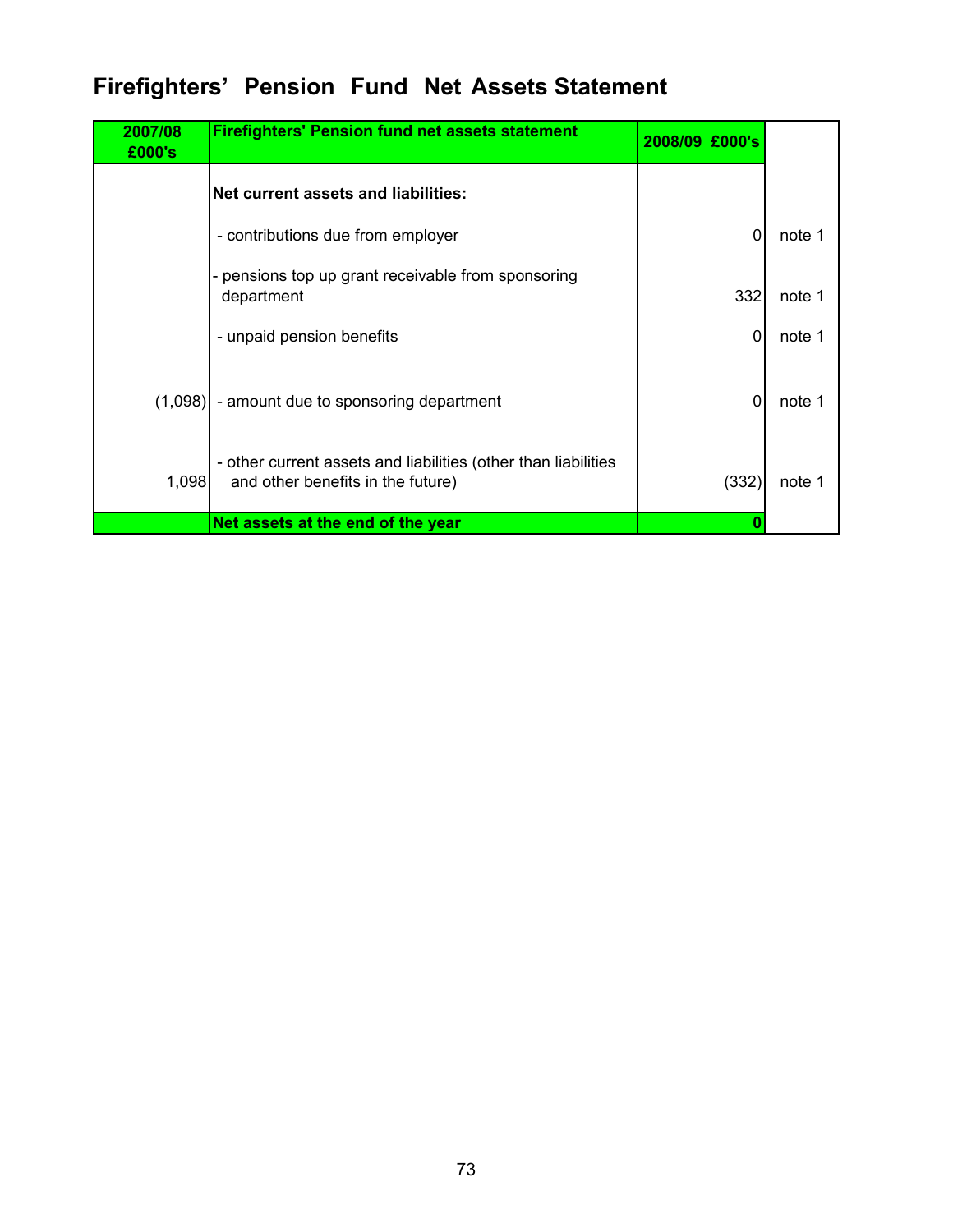# Firefighters' Pension Fund Net Assets Statement

| 2007/08 £000's | Firefighters' Pension fund net assets statement | 2008/09 £000's | |
|---|---|---|---|
| | **Net current assets and liabilities:** | | |
| | - contributions due from employer | 0 | note 1 |
| | - pensions top up grant receivable from sponsoring department | 332 | note 1 |
| | - unpaid pension benefits | 0 | note 1 |
| (1,098) | - amount due to sponsoring department | 0 | note 1 |
| 1,098 | - other current assets and liabilities (other than liabilities and other benefits in the future) | (332) | note 1 |
| | **Net assets at the end of the year** | **0** | |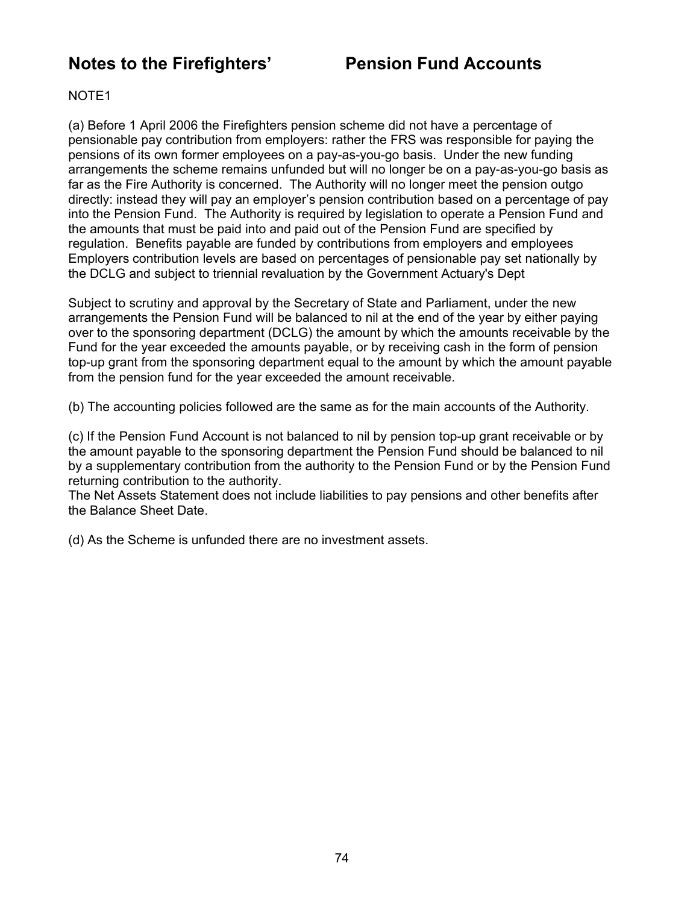# Notes to the Firefighters' Pension Fund Accounts

NOTE1

(a) Before 1 April 2006 the Firefighters pension scheme did not have a percentage of pensionable pay contribution from employers: rather the FRS was responsible for paying the pensions of its own former employees on a pay-as-you-go basis. Under the new funding arrangements the scheme remains unfunded but will no longer be on a pay-as-you-go basis as far as the Fire Authority is concerned. The Authority will no longer meet the pension outgo directly: instead they will pay an employer's pension contribution based on a percentage of pay into the Pension Fund. The Authority is required by legislation to operate a Pension Fund and the amounts that must be paid into and paid out of the Pension Fund are specified by regulation. Benefits payable are funded by contributions from employers and employees Employers contribution levels are based on percentages of pensionable pay set nationally by the DCLG and subject to triennial revaluation by the Government Actuary's Dept

Subject to scrutiny and approval by the Secretary of State and Parliament, under the new arrangements the Pension Fund will be balanced to nil at the end of the year by either paying over to the sponsoring department (DCLG) the amount by which the amounts receivable by the Fund for the year exceeded the amounts payable, or by receiving cash in the form of pension top-up grant from the sponsoring department equal to the amount by which the amount payable from the pension fund for the year exceeded the amount receivable.

(b) The accounting policies followed are the same as for the main accounts of the Authority.

(c) If the Pension Fund Account is not balanced to nil by pension top-up grant receivable or by the amount payable to the sponsoring department the Pension Fund should be balanced to nil by a supplementary contribution from the authority to the Pension Fund or by the Pension Fund returning contribution to the authority.
The Net Assets Statement does not include liabilities to pay pensions and other benefits after the Balance Sheet Date.

(d) As the Scheme is unfunded there are no investment assets.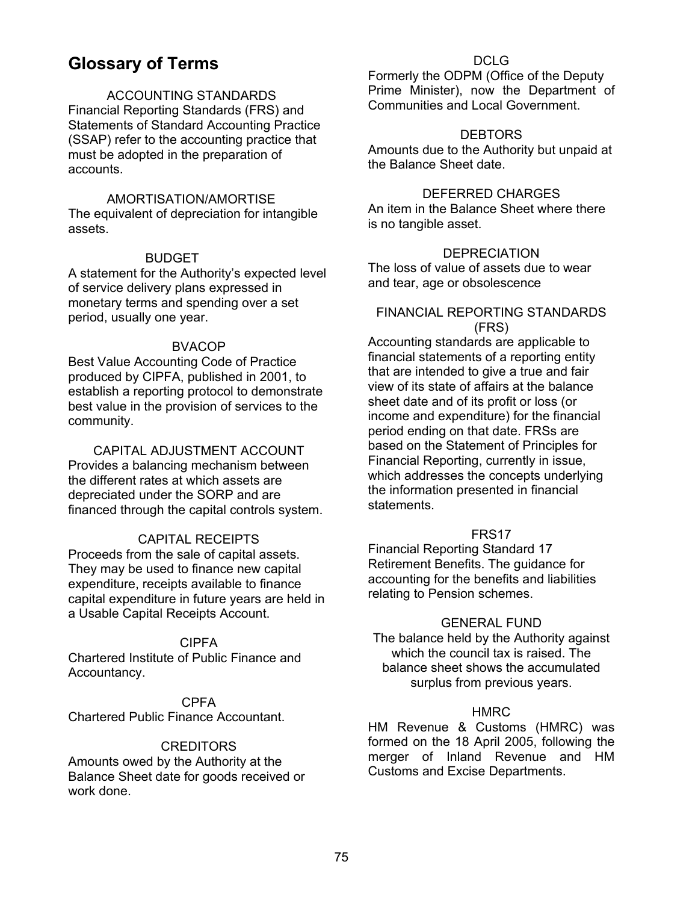# Glossary of Terms

### ACCOUNTING STANDARDS

Financial Reporting Standards (FRS) and Statements of Standard Accounting Practice (SSAP) refer to the accounting practice that must be adopted in the preparation of accounts.

### AMORTISATION/AMORTISE

The equivalent of depreciation for intangible assets.

### BUDGET

A statement for the Authority's expected level of service delivery plans expressed in monetary terms and spending over a set period, usually one year.

### BVACOP

Best Value Accounting Code of Practice produced by CIPFA, published in 2001, to establish a reporting protocol to demonstrate best value in the provision of services to the community.

### CAPITAL ADJUSTMENT ACCOUNT

Provides a balancing mechanism between the different rates at which assets are depreciated under the SORP and are financed through the capital controls system.

### CAPITAL RECEIPTS

Proceeds from the sale of capital assets. They may be used to finance new capital expenditure, receipts available to finance capital expenditure in future years are held in a Usable Capital Receipts Account.

### CIPFA

Chartered Institute of Public Finance and Accountancy.

### CPFA

Chartered Public Finance Accountant.

### CREDITORS

Amounts owed by the Authority at the Balance Sheet date for goods received or work done.

### DCLG

Formerly the ODPM (Office of the Deputy Prime Minister), now the Department of Communities and Local Government.

### DEBTORS

Amounts due to the Authority but unpaid at the Balance Sheet date.

### DEFERRED CHARGES

An item in the Balance Sheet where there is no tangible asset.

### DEPRECIATION

The loss of value of assets due to wear and tear, age or obsolescence

### FINANCIAL REPORTING STANDARDS (FRS)

Accounting standards are applicable to financial statements of a reporting entity that are intended to give a true and fair view of its state of affairs at the balance sheet date and of its profit or loss (or income and expenditure) for the financial period ending on that date. FRSs are based on the Statement of Principles for Financial Reporting, currently in issue, which addresses the concepts underlying the information presented in financial statements.

### FRS17

Financial Reporting Standard 17 Retirement Benefits. The guidance for accounting for the benefits and liabilities relating to Pension schemes.

### GENERAL FUND

The balance held by the Authority against which the council tax is raised. The balance sheet shows the accumulated surplus from previous years.

### HMRC

HM Revenue & Customs (HMRC) was formed on the 18 April 2005, following the merger of Inland Revenue and HM Customs and Excise Departments.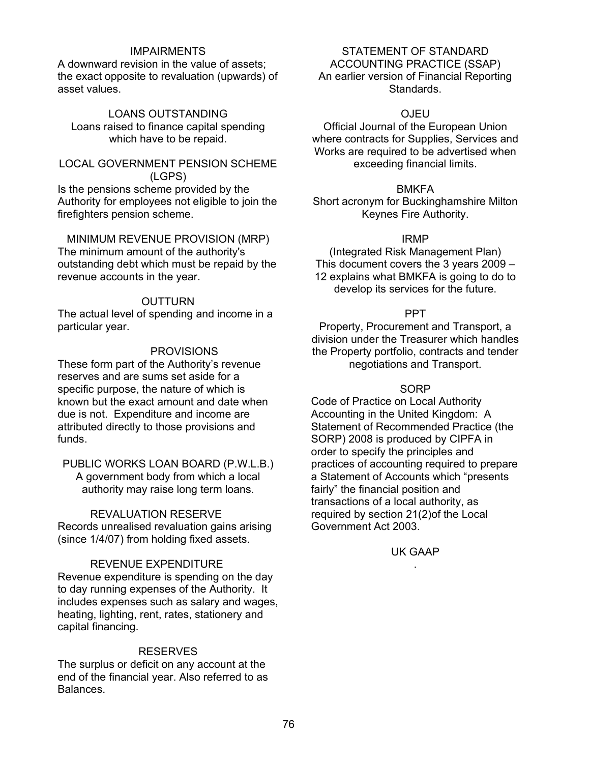### IMPAIRMENTS

A downward revision in the value of assets; the exact opposite to revaluation (upwards) of asset values.

### LOANS OUTSTANDING

Loans raised to finance capital spending which have to be repaid.

### LOCAL GOVERNMENT PENSION SCHEME (LGPS)

Is the pensions scheme provided by the Authority for employees not eligible to join the firefighters pension scheme.

### MINIMUM REVENUE PROVISION (MRP)

The minimum amount of the authority's outstanding debt which must be repaid by the revenue accounts in the year.

### OUTTURN

The actual level of spending and income in a particular year.

### PROVISIONS

These form part of the Authority's revenue reserves and are sums set aside for a specific purpose, the nature of which is known but the exact amount and date when due is not. Expenditure and income are attributed directly to those provisions and funds.

### PUBLIC WORKS LOAN BOARD (P.W.L.B.)

A government body from which a local authority may raise long term loans.

### REVALUATION RESERVE

Records unrealised revaluation gains arising (since 1/4/07) from holding fixed assets.

### REVENUE EXPENDITURE

Revenue expenditure is spending on the day to day running expenses of the Authority. It includes expenses such as salary and wages, heating, lighting, rent, rates, stationery and capital financing.

### RESERVES

The surplus or deficit on any account at the end of the financial year. Also referred to as Balances.

### STATEMENT OF STANDARD ACCOUNTING PRACTICE (SSAP)

An earlier version of Financial Reporting Standards.

### OJEU

Official Journal of the European Union where contracts for Supplies, Services and Works are required to be advertised when exceeding financial limits.

### BMKFA

Short acronym for Buckinghamshire Milton Keynes Fire Authority.

### IRMP

(Integrated Risk Management Plan) This document covers the 3 years 2009 – 12 explains what BMKFA is going to do to develop its services for the future.

### PPT

Property, Procurement and Transport, a division under the Treasurer which handles the Property portfolio, contracts and tender negotiations and Transport.

### SORP

Code of Practice on Local Authority Accounting in the United Kingdom: A Statement of Recommended Practice (the SORP) 2008 is produced by CIPFA in order to specify the principles and practices of accounting required to prepare a Statement of Accounts which "presents fairly" the financial position and transactions of a local authority, as required by section 21(2)of the Local Government Act 2003.

### UK GAAP

.